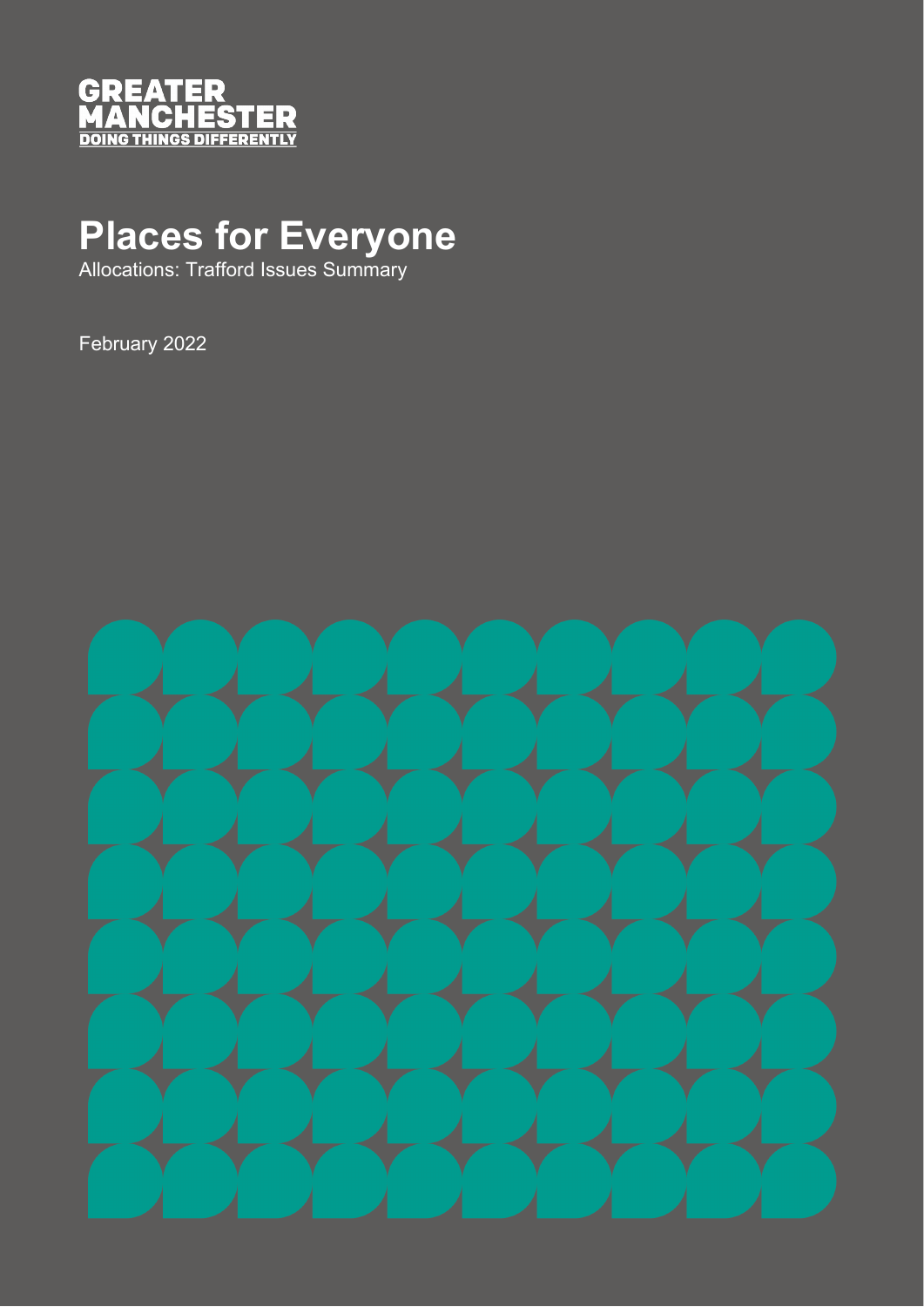GREATER
MANCHESTER
DOING THINGS DIFFERENTLY

# Places for Everyone

Allocations: Trafford Issues Summary

February 2022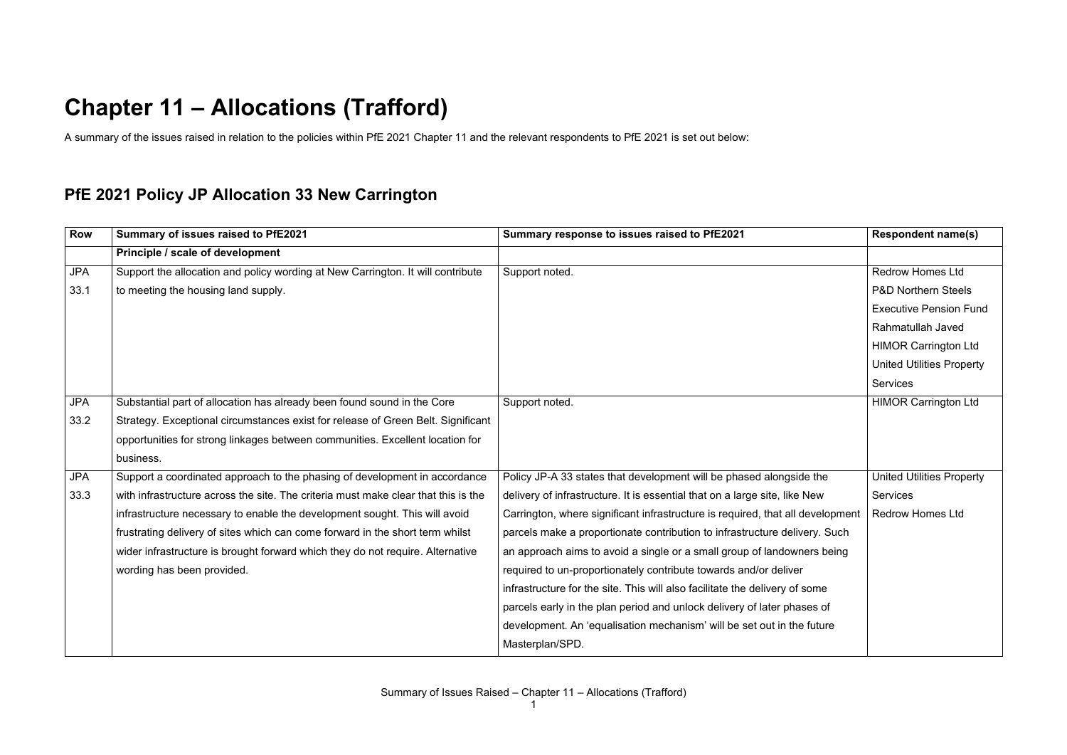# Chapter 11 – Allocations (Trafford)

A summary of the issues raised in relation to the policies within PfE 2021 Chapter 11 and the relevant respondents to PfE 2021 is set out below:

## PfE 2021 Policy JP Allocation 33 New Carrington

| Row | Summary of issues raised to PfE2021 | Summary response to issues raised to PfE2021 | Respondent name(s) |
|---|---|---|---|
| | **Principle / scale of development** | | |
| JPA 33.1 | Support the allocation and policy wording at New Carrington. It will contribute to meeting the housing land supply. | Support noted. | Redrow Homes Ltd<br>P&D Northern Steels Executive Pension Fund<br>Rahmatullah Javed<br>HIMOR Carrington Ltd<br>United Utilities Property Services |
| JPA 33.2 | Substantial part of allocation has already been found sound in the Core Strategy. Exceptional circumstances exist for release of Green Belt. Significant opportunities for strong linkages between communities. Excellent location for business. | Support noted. | HIMOR Carrington Ltd |
| JPA 33.3 | Support a coordinated approach to the phasing of development in accordance with infrastructure across the site. The criteria must make clear that this is the infrastructure necessary to enable the development sought. This will avoid frustrating delivery of sites which can come forward in the short term whilst wider infrastructure is brought forward which they do not require. Alternative wording has been provided. | Policy JP-A 33 states that development will be phased alongside the delivery of infrastructure. It is essential that on a large site, like New Carrington, where significant infrastructure is required, that all development parcels make a proportionate contribution to infrastructure delivery. Such an approach aims to avoid a single or a small group of landowners being required to un-proportionately contribute towards and/or deliver infrastructure for the site. This will also facilitate the delivery of some parcels early in the plan period and unlock delivery of later phases of development. An 'equalisation mechanism' will be set out in the future Masterplan/SPD. | United Utilities Property Services<br>Redrow Homes Ltd |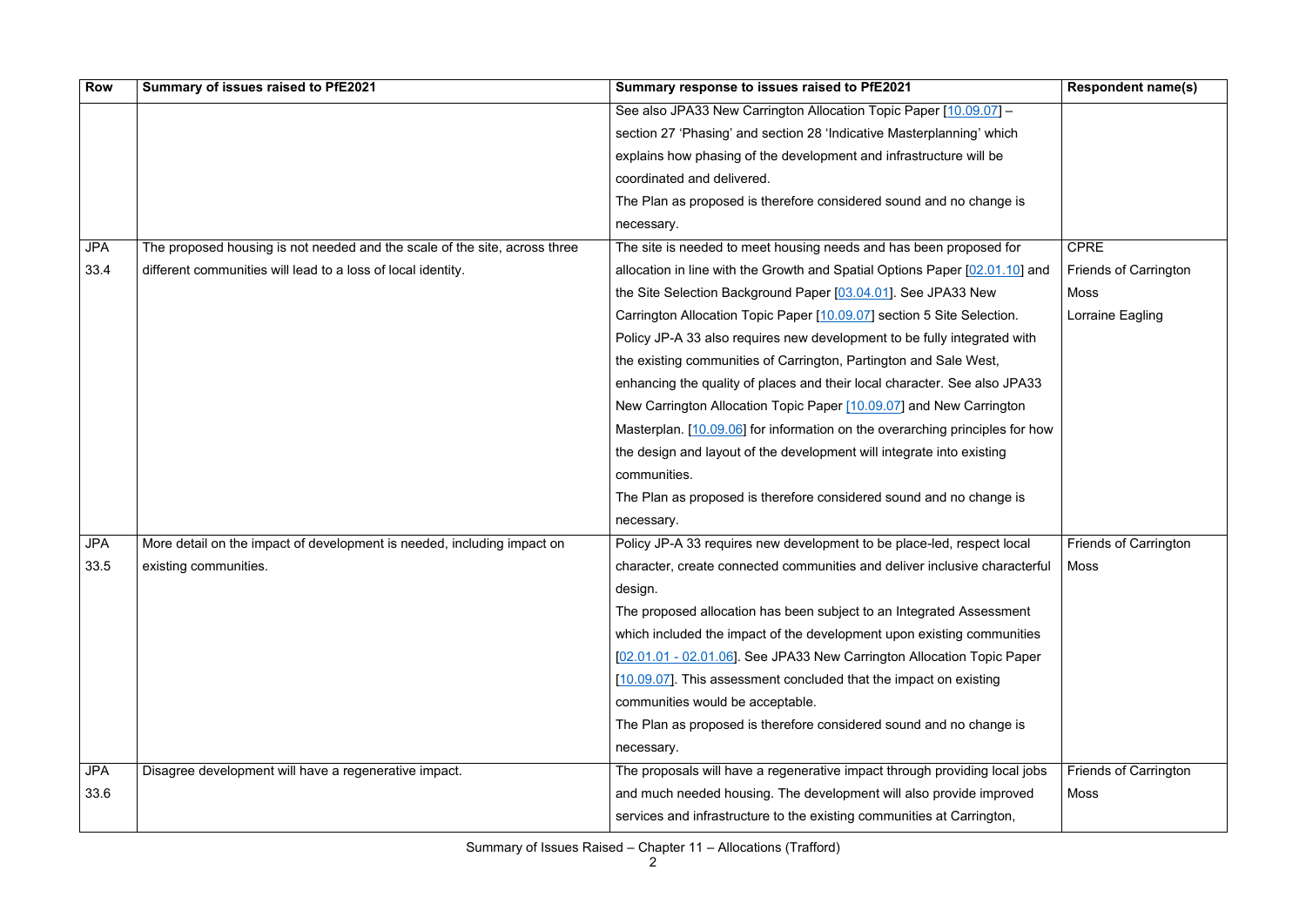| Row | Summary of issues raised to PfE2021 | Summary response to issues raised to PfE2021 | Respondent name(s) |
|---|---|---|---|
| | | See also JPA33 New Carrington Allocation Topic Paper [10.09.07] – section 27 'Phasing' and section 28 'Indicative Masterplanning' which explains how phasing of the development and infrastructure will be coordinated and delivered. The Plan as proposed is therefore considered sound and no change is necessary. | |
| JPA 33.4 | The proposed housing is not needed and the scale of the site, across three different communities will lead to a loss of local identity. | The site is needed to meet housing needs and has been proposed for allocation in line with the Growth and Spatial Options Paper [02.01.10] and the Site Selection Background Paper [03.04.01]. See JPA33 New Carrington Allocation Topic Paper [10.09.07] section 5 Site Selection. Policy JP-A 33 also requires new development to be fully integrated with the existing communities of Carrington, Partington and Sale West, enhancing the quality of places and their local character. See also JPA33 New Carrington Allocation Topic Paper [10.09.07] and New Carrington Masterplan. [10.09.06] for information on the overarching principles for how the design and layout of the development will integrate into existing communities. The Plan as proposed is therefore considered sound and no change is necessary. | CPRE<br>Friends of Carrington Moss<br>Lorraine Eagling |
| JPA 33.5 | More detail on the impact of development is needed, including impact on existing communities. | Policy JP-A 33 requires new development to be place-led, respect local character, create connected communities and deliver inclusive characterful design. The proposed allocation has been subject to an Integrated Assessment which included the impact of the development upon existing communities [02.01.01 - 02.01.06]. See JPA33 New Carrington Allocation Topic Paper [10.09.07]. This assessment concluded that the impact on existing communities would be acceptable. The Plan as proposed is therefore considered sound and no change is necessary. | Friends of Carrington Moss |
| JPA 33.6 | Disagree development will have a regenerative impact. | The proposals will have a regenerative impact through providing local jobs and much needed housing. The development will also provide improved services and infrastructure to the existing communities at Carrington, | Friends of Carrington Moss |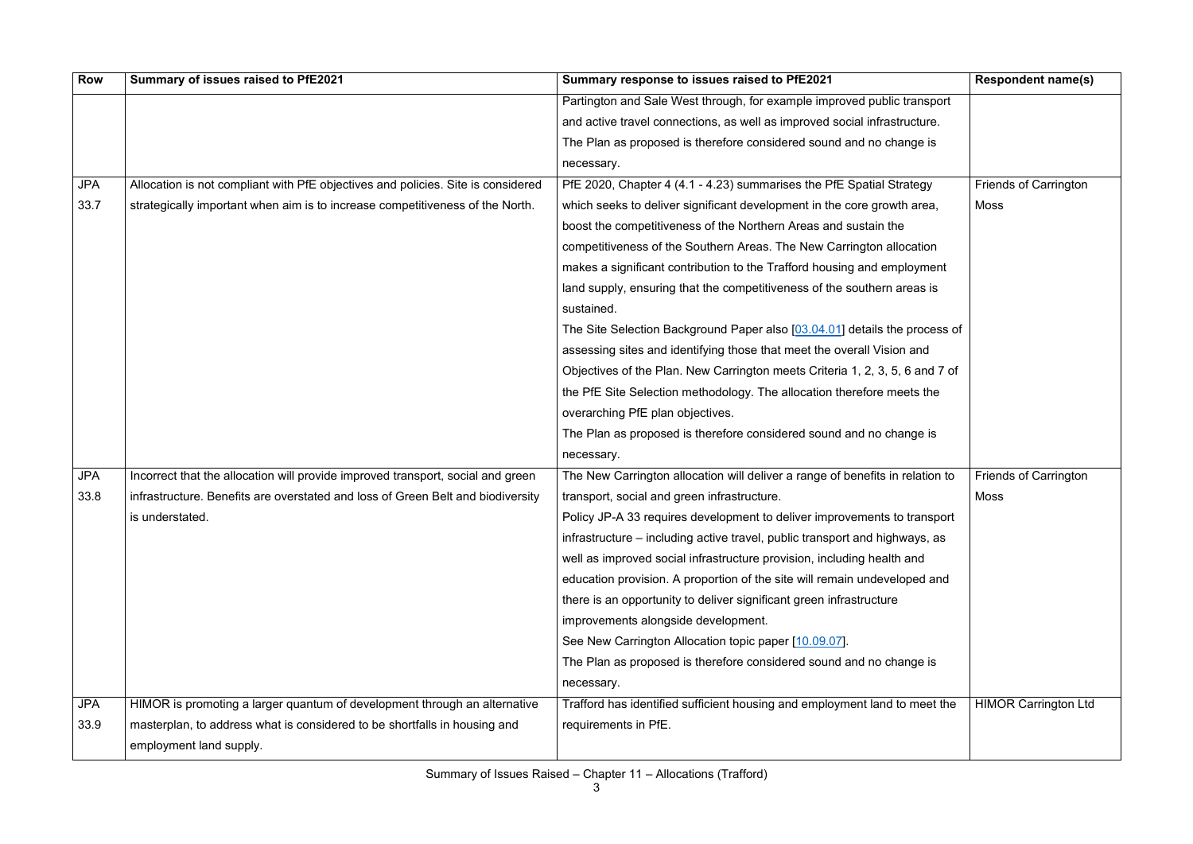| Row | Summary of issues raised to PfE2021 | Summary response to issues raised to PfE2021 | Respondent name(s) |
|---|---|---|---|
| | | Partington and Sale West through, for example improved public transport and active travel connections, as well as improved social infrastructure. The Plan as proposed is therefore considered sound and no change is necessary. | |
| JPA 33.7 | Allocation is not compliant with PfE objectives and policies. Site is considered strategically important when aim is to increase competitiveness of the North. | PfE 2020, Chapter 4 (4.1 - 4.23) summarises the PfE Spatial Strategy which seeks to deliver significant development in the core growth area, boost the competitiveness of the Northern Areas and sustain the competitiveness of the Southern Areas. The New Carrington allocation makes a significant contribution to the Trafford housing and employment land supply, ensuring that the competitiveness of the southern areas is sustained.<br>The Site Selection Background Paper also [03.04.01] details the process of assessing sites and identifying those that meet the overall Vision and Objectives of the Plan. New Carrington meets Criteria 1, 2, 3, 5, 6 and 7 of the PfE Site Selection methodology. The allocation therefore meets the overarching PfE plan objectives.<br>The Plan as proposed is therefore considered sound and no change is necessary. | Friends of Carrington Moss |
| JPA 33.8 | Incorrect that the allocation will provide improved transport, social and green infrastructure. Benefits are overstated and loss of Green Belt and biodiversity is understated. | The New Carrington allocation will deliver a range of benefits in relation to transport, social and green infrastructure.<br>Policy JP-A 33 requires development to deliver improvements to transport infrastructure – including active travel, public transport and highways, as well as improved social infrastructure provision, including health and education provision. A proportion of the site will remain undeveloped and there is an opportunity to deliver significant green infrastructure improvements alongside development.<br>See New Carrington Allocation topic paper [10.09.07].<br>The Plan as proposed is therefore considered sound and no change is necessary. | Friends of Carrington Moss |
| JPA 33.9 | HIMOR is promoting a larger quantum of development through an alternative masterplan, to address what is considered to be shortfalls in housing and employment land supply. | Trafford has identified sufficient housing and employment land to meet the requirements in PfE. | HIMOR Carrington Ltd |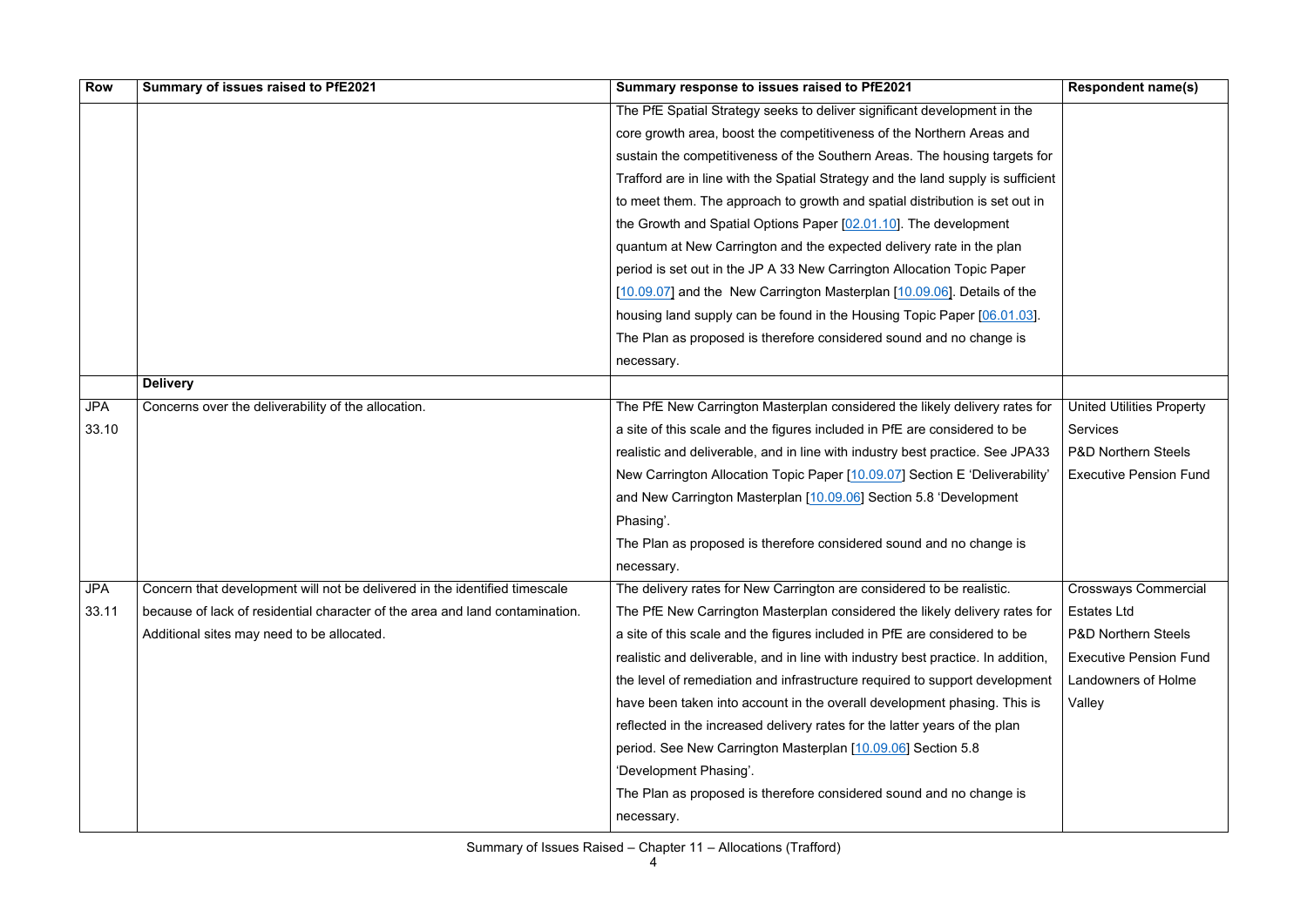| Row | Summary of issues raised to PfE2021 | Summary response to issues raised to PfE2021 | Respondent name(s) |
|---|---|---|---|
| | | The PfE Spatial Strategy seeks to deliver significant development in the core growth area, boost the competitiveness of the Northern Areas and sustain the competitiveness of the Southern Areas. The housing targets for Trafford are in line with the Spatial Strategy and the land supply is sufficient to meet them. The approach to growth and spatial distribution is set out in the Growth and Spatial Options Paper [02.01.10]. The development quantum at New Carrington and the expected delivery rate in the plan period is set out in the JP A 33 New Carrington Allocation Topic Paper [10.09.07] and the New Carrington Masterplan [10.09.06]. Details of the housing land supply can be found in the Housing Topic Paper [06.01.03]. The Plan as proposed is therefore considered sound and no change is necessary. | |
| | **Delivery** | | |
| JPA 33.10 | Concerns over the deliverability of the allocation. | The PfE New Carrington Masterplan considered the likely delivery rates for a site of this scale and the figures included in PfE are considered to be realistic and deliverable, and in line with industry best practice. See JPA33 New Carrington Allocation Topic Paper [10.09.07] Section E 'Deliverability' and New Carrington Masterplan [10.09.06] Section 5.8 'Development Phasing'. The Plan as proposed is therefore considered sound and no change is necessary. | United Utilities Property Services<br>P&D Northern Steels Executive Pension Fund |
| JPA 33.11 | Concern that development will not be delivered in the identified timescale because of lack of residential character of the area and land contamination. Additional sites may need to be allocated. | The delivery rates for New Carrington are considered to be realistic. The PfE New Carrington Masterplan considered the likely delivery rates for a site of this scale and the figures included in PfE are considered to be realistic and deliverable, and in line with industry best practice. In addition, the level of remediation and infrastructure required to support development have been taken into account in the overall development phasing. This is reflected in the increased delivery rates for the latter years of the plan period. See New Carrington Masterplan [10.09.06] Section 5.8 'Development Phasing'. The Plan as proposed is therefore considered sound and no change is necessary. | Crossways Commercial Estates Ltd<br>P&D Northern Steels Executive Pension Fund<br>Landowners of Holme Valley |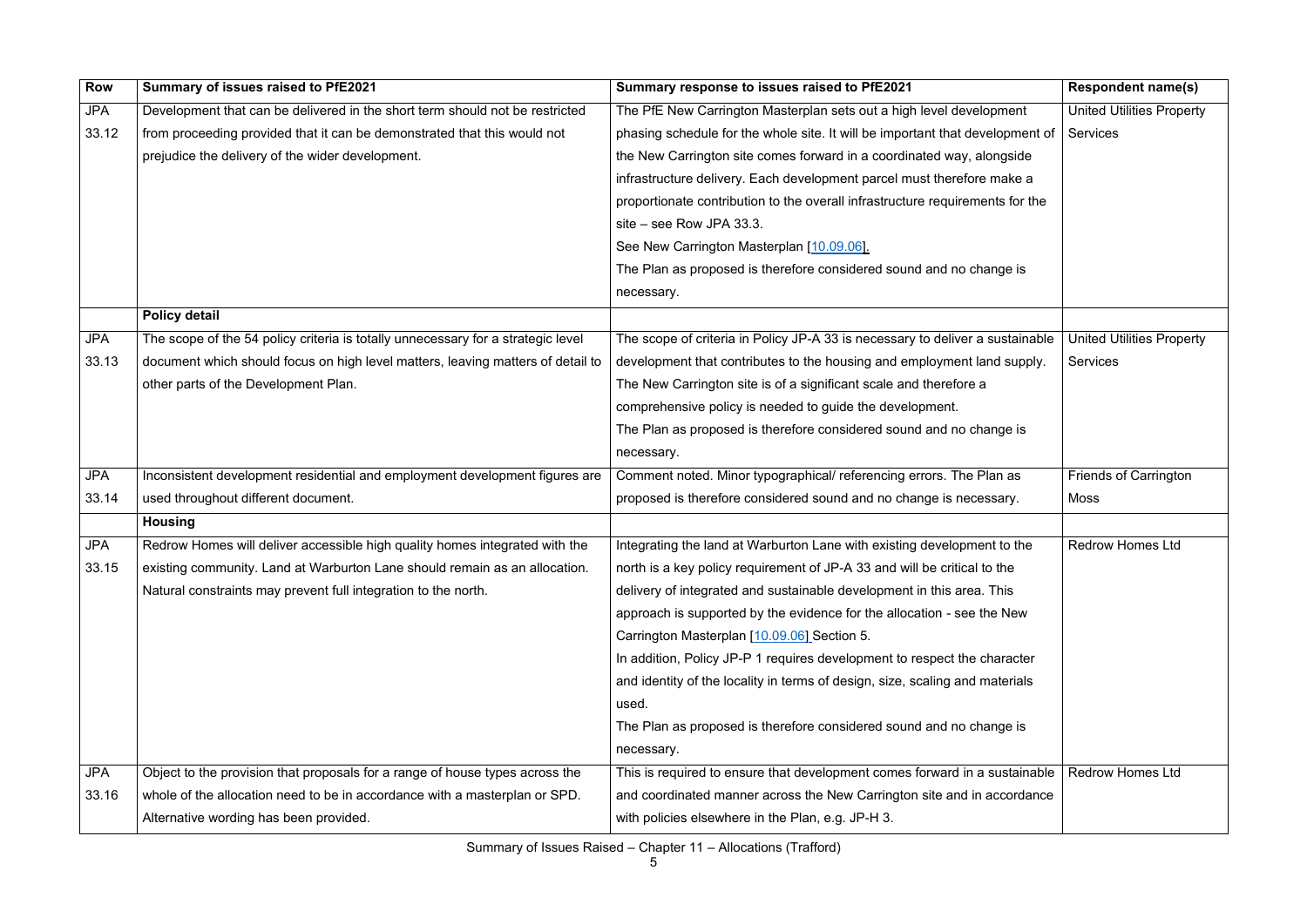| Row | Summary of issues raised to PfE2021 | Summary response to issues raised to PfE2021 | Respondent name(s) |
|---|---|---|---|
| JPA 33.12 | Development that can be delivered in the short term should not be restricted from proceeding provided that it can be demonstrated that this would not prejudice the delivery of the wider development. | The PfE New Carrington Masterplan sets out a high level development phasing schedule for the whole site. It will be important that development of the New Carrington site comes forward in a coordinated way, alongside infrastructure delivery. Each development parcel must therefore make a proportionate contribution to the overall infrastructure requirements for the site – see Row JPA 33.3. See New Carrington Masterplan [10.09.06]. The Plan as proposed is therefore considered sound and no change is necessary. | United Utilities Property Services |
| | **Policy detail** | | |
| JPA 33.13 | The scope of the 54 policy criteria is totally unnecessary for a strategic level document which should focus on high level matters, leaving matters of detail to other parts of the Development Plan. | The scope of criteria in Policy JP-A 33 is necessary to deliver a sustainable development that contributes to the housing and employment land supply. The New Carrington site is of a significant scale and therefore a comprehensive policy is needed to guide the development. The Plan as proposed is therefore considered sound and no change is necessary. | United Utilities Property Services |
| JPA 33.14 | Inconsistent development residential and employment development figures are used throughout different document. | Comment noted. Minor typographical/ referencing errors. The Plan as proposed is therefore considered sound and no change is necessary. | Friends of Carrington Moss |
| | **Housing** | | |
| JPA 33.15 | Redrow Homes will deliver accessible high quality homes integrated with the existing community. Land at Warburton Lane should remain as an allocation. Natural constraints may prevent full integration to the north. | Integrating the land at Warburton Lane with existing development to the north is a key policy requirement of JP-A 33 and will be critical to the delivery of integrated and sustainable development in this area. This approach is supported by the evidence for the allocation - see the New Carrington Masterplan [10.09.06] Section 5. In addition, Policy JP-P 1 requires development to respect the character and identity of the locality in terms of design, size, scaling and materials used. The Plan as proposed is therefore considered sound and no change is necessary. | Redrow Homes Ltd |
| JPA 33.16 | Object to the provision that proposals for a range of house types across the whole of the allocation need to be in accordance with a masterplan or SPD. Alternative wording has been provided. | This is required to ensure that development comes forward in a sustainable and coordinated manner across the New Carrington site and in accordance with policies elsewhere in the Plan, e.g. JP-H 3. | Redrow Homes Ltd |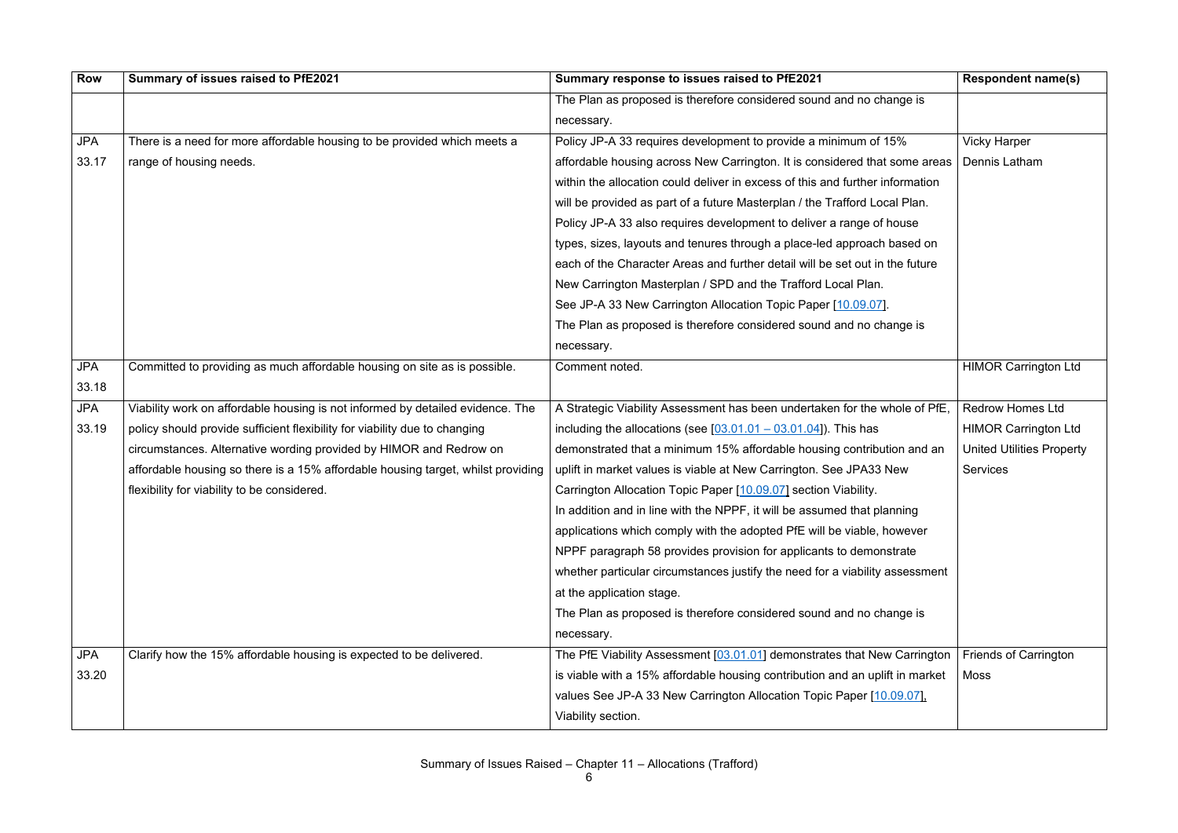| Row | Summary of issues raised to PfE2021 | Summary response to issues raised to PfE2021 | Respondent name(s) |
|---|---|---|---|
| | | The Plan as proposed is therefore considered sound and no change is necessary. | |
| JPA 33.17 | There is a need for more affordable housing to be provided which meets a range of housing needs. | Policy JP-A 33 requires development to provide a minimum of 15% affordable housing across New Carrington. It is considered that some areas within the allocation could deliver in excess of this and further information will be provided as part of a future Masterplan / the Trafford Local Plan.<br>Policy JP-A 33 also requires development to deliver a range of house types, sizes, layouts and tenures through a place-led approach based on each of the Character Areas and further detail will be set out in the future New Carrington Masterplan / SPD and the Trafford Local Plan.<br>See JP-A 33 New Carrington Allocation Topic Paper [10.09.07].<br>The Plan as proposed is therefore considered sound and no change is necessary. | Vicky Harper<br>Dennis Latham |
| JPA 33.18 | Committed to providing as much affordable housing on site as is possible. | Comment noted. | HIMOR Carrington Ltd |
| JPA 33.19 | Viability work on affordable housing is not informed by detailed evidence. The policy should provide sufficient flexibility for viability due to changing circumstances. Alternative wording provided by HIMOR and Redrow on affordable housing so there is a 15% affordable housing target, whilst providing flexibility for viability to be considered. | A Strategic Viability Assessment has been undertaken for the whole of PfE, including the allocations (see [03.01.01 – 03.01.04]). This has demonstrated that a minimum 15% affordable housing contribution and an uplift in market values is viable at New Carrington. See JPA33 New Carrington Allocation Topic Paper [10.09.07] section Viability.<br>In addition and in line with the NPPF, it will be assumed that planning applications which comply with the adopted PfE will be viable, however NPPF paragraph 58 provides provision for applicants to demonstrate whether particular circumstances justify the need for a viability assessment at the application stage.<br>The Plan as proposed is therefore considered sound and no change is necessary. | Redrow Homes Ltd<br>HIMOR Carrington Ltd<br>United Utilities Property Services |
| JPA 33.20 | Clarify how the 15% affordable housing is expected to be delivered. | The PfE Viability Assessment [03.01.01] demonstrates that New Carrington is viable with a 15% affordable housing contribution and an uplift in market values See JP-A 33 New Carrington Allocation Topic Paper [10.09.07], Viability section. | Friends of Carrington Moss |

Summary of Issues Raised – Chapter 11 – Allocations (Trafford)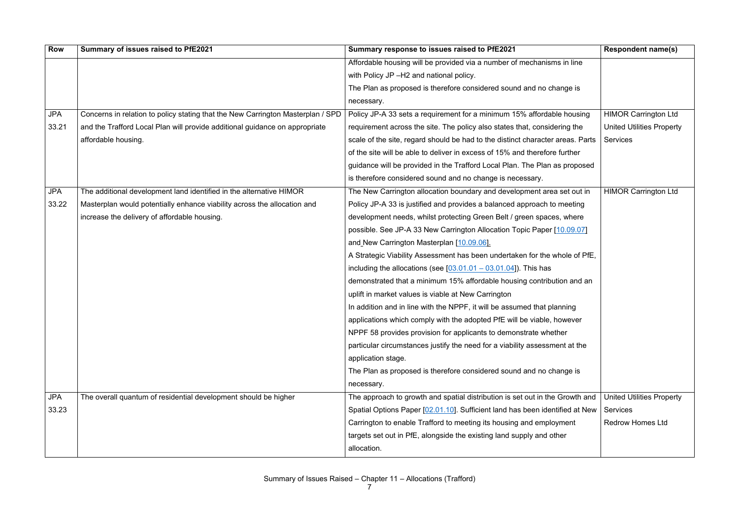| Row | Summary of issues raised to PfE2021 | Summary response to issues raised to PfE2021 | Respondent name(s) |
|---|---|---|---|
| | | Affordable housing will be provided via a number of mechanisms in line with Policy JP –H2 and national policy. The Plan as proposed is therefore considered sound and no change is necessary. | |
| JPA 33.21 | Concerns in relation to policy stating that the New Carrington Masterplan / SPD and the Trafford Local Plan will provide additional guidance on appropriate affordable housing. | Policy JP-A 33 sets a requirement for a minimum 15% affordable housing requirement across the site. The policy also states that, considering the scale of the site, regard should be had to the distinct character areas. Parts of the site will be able to deliver in excess of 15% and therefore further guidance will be provided in the Trafford Local Plan. The Plan as proposed is therefore considered sound and no change is necessary. | HIMOR Carrington Ltd United Utilities Property Services |
| JPA 33.22 | The additional development land identified in the alternative HIMOR Masterplan would potentially enhance viability across the allocation and increase the delivery of affordable housing. | The New Carrington allocation boundary and development area set out in Policy JP-A 33 is justified and provides a balanced approach to meeting development needs, whilst protecting Green Belt / green spaces, where possible. See JP-A 33 New Carrington Allocation Topic Paper [10.09.07] and New Carrington Masterplan [10.09.06]. A Strategic Viability Assessment has been undertaken for the whole of PfE, including the allocations (see [03.01.01 – 03.01.04]). This has demonstrated that a minimum 15% affordable housing contribution and an uplift in market values is viable at New Carrington In addition and in line with the NPPF, it will be assumed that planning applications which comply with the adopted PfE will be viable, however NPPF 58 provides provision for applicants to demonstrate whether particular circumstances justify the need for a viability assessment at the application stage. The Plan as proposed is therefore considered sound and no change is necessary. | HIMOR Carrington Ltd |
| JPA 33.23 | The overall quantum of residential development should be higher | The approach to growth and spatial distribution is set out in the Growth and Spatial Options Paper [02.01.10]. Sufficient land has been identified at New Carrington to enable Trafford to meeting its housing and employment targets set out in PfE, alongside the existing land supply and other allocation. | United Utilities Property Services Redrow Homes Ltd |

Summary of Issues Raised – Chapter 11 – Allocations (Trafford)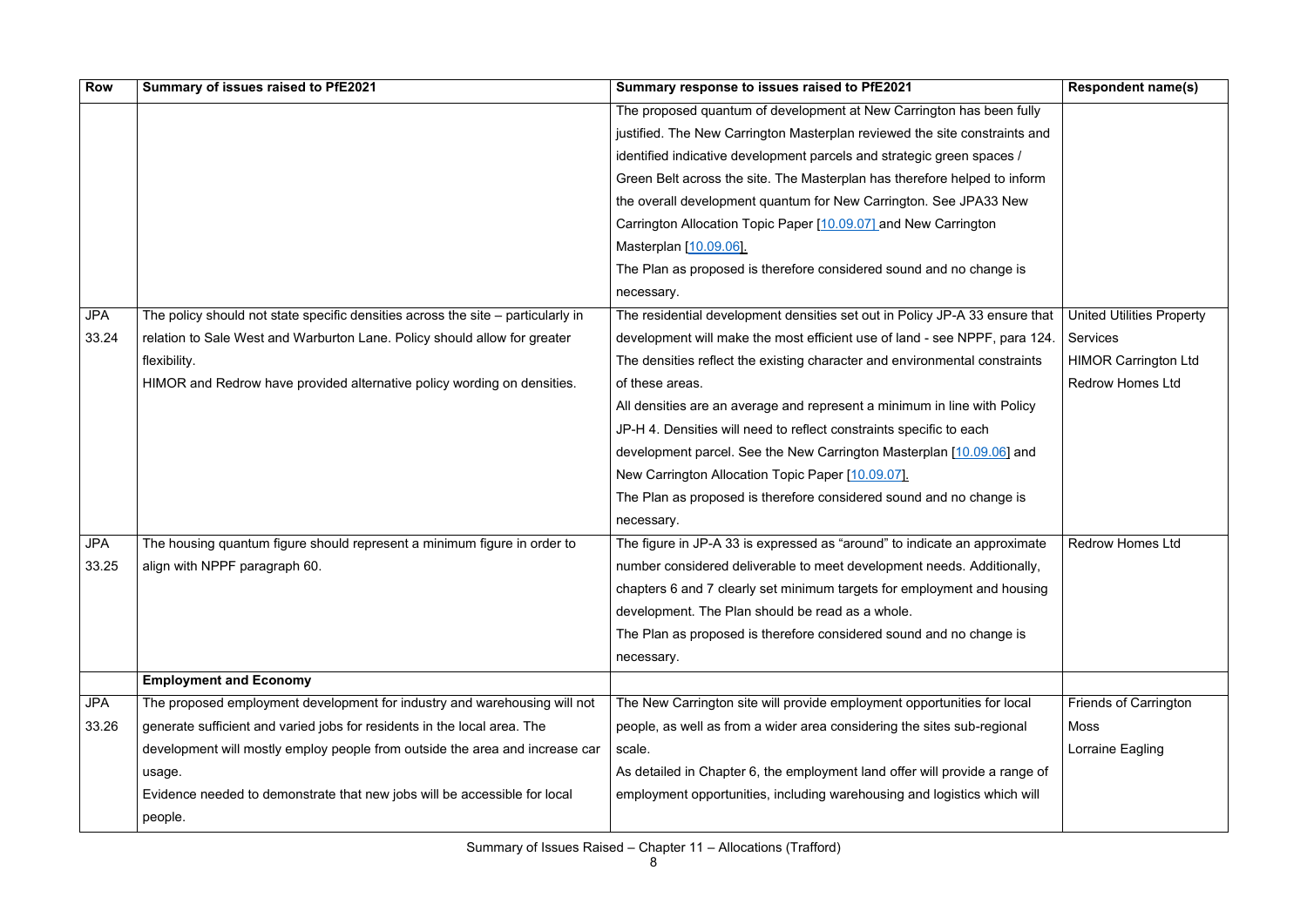| Row | Summary of issues raised to PfE2021 | Summary response to issues raised to PfE2021 | Respondent name(s) |
|---|---|---|---|
| | | The proposed quantum of development at New Carrington has been fully justified. The New Carrington Masterplan reviewed the site constraints and identified indicative development parcels and strategic green spaces / Green Belt across the site. The Masterplan has therefore helped to inform the overall development quantum for New Carrington. See JPA33 New Carrington Allocation Topic Paper [10.09.07] and New Carrington Masterplan [10.09.06].<br>The Plan as proposed is therefore considered sound and no change is necessary. | |
| JPA 33.24 | The policy should not state specific densities across the site – particularly in relation to Sale West and Warburton Lane. Policy should allow for greater flexibility.<br>HIMOR and Redrow have provided alternative policy wording on densities. | The residential development densities set out in Policy JP-A 33 ensure that development will make the most efficient use of land - see NPPF, para 124. The densities reflect the existing character and environmental constraints of these areas.<br>All densities are an average and represent a minimum in line with Policy JP-H 4. Densities will need to reflect constraints specific to each development parcel. See the New Carrington Masterplan [10.09.06] and New Carrington Allocation Topic Paper [10.09.07].<br>The Plan as proposed is therefore considered sound and no change is necessary. | United Utilities Property Services<br>HIMOR Carrington Ltd<br>Redrow Homes Ltd |
| JPA 33.25 | The housing quantum figure should represent a minimum figure in order to align with NPPF paragraph 60. | The figure in JP-A 33 is expressed as "around" to indicate an approximate number considered deliverable to meet development needs. Additionally, chapters 6 and 7 clearly set minimum targets for employment and housing development. The Plan should be read as a whole.<br>The Plan as proposed is therefore considered sound and no change is necessary. | Redrow Homes Ltd |
| | **Employment and Economy** | | |
| JPA 33.26 | The proposed employment development for industry and warehousing will not generate sufficient and varied jobs for residents in the local area. The development will mostly employ people from outside the area and increase car usage.<br>Evidence needed to demonstrate that new jobs will be accessible for local people. | The New Carrington site will provide employment opportunities for local people, as well as from a wider area considering the sites sub-regional scale.<br>As detailed in Chapter 6, the employment land offer will provide a range of employment opportunities, including warehousing and logistics which will | Friends of Carrington Moss<br>Lorraine Eagling |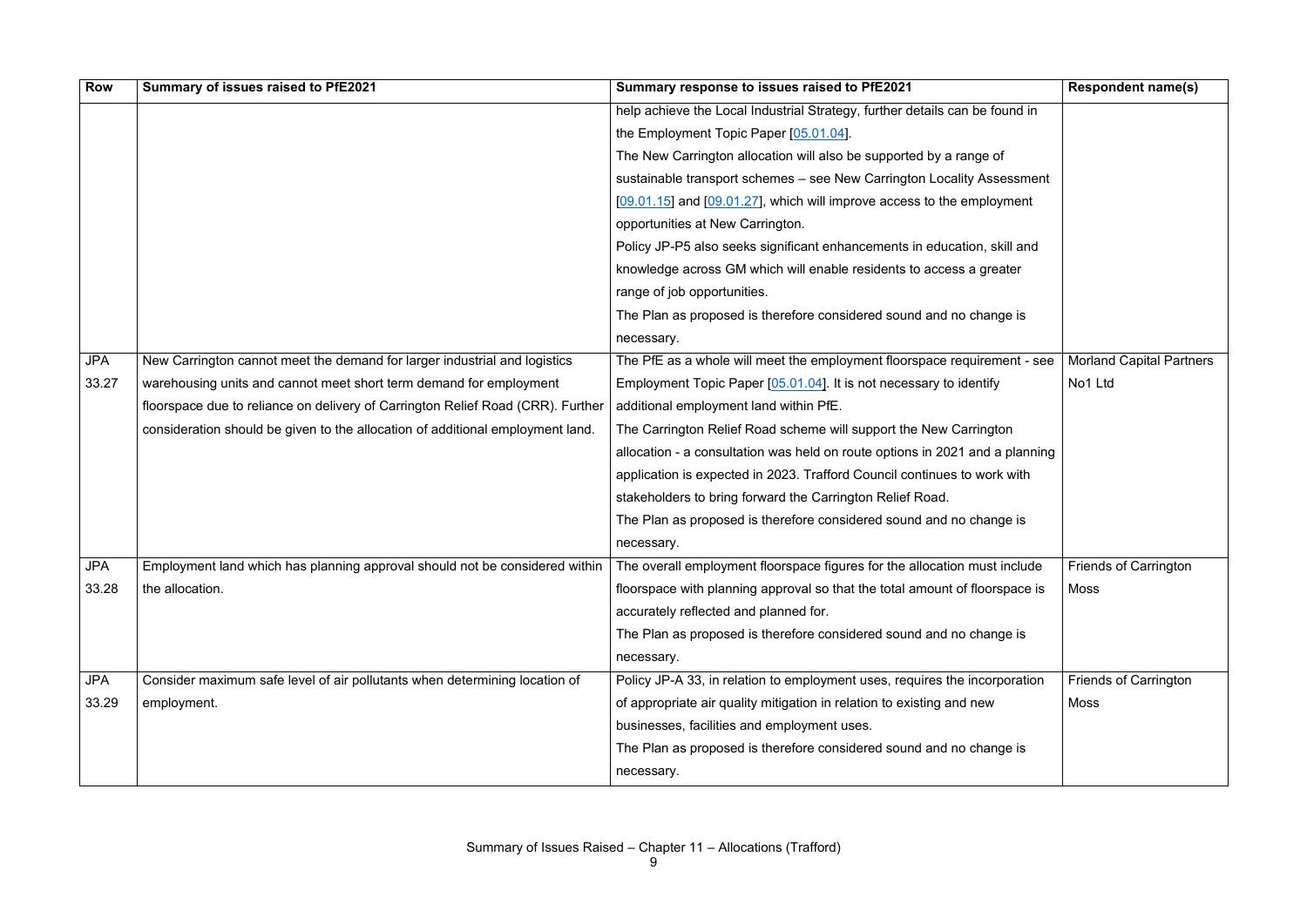| Row | Summary of issues raised to PfE2021 | Summary response to issues raised to PfE2021 | Respondent name(s) |
|---|---|---|---|
| | | help achieve the Local Industrial Strategy, further details can be found in the Employment Topic Paper [05.01.04].<br>The New Carrington allocation will also be supported by a range of sustainable transport schemes – see New Carrington Locality Assessment [09.01.15] and [09.01.27], which will improve access to the employment opportunities at New Carrington.<br>Policy JP-P5 also seeks significant enhancements in education, skill and knowledge across GM which will enable residents to access a greater range of job opportunities.<br>The Plan as proposed is therefore considered sound and no change is necessary. | |
| JPA 33.27 | New Carrington cannot meet the demand for larger industrial and logistics warehousing units and cannot meet short term demand for employment floorspace due to reliance on delivery of Carrington Relief Road (CRR). Further consideration should be given to the allocation of additional employment land. | The PfE as a whole will meet the employment floorspace requirement - see Employment Topic Paper [05.01.04]. It is not necessary to identify additional employment land within PfE.<br>The Carrington Relief Road scheme will support the New Carrington allocation - a consultation was held on route options in 2021 and a planning application is expected in 2023. Trafford Council continues to work with stakeholders to bring forward the Carrington Relief Road.<br>The Plan as proposed is therefore considered sound and no change is necessary. | Morland Capital Partners No1 Ltd |
| JPA 33.28 | Employment land which has planning approval should not be considered within the allocation. | The overall employment floorspace figures for the allocation must include floorspace with planning approval so that the total amount of floorspace is accurately reflected and planned for.<br>The Plan as proposed is therefore considered sound and no change is necessary. | Friends of Carrington Moss |
| JPA 33.29 | Consider maximum safe level of air pollutants when determining location of employment. | Policy JP-A 33, in relation to employment uses, requires the incorporation of appropriate air quality mitigation in relation to existing and new businesses, facilities and employment uses.<br>The Plan as proposed is therefore considered sound and no change is necessary. | Friends of Carrington Moss |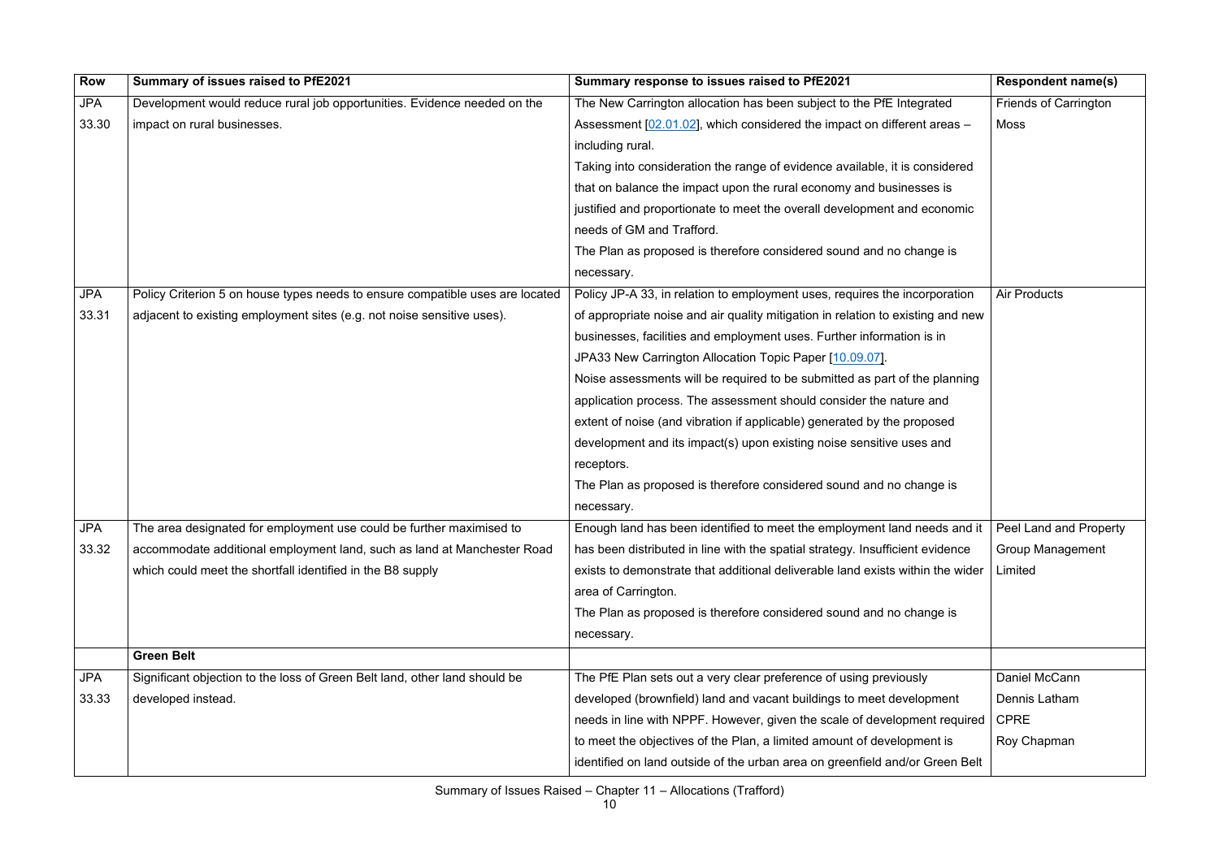| Row | Summary of issues raised to PfE2021 | Summary response to issues raised to PfE2021 | Respondent name(s) |
|---|---|---|---|
| JPA 33.30 | Development would reduce rural job opportunities. Evidence needed on the impact on rural businesses. | The New Carrington allocation has been subject to the PfE Integrated Assessment [02.01.02], which considered the impact on different areas – including rural.<br>Taking into consideration the range of evidence available, it is considered that on balance the impact upon the rural economy and businesses is justified and proportionate to meet the overall development and economic needs of GM and Trafford.<br>The Plan as proposed is therefore considered sound and no change is necessary. | Friends of Carrington Moss |
| JPA 33.31 | Policy Criterion 5 on house types needs to ensure compatible uses are located adjacent to existing employment sites (e.g. not noise sensitive uses). | Policy JP-A 33, in relation to employment uses, requires the incorporation of appropriate noise and air quality mitigation in relation to existing and new businesses, facilities and employment uses. Further information is in JPA33 New Carrington Allocation Topic Paper [10.09.07].<br>Noise assessments will be required to be submitted as part of the planning application process. The assessment should consider the nature and extent of noise (and vibration if applicable) generated by the proposed development and its impact(s) upon existing noise sensitive uses and receptors.<br>The Plan as proposed is therefore considered sound and no change is necessary. | Air Products |
| JPA 33.32 | The area designated for employment use could be further maximised to accommodate additional employment land, such as land at Manchester Road which could meet the shortfall identified in the B8 supply | Enough land has been identified to meet the employment land needs and it has been distributed in line with the spatial strategy. Insufficient evidence exists to demonstrate that additional deliverable land exists within the wider area of Carrington.<br>The Plan as proposed is therefore considered sound and no change is necessary. | Peel Land and Property Group Management Limited |
| | **Green Belt** | | |
| JPA 33.33 | Significant objection to the loss of Green Belt land, other land should be developed instead. | The PfE Plan sets out a very clear preference of using previously developed (brownfield) land and vacant buildings to meet development needs in line with NPPF. However, given the scale of development required to meet the objectives of the Plan, a limited amount of development is identified on land outside of the urban area on greenfield and/or Green Belt | Daniel McCann<br>Dennis Latham<br>CPRE<br>Roy Chapman |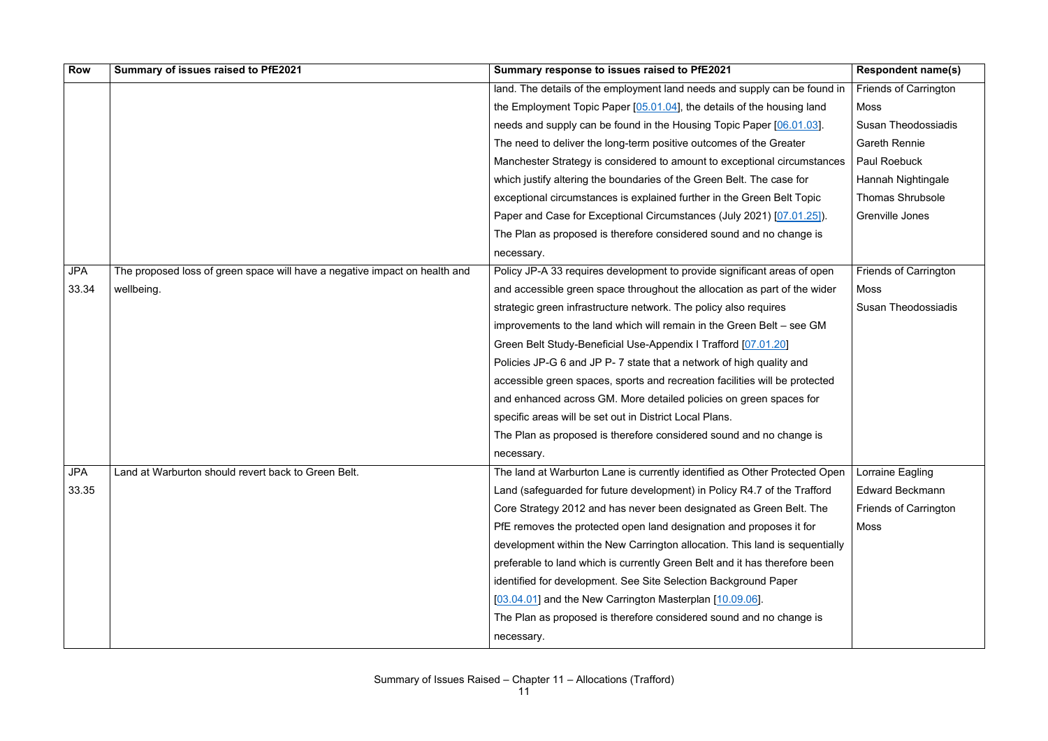| Row | Summary of issues raised to PfE2021 | Summary response to issues raised to PfE2021 | Respondent name(s) |
|---|---|---|---|
| | | land. The details of the employment land needs and supply can be found in the Employment Topic Paper [05.01.04], the details of the housing land needs and supply can be found in the Housing Topic Paper [06.01.03]. The need to deliver the long-term positive outcomes of the Greater Manchester Strategy is considered to amount to exceptional circumstances which justify altering the boundaries of the Green Belt. The case for exceptional circumstances is explained further in the Green Belt Topic Paper and Case for Exceptional Circumstances (July 2021) [07.01.25]). The Plan as proposed is therefore considered sound and no change is necessary. | Friends of Carrington Moss Susan Theodossiadis Gareth Rennie Paul Roebuck Hannah Nightingale Thomas Shrubsole Grenville Jones |
| JPA 33.34 | The proposed loss of green space will have a negative impact on health and wellbeing. | Policy JP-A 33 requires development to provide significant areas of open and accessible green space throughout the allocation as part of the wider strategic green infrastructure network. The policy also requires improvements to the land which will remain in the Green Belt – see GM Green Belt Study-Beneficial Use-Appendix I Trafford [07.01.20] Policies JP-G 6 and JP P- 7 state that a network of high quality and accessible green spaces, sports and recreation facilities will be protected and enhanced across GM. More detailed policies on green spaces for specific areas will be set out in District Local Plans. The Plan as proposed is therefore considered sound and no change is necessary. | Friends of Carrington Moss Susan Theodossiadis |
| JPA 33.35 | Land at Warburton should revert back to Green Belt. | The land at Warburton Lane is currently identified as Other Protected Open Land (safeguarded for future development) in Policy R4.7 of the Trafford Core Strategy 2012 and has never been designated as Green Belt. The PfE removes the protected open land designation and proposes it for development within the New Carrington allocation. This land is sequentially preferable to land which is currently Green Belt and it has therefore been identified for development. See Site Selection Background Paper [03.04.01] and the New Carrington Masterplan [10.09.06]. The Plan as proposed is therefore considered sound and no change is necessary. | Lorraine Eagling Edward Beckmann Friends of Carrington Moss |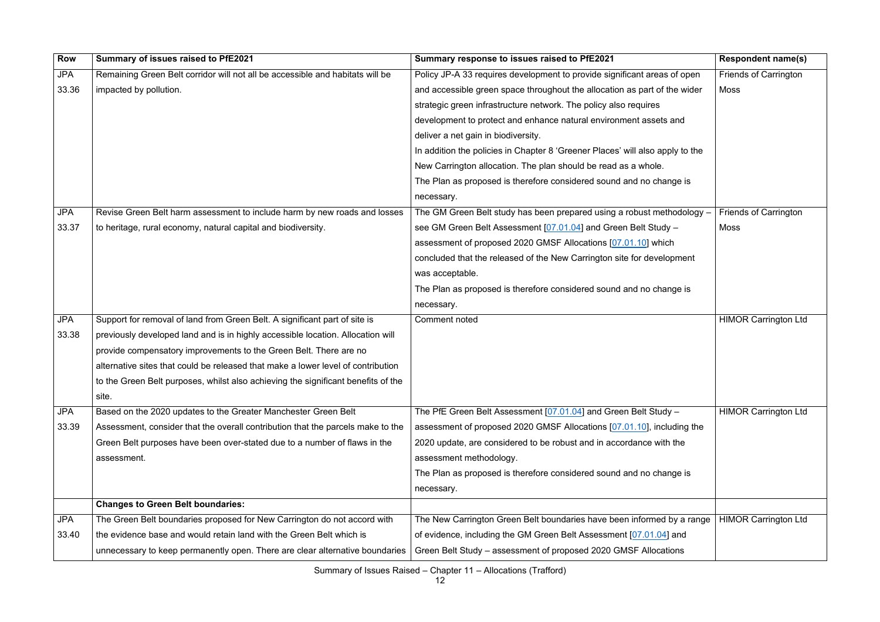| Row | Summary of issues raised to PfE2021 | Summary response to issues raised to PfE2021 | Respondent name(s) |
|---|---|---|---|
| JPA 33.36 | Remaining Green Belt corridor will not all be accessible and habitats will be impacted by pollution. | Policy JP-A 33 requires development to provide significant areas of open and accessible green space throughout the allocation as part of the wider strategic green infrastructure network. The policy also requires development to protect and enhance natural environment assets and deliver a net gain in biodiversity.<br>In addition the policies in Chapter 8 'Greener Places' will also apply to the New Carrington allocation. The plan should be read as a whole.<br>The Plan as proposed is therefore considered sound and no change is necessary. | Friends of Carrington Moss |
| JPA 33.37 | Revise Green Belt harm assessment to include harm by new roads and losses to heritage, rural economy, natural capital and biodiversity. | The GM Green Belt study has been prepared using a robust methodology – see GM Green Belt Assessment [07.01.04] and Green Belt Study – assessment of proposed 2020 GMSF Allocations [07.01.10] which concluded that the released of the New Carrington site for development was acceptable.<br>The Plan as proposed is therefore considered sound and no change is necessary. | Friends of Carrington Moss |
| JPA 33.38 | Support for removal of land from Green Belt. A significant part of site is previously developed land and is in highly accessible location. Allocation will provide compensatory improvements to the Green Belt. There are no alternative sites that could be released that make a lower level of contribution to the Green Belt purposes, whilst also achieving the significant benefits of the site. | Comment noted | HIMOR Carrington Ltd |
| JPA 33.39 | Based on the 2020 updates to the Greater Manchester Green Belt Assessment, consider that the overall contribution that the parcels make to the Green Belt purposes have been over-stated due to a number of flaws in the assessment. | The PfE Green Belt Assessment [07.01.04] and Green Belt Study – assessment of proposed 2020 GMSF Allocations [07.01.10], including the 2020 update, are considered to be robust and in accordance with the assessment methodology.<br>The Plan as proposed is therefore considered sound and no change is necessary. | HIMOR Carrington Ltd |
| | **Changes to Green Belt boundaries:** | | |
| JPA 33.40 | The Green Belt boundaries proposed for New Carrington do not accord with the evidence base and would retain land with the Green Belt which is unnecessary to keep permanently open. There are clear alternative boundaries | The New Carrington Green Belt boundaries have been informed by a range of evidence, including the GM Green Belt Assessment [07.01.04] and Green Belt Study – assessment of proposed 2020 GMSF Allocations | HIMOR Carrington Ltd |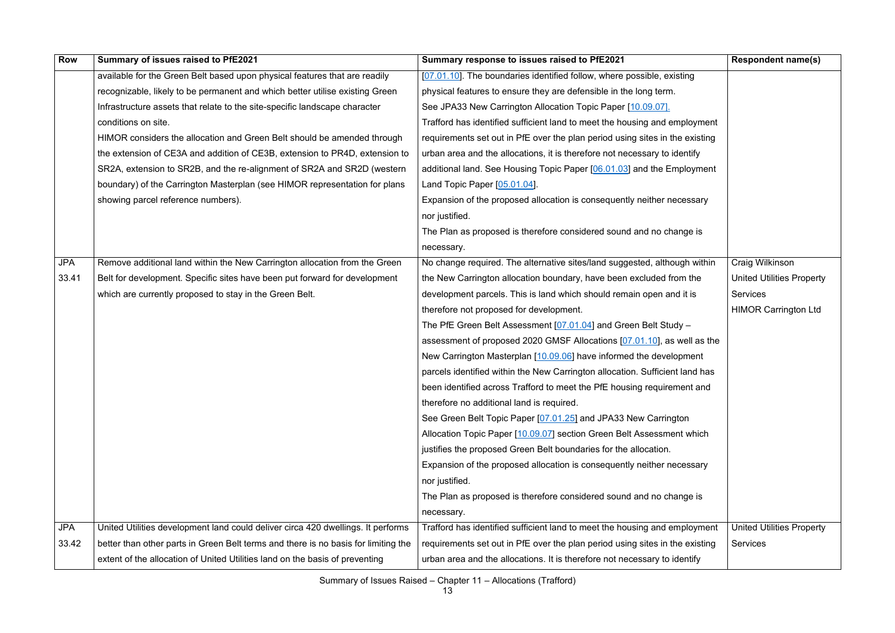| Row | Summary of issues raised to PfE2021 | Summary response to issues raised to PfE2021 | Respondent name(s) |
|---|---|---|---|
| | available for the Green Belt based upon physical features that are readily recognizable, likely to be permanent and which better utilise existing Green Infrastructure assets that relate to the site-specific landscape character conditions on site. HIMOR considers the allocation and Green Belt should be amended through the extension of CE3A and addition of CE3B, extension to PR4D, extension to SR2A, extension to SR2B, and the re-alignment of SR2A and SR2D (western boundary) of the Carrington Masterplan (see HIMOR representation for plans showing parcel reference numbers). | [07.01.10]. The boundaries identified follow, where possible, existing physical features to ensure they are defensible in the long term. See JPA33 New Carrington Allocation Topic Paper [10.09.07]. Trafford has identified sufficient land to meet the housing and employment requirements set out in PfE over the plan period using sites in the existing urban area and the allocations, it is therefore not necessary to identify additional land. See Housing Topic Paper [06.01.03] and the Employment Land Topic Paper [05.01.04]. Expansion of the proposed allocation is consequently neither necessary nor justified. The Plan as proposed is therefore considered sound and no change is necessary. | |
| JPA 33.41 | Remove additional land within the New Carrington allocation from the Green Belt for development. Specific sites have been put forward for development which are currently proposed to stay in the Green Belt. | No change required. The alternative sites/land suggested, although within the New Carrington allocation boundary, have been excluded from the development parcels. This is land which should remain open and it is therefore not proposed for development. The PfE Green Belt Assessment [07.01.04] and Green Belt Study – assessment of proposed 2020 GMSF Allocations [07.01.10], as well as the New Carrington Masterplan [10.09.06] have informed the development parcels identified within the New Carrington allocation. Sufficient land has been identified across Trafford to meet the PfE housing requirement and therefore no additional land is required. See Green Belt Topic Paper [07.01.25] and JPA33 New Carrington Allocation Topic Paper [10.09.07] section Green Belt Assessment which justifies the proposed Green Belt boundaries for the allocation. Expansion of the proposed allocation is consequently neither necessary nor justified. The Plan as proposed is therefore considered sound and no change is necessary. | Craig Wilkinson<br>United Utilities Property Services<br>HIMOR Carrington Ltd |
| JPA 33.42 | United Utilities development land could deliver circa 420 dwellings. It performs better than other parts in Green Belt terms and there is no basis for limiting the extent of the allocation of United Utilities land on the basis of preventing | Trafford has identified sufficient land to meet the housing and employment requirements set out in PfE over the plan period using sites in the existing urban area and the allocations. It is therefore not necessary to identify | United Utilities Property Services |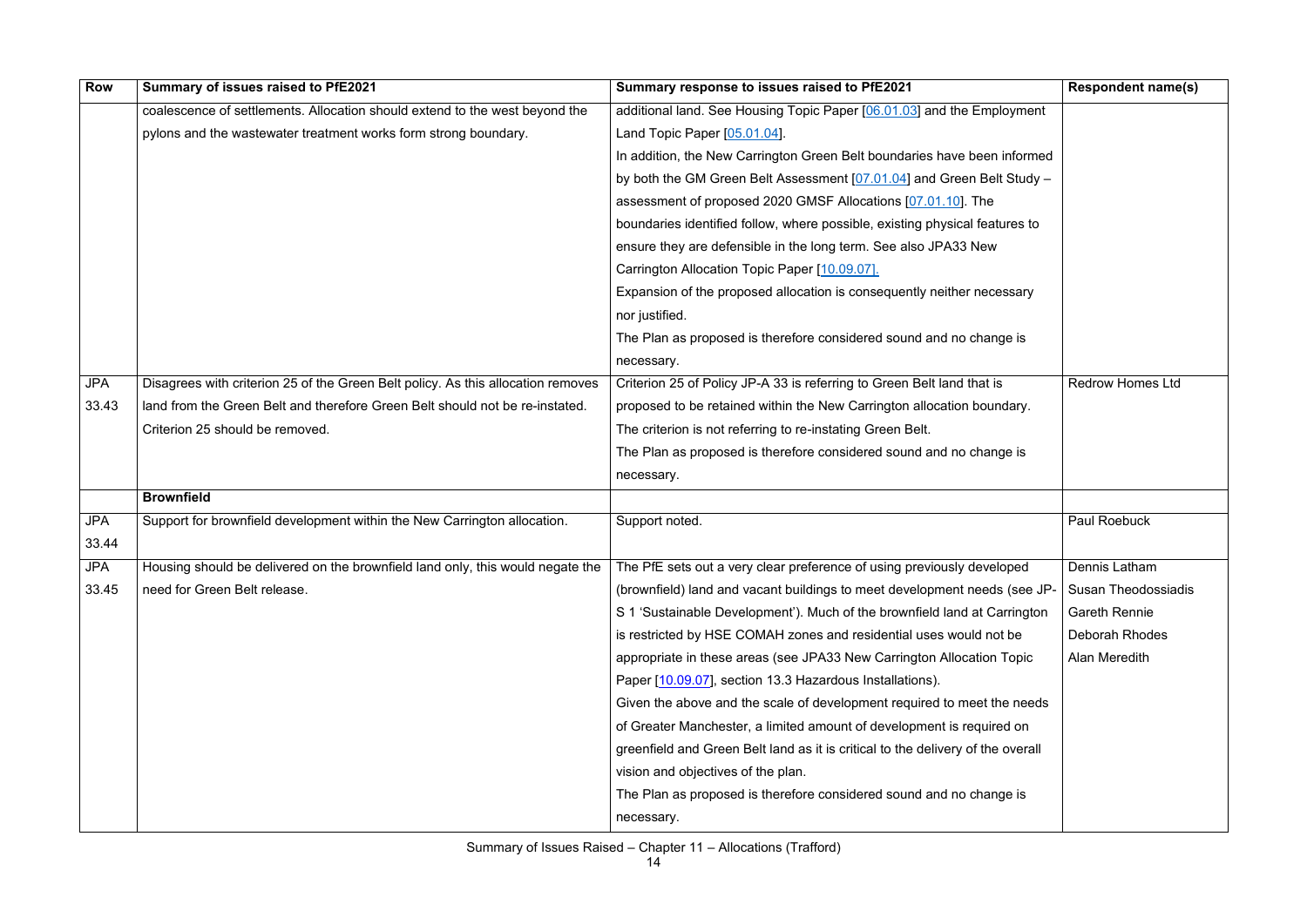| Row | Summary of issues raised to PfE2021 | Summary response to issues raised to PfE2021 | Respondent name(s) |
|---|---|---|---|
| | coalescence of settlements. Allocation should extend to the west beyond the pylons and the wastewater treatment works form strong boundary. | additional land. See Housing Topic Paper [06.01.03] and the Employment Land Topic Paper [05.01.04].<br>In addition, the New Carrington Green Belt boundaries have been informed by both the GM Green Belt Assessment [07.01.04] and Green Belt Study – assessment of proposed 2020 GMSF Allocations [07.01.10]. The boundaries identified follow, where possible, existing physical features to ensure they are defensible in the long term. See also JPA33 New Carrington Allocation Topic Paper [10.09.07].<br>Expansion of the proposed allocation is consequently neither necessary nor justified.<br>The Plan as proposed is therefore considered sound and no change is necessary. | |
| JPA 33.43 | Disagrees with criterion 25 of the Green Belt policy. As this allocation removes land from the Green Belt and therefore Green Belt should not be re-instated. Criterion 25 should be removed. | Criterion 25 of Policy JP-A 33 is referring to Green Belt land that is proposed to be retained within the New Carrington allocation boundary. The criterion is not referring to re-instating Green Belt.<br>The Plan as proposed is therefore considered sound and no change is necessary. | Redrow Homes Ltd |
| | **Brownfield** | | |
| JPA 33.44 | Support for brownfield development within the New Carrington allocation. | Support noted. | Paul Roebuck |
| JPA 33.45 | Housing should be delivered on the brownfield land only, this would negate the need for Green Belt release. | The PfE sets out a very clear preference of using previously developed (brownfield) land and vacant buildings to meet development needs (see JP-S 1 'Sustainable Development'). Much of the brownfield land at Carrington is restricted by HSE COMAH zones and residential uses would not be appropriate in these areas (see JPA33 New Carrington Allocation Topic Paper [10.09.07], section 13.3 Hazardous Installations).<br>Given the above and the scale of development required to meet the needs of Greater Manchester, a limited amount of development is required on greenfield and Green Belt land as it is critical to the delivery of the overall vision and objectives of the plan.<br>The Plan as proposed is therefore considered sound and no change is necessary. | Dennis Latham<br>Susan Theodossiadis<br>Gareth Rennie<br>Deborah Rhodes<br>Alan Meredith |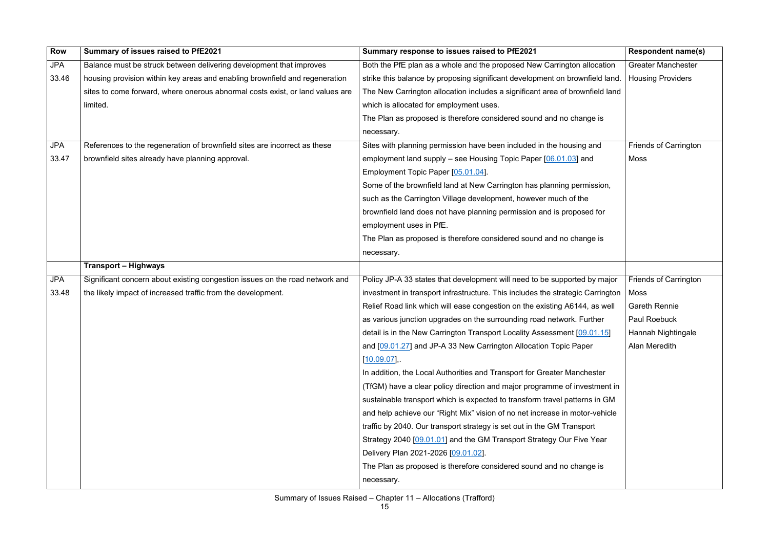| Row | Summary of issues raised to PfE2021 | Summary response to issues raised to PfE2021 | Respondent name(s) |
| --- | --- | --- | --- |
| JPA 33.46 | Balance must be struck between delivering development that improves housing provision within key areas and enabling brownfield and regeneration sites to come forward, where onerous abnormal costs exist, or land values are limited. | Both the PfE plan as a whole and the proposed New Carrington allocation strike this balance by proposing significant development on brownfield land. The New Carrington allocation includes a significant area of brownfield land which is allocated for employment uses.<br>The Plan as proposed is therefore considered sound and no change is necessary. | Greater Manchester Housing Providers |
| JPA 33.47 | References to the regeneration of brownfield sites are incorrect as these brownfield sites already have planning approval. | Sites with planning permission have been included in the housing and employment land supply – see Housing Topic Paper [06.01.03] and Employment Topic Paper [05.01.04].<br>Some of the brownfield land at New Carrington has planning permission, such as the Carrington Village development, however much of the brownfield land does not have planning permission and is proposed for employment uses in PfE.<br>The Plan as proposed is therefore considered sound and no change is necessary. | Friends of Carrington Moss |
| | **Transport – Highways** | | |
| JPA 33.48 | Significant concern about existing congestion issues on the road network and the likely impact of increased traffic from the development. | Policy JP-A 33 states that development will need to be supported by major investment in transport infrastructure. This includes the strategic Carrington Relief Road link which will ease congestion on the existing A6144, as well as various junction upgrades on the surrounding road network. Further detail is in the New Carrington Transport Locality Assessment [09.01.15] and [09.01.27] and JP-A 33 New Carrington Allocation Topic Paper [10.09.07],.<br>In addition, the Local Authorities and Transport for Greater Manchester (TfGM) have a clear policy direction and major programme of investment in sustainable transport which is expected to transform travel patterns in GM and help achieve our “Right Mix” vision of no net increase in motor-vehicle traffic by 2040. Our transport strategy is set out in the GM Transport Strategy 2040 [09.01.01] and the GM Transport Strategy Our Five Year Delivery Plan 2021-2026 [09.01.02].<br>The Plan as proposed is therefore considered sound and no change is necessary. | Friends of Carrington Moss<br>Gareth Rennie<br>Paul Roebuck<br>Hannah Nightingale<br>Alan Meredith |

Summary of Issues Raised – Chapter 11 – Allocations (Trafford)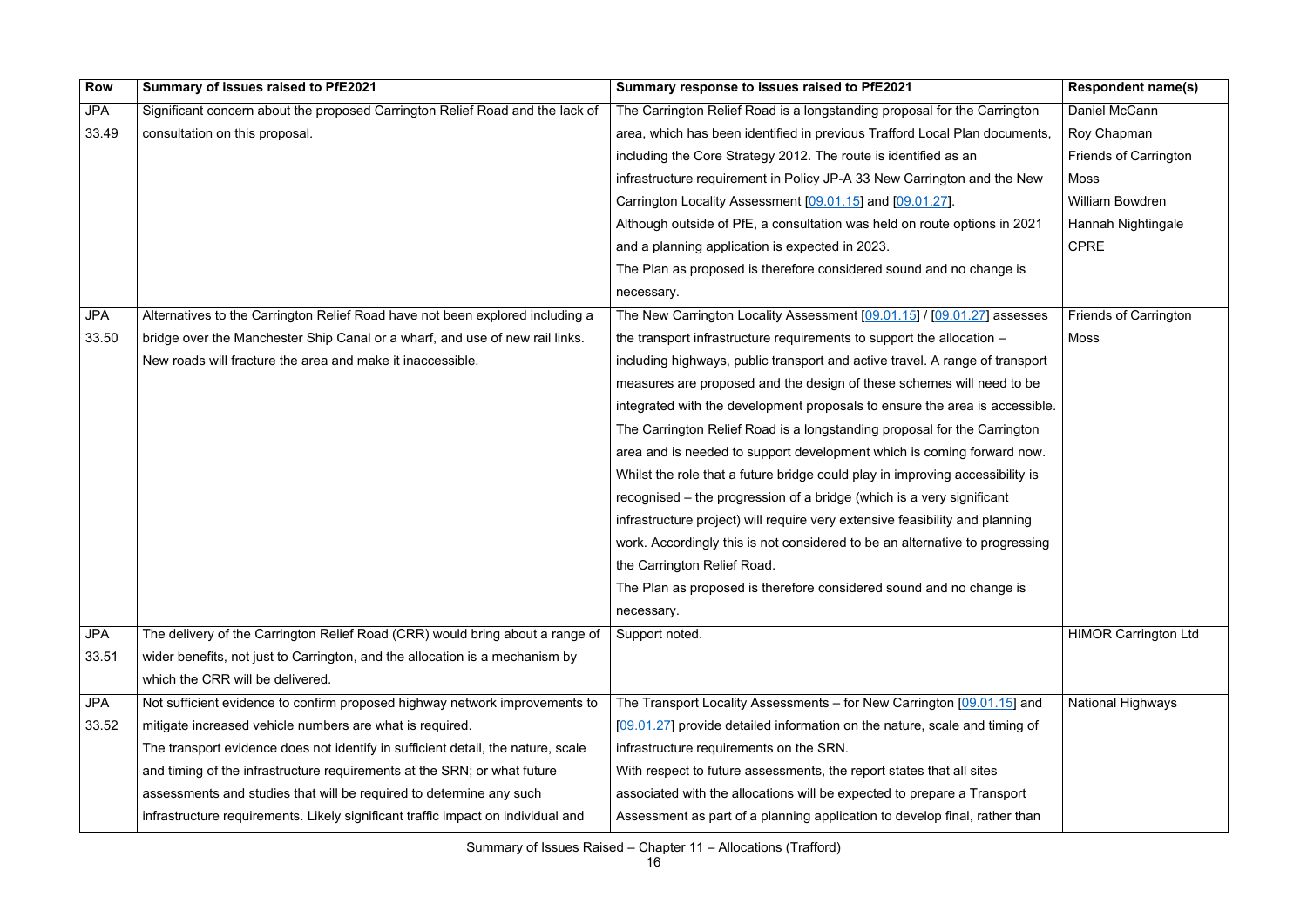| Row | Summary of issues raised to PfE2021 | Summary response to issues raised to PfE2021 | Respondent name(s) |
|---|---|---|---|
| JPA 33.49 | Significant concern about the proposed Carrington Relief Road and the lack of consultation on this proposal. | The Carrington Relief Road is a longstanding proposal for the Carrington area, which has been identified in previous Trafford Local Plan documents, including the Core Strategy 2012. The route is identified as an infrastructure requirement in Policy JP-A 33 New Carrington and the New Carrington Locality Assessment [09.01.15] and [09.01.27].<br>Although outside of PfE, a consultation was held on route options in 2021 and a planning application is expected in 2023.<br>The Plan as proposed is therefore considered sound and no change is necessary. | Daniel McCann<br>Roy Chapman<br>Friends of Carrington Moss<br>William Bowdren<br>Hannah Nightingale<br>CPRE |
| JPA 33.50 | Alternatives to the Carrington Relief Road have not been explored including a bridge over the Manchester Ship Canal or a wharf, and use of new rail links. New roads will fracture the area and make it inaccessible. | The New Carrington Locality Assessment [09.01.15] / [09.01.27] assesses the transport infrastructure requirements to support the allocation – including highways, public transport and active travel. A range of transport measures are proposed and the design of these schemes will need to be integrated with the development proposals to ensure the area is accessible.<br>The Carrington Relief Road is a longstanding proposal for the Carrington area and is needed to support development which is coming forward now. Whilst the role that a future bridge could play in improving accessibility is recognised – the progression of a bridge (which is a very significant infrastructure project) will require very extensive feasibility and planning work. Accordingly this is not considered to be an alternative to progressing the Carrington Relief Road.<br>The Plan as proposed is therefore considered sound and no change is necessary. | Friends of Carrington Moss |
| JPA 33.51 | The delivery of the Carrington Relief Road (CRR) would bring about a range of wider benefits, not just to Carrington, and the allocation is a mechanism by which the CRR will be delivered. | Support noted. | HIMOR Carrington Ltd |
| JPA 33.52 | Not sufficient evidence to confirm proposed highway network improvements to mitigate increased vehicle numbers are what is required.<br>The transport evidence does not identify in sufficient detail, the nature, scale and timing of the infrastructure requirements at the SRN; or what future assessments and studies that will be required to determine any such infrastructure requirements. Likely significant traffic impact on individual and | The Transport Locality Assessments – for New Carrington [09.01.15] and [09.01.27] provide detailed information on the nature, scale and timing of infrastructure requirements on the SRN.<br>With respect to future assessments, the report states that all sites associated with the allocations will be expected to prepare a Transport Assessment as part of a planning application to develop final, rather than | National Highways |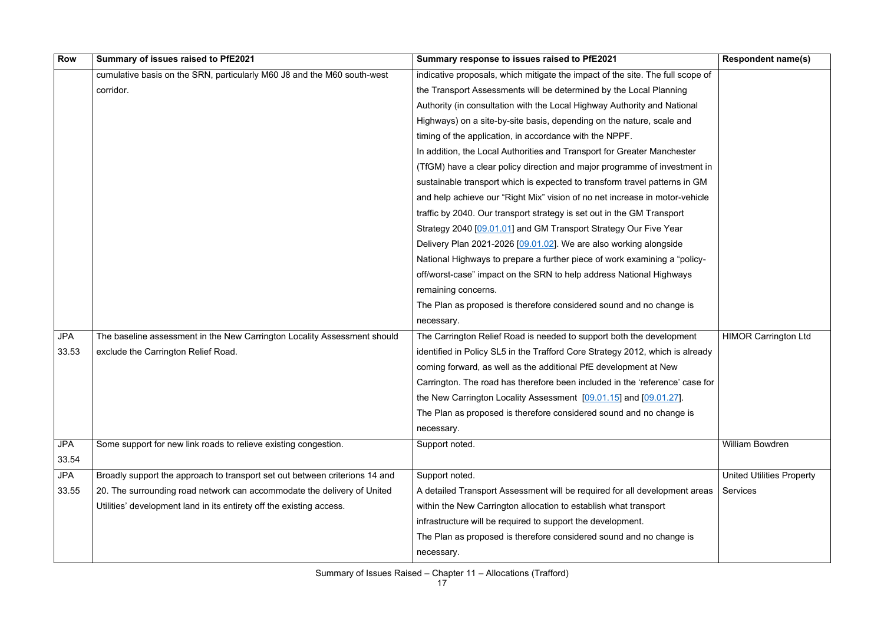| Row | Summary of issues raised to PfE2021 | Summary response to issues raised to PfE2021 | Respondent name(s) |
|---|---|---|---|
| | cumulative basis on the SRN, particularly M60 J8 and the M60 south-west corridor. | indicative proposals, which mitigate the impact of the site. The full scope of the Transport Assessments will be determined by the Local Planning Authority (in consultation with the Local Highway Authority and National Highways) on a site-by-site basis, depending on the nature, scale and timing of the application, in accordance with the NPPF. In addition, the Local Authorities and Transport for Greater Manchester (TfGM) have a clear policy direction and major programme of investment in sustainable transport which is expected to transform travel patterns in GM and help achieve our "Right Mix" vision of no net increase in motor-vehicle traffic by 2040. Our transport strategy is set out in the GM Transport Strategy 2040 [09.01.01] and GM Transport Strategy Our Five Year Delivery Plan 2021-2026 [09.01.02]. We are also working alongside National Highways to prepare a further piece of work examining a "policy-off/worst-case" impact on the SRN to help address National Highways remaining concerns. The Plan as proposed is therefore considered sound and no change is necessary. | |
| JPA 33.53 | The baseline assessment in the New Carrington Locality Assessment should exclude the Carrington Relief Road. | The Carrington Relief Road is needed to support both the development identified in Policy SL5 in the Trafford Core Strategy 2012, which is already coming forward, as well as the additional PfE development at New Carrington. The road has therefore been included in the 'reference' case for the New Carrington Locality Assessment [09.01.15] and [09.01.27]. The Plan as proposed is therefore considered sound and no change is necessary. | HIMOR Carrington Ltd |
| JPA 33.54 | Some support for new link roads to relieve existing congestion. | Support noted. | William Bowdren |
| JPA 33.55 | Broadly support the approach to transport set out between criterions 14 and 20. The surrounding road network can accommodate the delivery of United Utilities' development land in its entirety off the existing access. | Support noted. A detailed Transport Assessment will be required for all development areas within the New Carrington allocation to establish what transport infrastructure will be required to support the development. The Plan as proposed is therefore considered sound and no change is necessary. | United Utilities Property Services |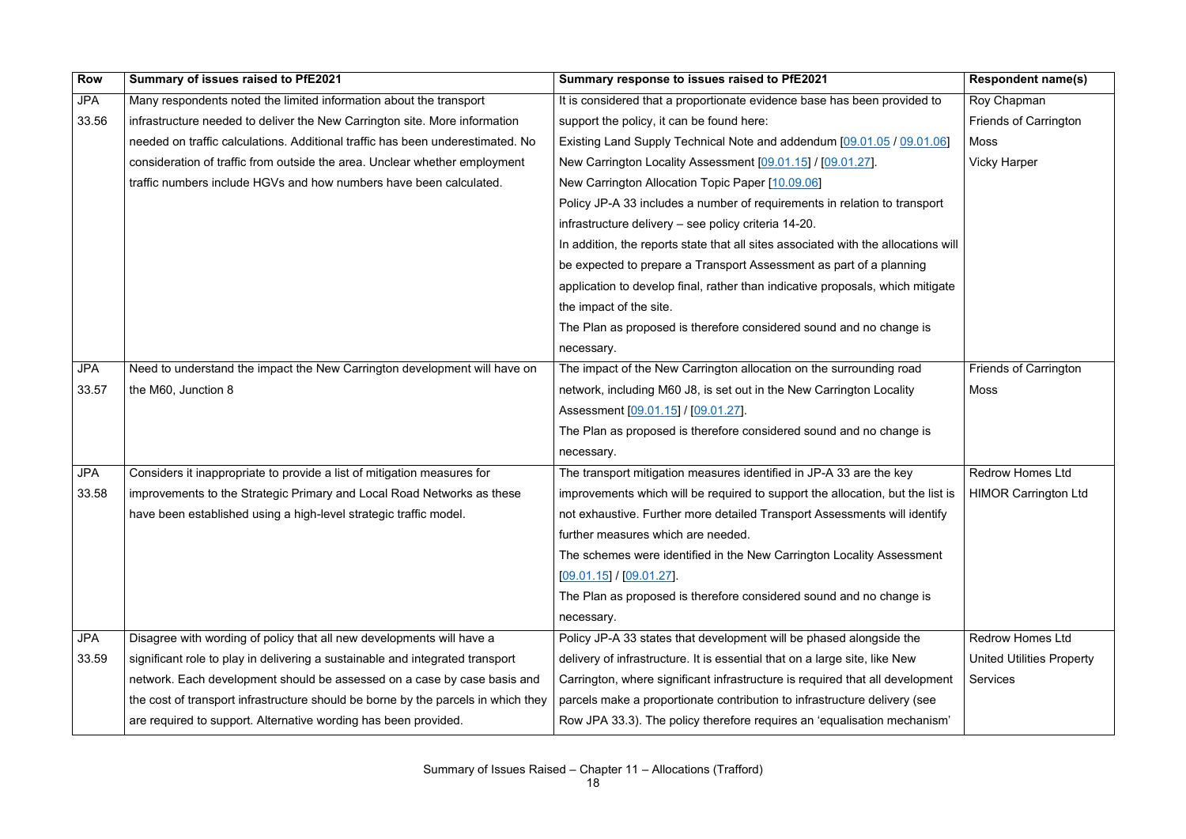| Row | Summary of issues raised to PfE2021 | Summary response to issues raised to PfE2021 | Respondent name(s) |
|---|---|---|---|
| JPA 33.56 | Many respondents noted the limited information about the transport infrastructure needed to deliver the New Carrington site. More information needed on traffic calculations. Additional traffic has been underestimated. No consideration of traffic from outside the area. Unclear whether employment traffic numbers include HGVs and how numbers have been calculated. | It is considered that a proportionate evidence base has been provided to support the policy, it can be found here:<br>Existing Land Supply Technical Note and addendum [09.01.05 / 09.01.06]<br>New Carrington Locality Assessment [09.01.15] / [09.01.27].<br>New Carrington Allocation Topic Paper [10.09.06]<br>Policy JP-A 33 includes a number of requirements in relation to transport infrastructure delivery – see policy criteria 14-20.<br>In addition, the reports state that all sites associated with the allocations will be expected to prepare a Transport Assessment as part of a planning application to develop final, rather than indicative proposals, which mitigate the impact of the site.<br>The Plan as proposed is therefore considered sound and no change is necessary. | Roy Chapman<br>Friends of Carrington Moss<br>Vicky Harper |
| JPA 33.57 | Need to understand the impact the New Carrington development will have on the M60, Junction 8 | The impact of the New Carrington allocation on the surrounding road network, including M60 J8, is set out in the New Carrington Locality Assessment [09.01.15] / [09.01.27].<br>The Plan as proposed is therefore considered sound and no change is necessary. | Friends of Carrington Moss |
| JPA 33.58 | Considers it inappropriate to provide a list of mitigation measures for improvements to the Strategic Primary and Local Road Networks as these have been established using a high-level strategic traffic model. | The transport mitigation measures identified in JP-A 33 are the key improvements which will be required to support the allocation, but the list is not exhaustive. Further more detailed Transport Assessments will identify further measures which are needed.<br>The schemes were identified in the New Carrington Locality Assessment [09.01.15] / [09.01.27].<br>The Plan as proposed is therefore considered sound and no change is necessary. | Redrow Homes Ltd<br>HIMOR Carrington Ltd |
| JPA 33.59 | Disagree with wording of policy that all new developments will have a significant role to play in delivering a sustainable and integrated transport network. Each development should be assessed on a case by case basis and the cost of transport infrastructure should be borne by the parcels in which they are required to support. Alternative wording has been provided. | Policy JP-A 33 states that development will be phased alongside the delivery of infrastructure. It is essential that on a large site, like New Carrington, where significant infrastructure is required that all development parcels make a proportionate contribution to infrastructure delivery (see Row JPA 33.3). The policy therefore requires an 'equalisation mechanism' | Redrow Homes Ltd<br>United Utilities Property Services |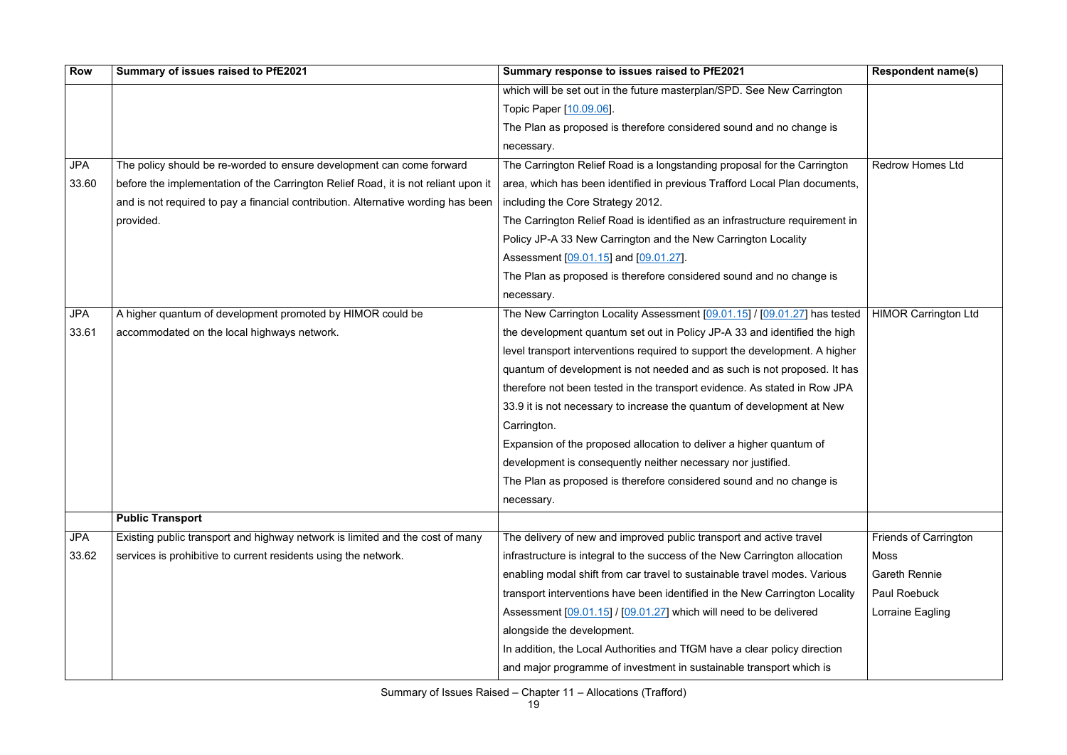| Row | Summary of issues raised to PfE2021 | Summary response to issues raised to PfE2021 | Respondent name(s) |
|---|---|---|---|
| | | which will be set out in the future masterplan/SPD. See New Carrington Topic Paper [10.09.06].<br>The Plan as proposed is therefore considered sound and no change is necessary. | |
| JPA 33.60 | The policy should be re-worded to ensure development can come forward before the implementation of the Carrington Relief Road, it is not reliant upon it and is not required to pay a financial contribution. Alternative wording has been provided. | The Carrington Relief Road is a longstanding proposal for the Carrington area, which has been identified in previous Trafford Local Plan documents, including the Core Strategy 2012.<br>The Carrington Relief Road is identified as an infrastructure requirement in Policy JP-A 33 New Carrington and the New Carrington Locality Assessment [09.01.15] and [09.01.27].<br>The Plan as proposed is therefore considered sound and no change is necessary. | Redrow Homes Ltd |
| JPA 33.61 | A higher quantum of development promoted by HIMOR could be accommodated on the local highways network. | The New Carrington Locality Assessment [09.01.15] / [09.01.27] has tested the development quantum set out in Policy JP-A 33 and identified the high level transport interventions required to support the development. A higher quantum of development is not needed and as such is not proposed. It has therefore not been tested in the transport evidence. As stated in Row JPA 33.9 it is not necessary to increase the quantum of development at New Carrington.<br>Expansion of the proposed allocation to deliver a higher quantum of development is consequently neither necessary nor justified.<br>The Plan as proposed is therefore considered sound and no change is necessary. | HIMOR Carrington Ltd |
| | **Public Transport** | | |
| JPA 33.62 | Existing public transport and highway network is limited and the cost of many services is prohibitive to current residents using the network. | The delivery of new and improved public transport and active travel infrastructure is integral to the success of the New Carrington allocation enabling modal shift from car travel to sustainable travel modes. Various transport interventions have been identified in the New Carrington Locality Assessment [09.01.15] / [09.01.27] which will need to be delivered alongside the development.<br>In addition, the Local Authorities and TfGM have a clear policy direction and major programme of investment in sustainable transport which is | Friends of Carrington Moss<br>Gareth Rennie<br>Paul Roebuck<br>Lorraine Eagling |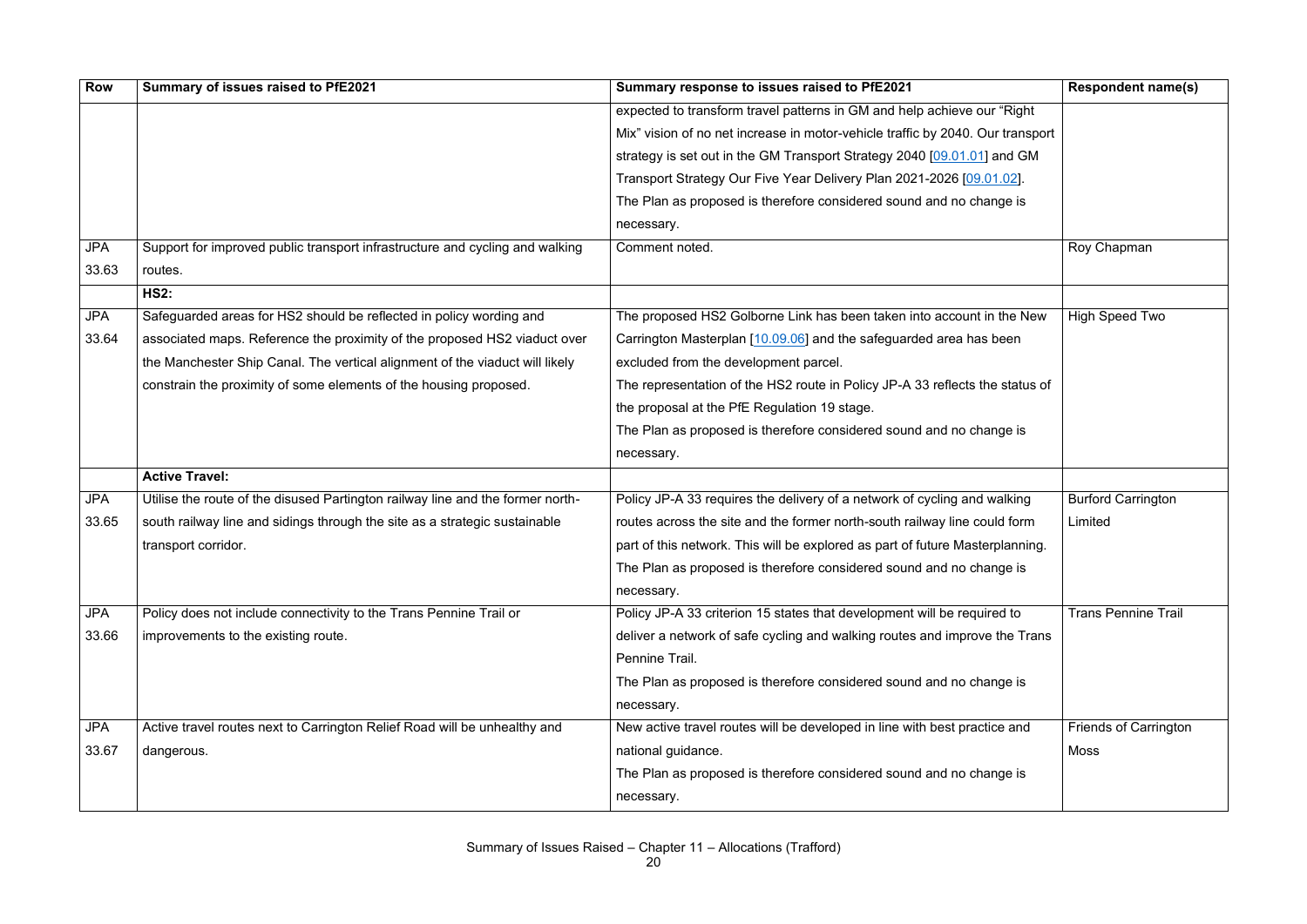| Row | Summary of issues raised to PfE2021 | Summary response to issues raised to PfE2021 | Respondent name(s) |
| --- | --- | --- | --- |
| | | expected to transform travel patterns in GM and help achieve our "Right Mix" vision of no net increase in motor-vehicle traffic by 2040. Our transport strategy is set out in the GM Transport Strategy 2040 [09.01.01] and GM Transport Strategy Our Five Year Delivery Plan 2021-2026 [09.01.02]. The Plan as proposed is therefore considered sound and no change is necessary. | |
| JPA 33.63 | Support for improved public transport infrastructure and cycling and walking routes. | Comment noted. | Roy Chapman |
| | **HS2:** | | |
| JPA 33.64 | Safeguarded areas for HS2 should be reflected in policy wording and associated maps. Reference the proximity of the proposed HS2 viaduct over the Manchester Ship Canal. The vertical alignment of the viaduct will likely constrain the proximity of some elements of the housing proposed. | The proposed HS2 Golborne Link has been taken into account in the New Carrington Masterplan [10.09.06] and the safeguarded area has been excluded from the development parcel. The representation of the HS2 route in Policy JP-A 33 reflects the status of the proposal at the PfE Regulation 19 stage. The Plan as proposed is therefore considered sound and no change is necessary. | High Speed Two |
| | **Active Travel:** | | |
| JPA 33.65 | Utilise the route of the disused Partington railway line and the former north-south railway line and sidings through the site as a strategic sustainable transport corridor. | Policy JP-A 33 requires the delivery of a network of cycling and walking routes across the site and the former north-south railway line could form part of this network. This will be explored as part of future Masterplanning. The Plan as proposed is therefore considered sound and no change is necessary. | Burford Carrington Limited |
| JPA 33.66 | Policy does not include connectivity to the Trans Pennine Trail or improvements to the existing route. | Policy JP-A 33 criterion 15 states that development will be required to deliver a network of safe cycling and walking routes and improve the Trans Pennine Trail. The Plan as proposed is therefore considered sound and no change is necessary. | Trans Pennine Trail |
| JPA 33.67 | Active travel routes next to Carrington Relief Road will be unhealthy and dangerous. | New active travel routes will be developed in line with best practice and national guidance. The Plan as proposed is therefore considered sound and no change is necessary. | Friends of Carrington Moss |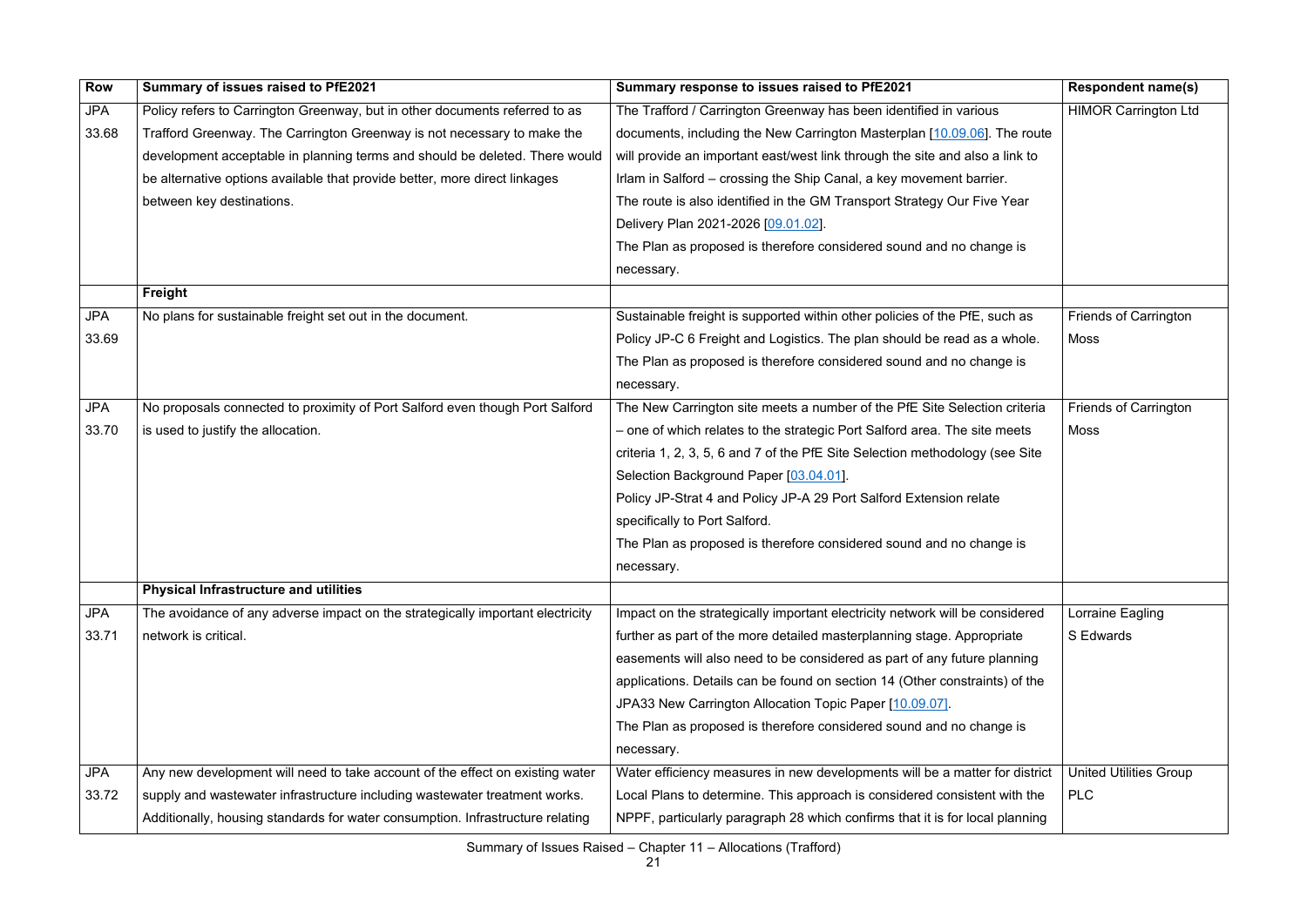| Row | Summary of issues raised to PfE2021 | Summary response to issues raised to PfE2021 | Respondent name(s) |
|---|---|---|---|
| JPA 33.68 | Policy refers to Carrington Greenway, but in other documents referred to as Trafford Greenway. The Carrington Greenway is not necessary to make the development acceptable in planning terms and should be deleted. There would be alternative options available that provide better, more direct linkages between key destinations. | The Trafford / Carrington Greenway has been identified in various documents, including the New Carrington Masterplan [10.09.06]. The route will provide an important east/west link through the site and also a link to Irlam in Salford – crossing the Ship Canal, a key movement barrier. The route is also identified in the GM Transport Strategy Our Five Year Delivery Plan 2021-2026 [09.01.02]. The Plan as proposed is therefore considered sound and no change is necessary. | HIMOR Carrington Ltd |
| | **Freight** | | |
| JPA 33.69 | No plans for sustainable freight set out in the document. | Sustainable freight is supported within other policies of the PfE, such as Policy JP-C 6 Freight and Logistics. The plan should be read as a whole. The Plan as proposed is therefore considered sound and no change is necessary. | Friends of Carrington Moss |
| JPA 33.70 | No proposals connected to proximity of Port Salford even though Port Salford is used to justify the allocation. | The New Carrington site meets a number of the PfE Site Selection criteria – one of which relates to the strategic Port Salford area. The site meets criteria 1, 2, 3, 5, 6 and 7 of the PfE Site Selection methodology (see Site Selection Background Paper [03.04.01]. Policy JP-Strat 4 and Policy JP-A 29 Port Salford Extension relate specifically to Port Salford. The Plan as proposed is therefore considered sound and no change is necessary. | Friends of Carrington Moss |
| | **Physical Infrastructure and utilities** | | |
| JPA 33.71 | The avoidance of any adverse impact on the strategically important electricity network is critical. | Impact on the strategically important electricity network will be considered further as part of the more detailed masterplanning stage. Appropriate easements will also need to be considered as part of any future planning applications. Details can be found on section 14 (Other constraints) of the JPA33 New Carrington Allocation Topic Paper [10.09.07]. The Plan as proposed is therefore considered sound and no change is necessary. | Lorraine Eagling<br>S Edwards |
| JPA 33.72 | Any new development will need to take account of the effect on existing water supply and wastewater infrastructure including wastewater treatment works. Additionally, housing standards for water consumption. Infrastructure relating | Water efficiency measures in new developments will be a matter for district Local Plans to determine. This approach is considered consistent with the NPPF, particularly paragraph 28 which confirms that it is for local planning | United Utilities Group PLC |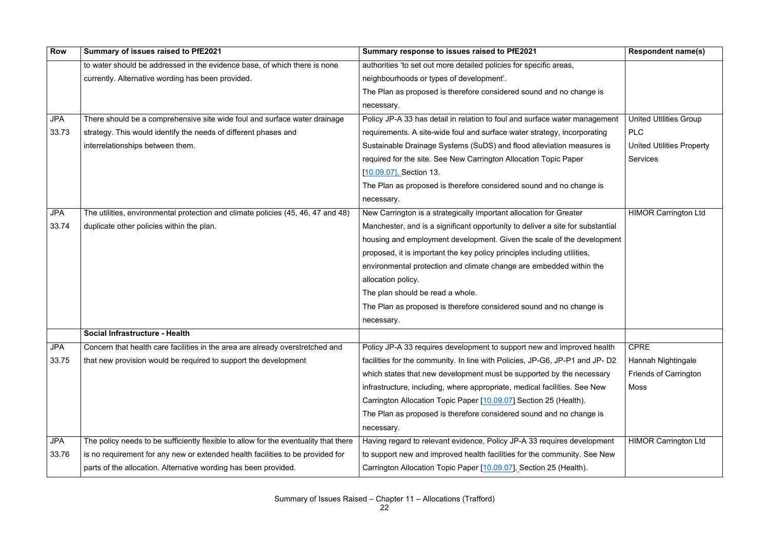| Row | Summary of issues raised to PfE2021 | Summary response to issues raised to PfE2021 | Respondent name(s) |
|---|---|---|---|
| | to water should be addressed in the evidence base, of which there is none currently. Alternative wording has been provided. | authorities 'to set out more detailed policies for specific areas, neighbourhoods or types of development'. The Plan as proposed is therefore considered sound and no change is necessary. | |
| JPA 33.73 | There should be a comprehensive site wide foul and surface water drainage strategy. This would identify the needs of different phases and interrelationships between them. | Policy JP-A 33 has detail in relation to foul and surface water management requirements. A site-wide foul and surface water strategy, incorporating Sustainable Drainage Systems (SuDS) and flood alleviation measures is required for the site. See New Carrington Allocation Topic Paper [10.09.07], Section 13. The Plan as proposed is therefore considered sound and no change is necessary. | United Utilities Group PLC United Utilities Property Services |
| JPA 33.74 | The utilities, environmental protection and climate policies (45, 46, 47 and 48) duplicate other policies within the plan. | New Carrington is a strategically important allocation for Greater Manchester, and is a significant opportunity to deliver a site for substantial housing and employment development. Given the scale of the development proposed, it is important the key policy principles including utilities, environmental protection and climate change are embedded within the allocation policy. The plan should be read a whole. The Plan as proposed is therefore considered sound and no change is necessary. | HIMOR Carrington Ltd |
| | **Social Infrastructure - Health** | | |
| JPA 33.75 | Concern that health care facilities in the area are already overstretched and that new provision would be required to support the development | Policy JP-A 33 requires development to support new and improved health facilities for the community. In line with Policies, JP-G6, JP-P1 and JP- D2 which states that new development must be supported by the necessary infrastructure, including, where appropriate, medical facilities. See New Carrington Allocation Topic Paper [10.09.07] Section 25 (Health). The Plan as proposed is therefore considered sound and no change is necessary. | CPRE Hannah Nightingale Friends of Carrington Moss |
| JPA 33.76 | The policy needs to be sufficiently flexible to allow for the eventuality that there is no requirement for any new or extended health facilities to be provided for parts of the allocation. Alternative wording has been provided. | Having regard to relevant evidence, Policy JP-A 33 requires development to support new and improved health facilities for the community. See New Carrington Allocation Topic Paper [10.09.07], Section 25 (Health). | HIMOR Carrington Ltd |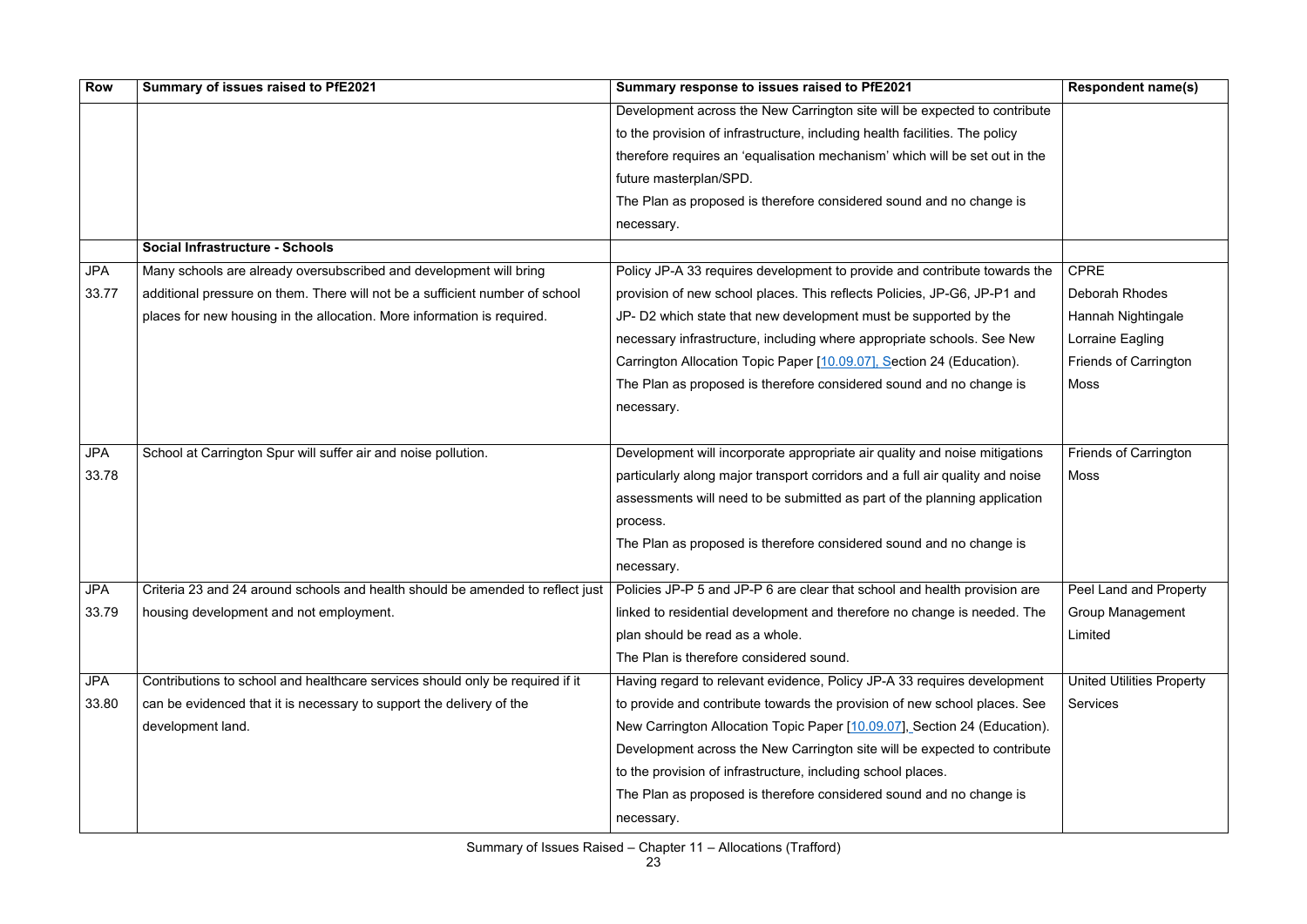| Row | Summary of issues raised to PfE2021 | Summary response to issues raised to PfE2021 | Respondent name(s) |
|---|---|---|---|
| | | Development across the New Carrington site will be expected to contribute to the provision of infrastructure, including health facilities. The policy therefore requires an 'equalisation mechanism' which will be set out in the future masterplan/SPD.<br>The Plan as proposed is therefore considered sound and no change is necessary. | |
| | **Social Infrastructure - Schools** | | |
| JPA 33.77 | Many schools are already oversubscribed and development will bring additional pressure on them. There will not be a sufficient number of school places for new housing in the allocation. More information is required. | Policy JP-A 33 requires development to provide and contribute towards the provision of new school places. This reflects Policies, JP-G6, JP-P1 and JP- D2 which state that new development must be supported by the necessary infrastructure, including where appropriate schools. See New Carrington Allocation Topic Paper [10.09.07], Section 24 (Education).<br>The Plan as proposed is therefore considered sound and no change is necessary. | CPRE<br>Deborah Rhodes<br>Hannah Nightingale<br>Lorraine Eagling<br>Friends of Carrington Moss |
| JPA 33.78 | School at Carrington Spur will suffer air and noise pollution. | Development will incorporate appropriate air quality and noise mitigations particularly along major transport corridors and a full air quality and noise assessments will need to be submitted as part of the planning application process.<br>The Plan as proposed is therefore considered sound and no change is necessary. | Friends of Carrington Moss |
| JPA 33.79 | Criteria 23 and 24 around schools and health should be amended to reflect just housing development and not employment. | Policies JP-P 5 and JP-P 6 are clear that school and health provision are linked to residential development and therefore no change is needed. The plan should be read as a whole.<br>The Plan is therefore considered sound. | Peel Land and Property Group Management Limited |
| JPA 33.80 | Contributions to school and healthcare services should only be required if it can be evidenced that it is necessary to support the delivery of the development land. | Having regard to relevant evidence, Policy JP-A 33 requires development to provide and contribute towards the provision of new school places. See New Carrington Allocation Topic Paper [10.09.07], Section 24 (Education). Development across the New Carrington site will be expected to contribute to the provision of infrastructure, including school places.<br>The Plan as proposed is therefore considered sound and no change is necessary. | United Utilities Property Services |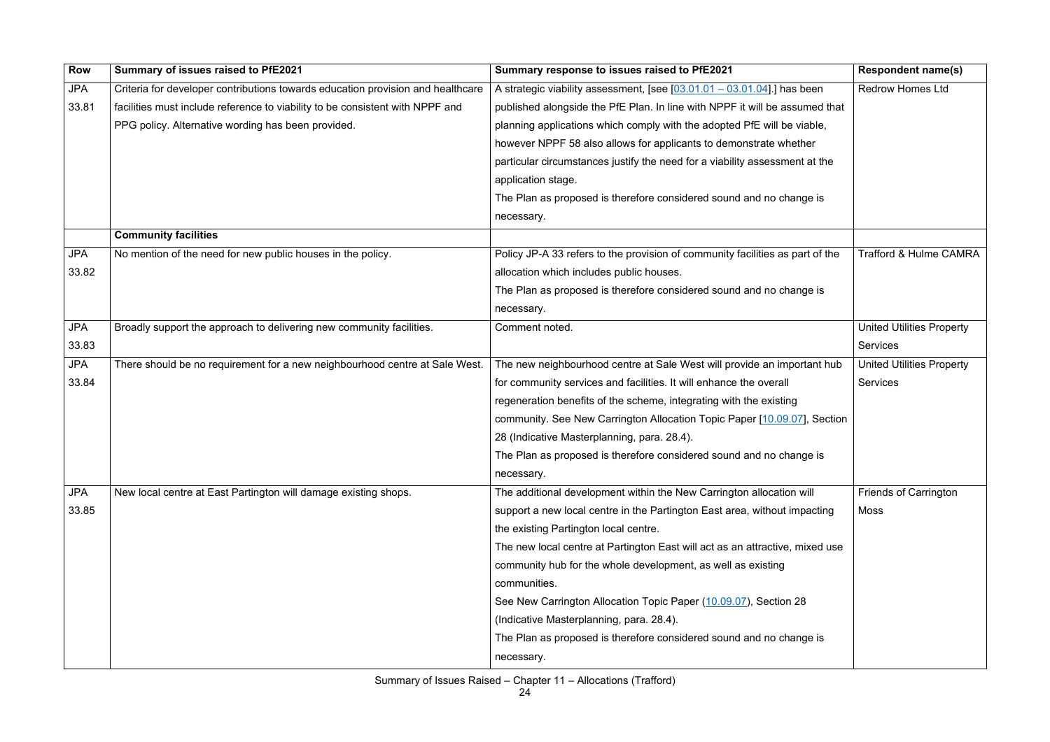| Row | Summary of issues raised to PfE2021 | Summary response to issues raised to PfE2021 | Respondent name(s) |
|---|---|---|---|
| JPA 33.81 | Criteria for developer contributions towards education provision and healthcare facilities must include reference to viability to be consistent with NPPF and PPG policy. Alternative wording has been provided. | A strategic viability assessment, [see [03.01.01 – 03.01.04].] has been published alongside the PfE Plan. In line with NPPF it will be assumed that planning applications which comply with the adopted PfE will be viable, however NPPF 58 also allows for applicants to demonstrate whether particular circumstances justify the need for a viability assessment at the application stage.<br>The Plan as proposed is therefore considered sound and no change is necessary. | Redrow Homes Ltd |
| | **Community facilities** | | |
| JPA 33.82 | No mention of the need for new public houses in the policy. | Policy JP-A 33 refers to the provision of community facilities as part of the allocation which includes public houses.<br>The Plan as proposed is therefore considered sound and no change is necessary. | Trafford & Hulme CAMRA |
| JPA 33.83 | Broadly support the approach to delivering new community facilities. | Comment noted. | United Utilities Property Services |
| JPA 33.84 | There should be no requirement for a new neighbourhood centre at Sale West. | The new neighbourhood centre at Sale West will provide an important hub for community services and facilities. It will enhance the overall regeneration benefits of the scheme, integrating with the existing community. See New Carrington Allocation Topic Paper [10.09.07], Section 28 (Indicative Masterplanning, para. 28.4).<br>The Plan as proposed is therefore considered sound and no change is necessary. | United Utilities Property Services |
| JPA 33.85 | New local centre at East Partington will damage existing shops. | The additional development within the New Carrington allocation will support a new local centre in the Partington East area, without impacting the existing Partington local centre.<br>The new local centre at Partington East will act as an attractive, mixed use community hub for the whole development, as well as existing communities.<br>See New Carrington Allocation Topic Paper (10.09.07), Section 28 (Indicative Masterplanning, para. 28.4).<br>The Plan as proposed is therefore considered sound and no change is necessary. | Friends of Carrington Moss |

Summary of Issues Raised – Chapter 11 – Allocations (Trafford)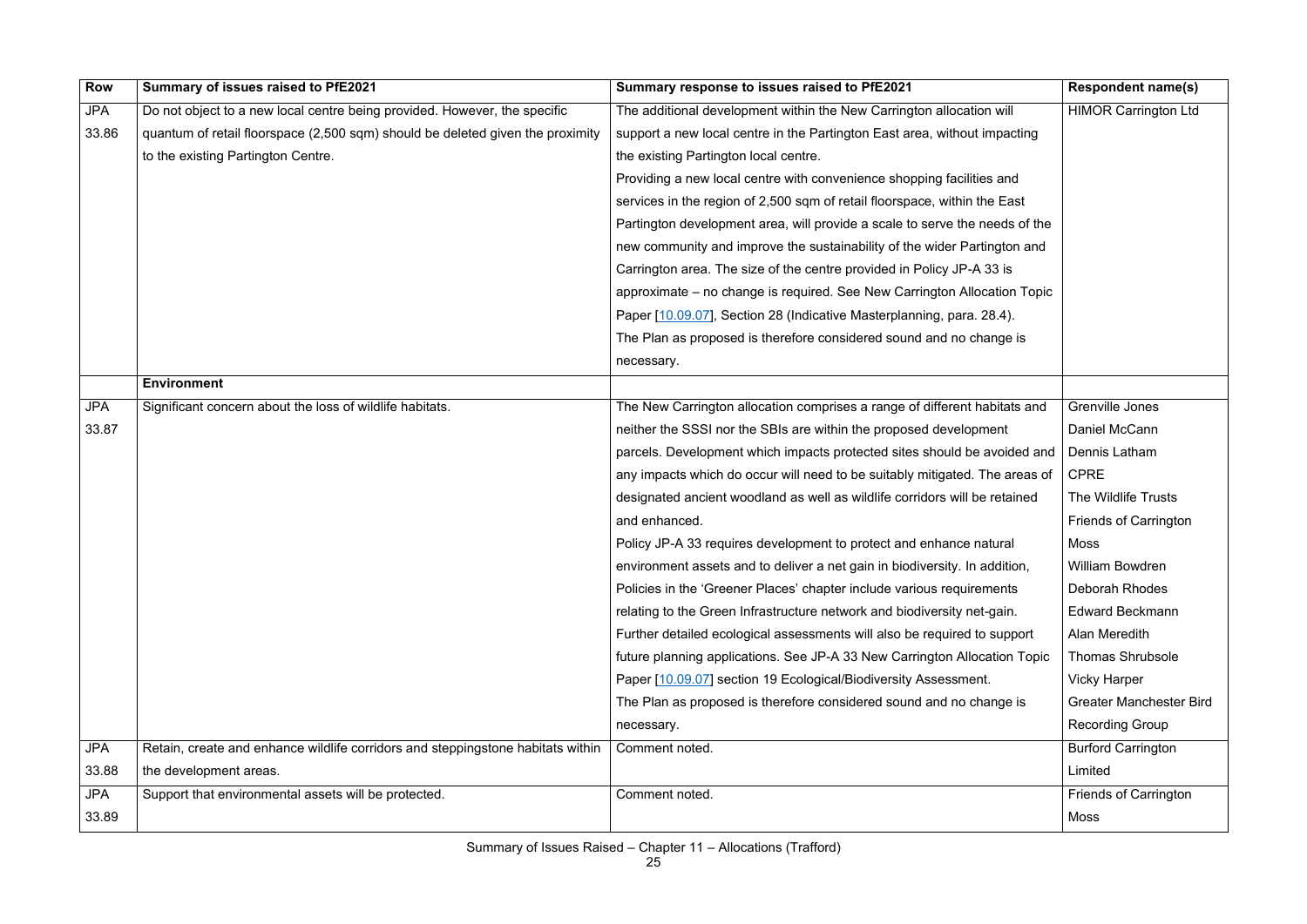| Row | Summary of issues raised to PfE2021 | Summary response to issues raised to PfE2021 | Respondent name(s) |
|---|---|---|---|
| JPA 33.86 | Do not object to a new local centre being provided. However, the specific quantum of retail floorspace (2,500 sqm) should be deleted given the proximity to the existing Partington Centre. | The additional development within the New Carrington allocation will support a new local centre in the Partington East area, without impacting the existing Partington local centre. Providing a new local centre with convenience shopping facilities and services in the region of 2,500 sqm of retail floorspace, within the East Partington development area, will provide a scale to serve the needs of the new community and improve the sustainability of the wider Partington and Carrington area. The size of the centre provided in Policy JP-A 33 is approximate – no change is required. See New Carrington Allocation Topic Paper [10.09.07], Section 28 (Indicative Masterplanning, para. 28.4). The Plan as proposed is therefore considered sound and no change is necessary. | HIMOR Carrington Ltd |
| | **Environment** | | |
| JPA 33.87 | Significant concern about the loss of wildlife habitats. | The New Carrington allocation comprises a range of different habitats and neither the SSSI nor the SBIs are within the proposed development parcels. Development which impacts protected sites should be avoided and any impacts which do occur will need to be suitably mitigated. The areas of designated ancient woodland as well as wildlife corridors will be retained and enhanced. Policy JP-A 33 requires development to protect and enhance natural environment assets and to deliver a net gain in biodiversity. In addition, Policies in the 'Greener Places' chapter include various requirements relating to the Green Infrastructure network and biodiversity net-gain. Further detailed ecological assessments will also be required to support future planning applications. See JP-A 33 New Carrington Allocation Topic Paper [10.09.07] section 19 Ecological/Biodiversity Assessment. The Plan as proposed is therefore considered sound and no change is necessary. | Grenville Jones<br>Daniel McCann<br>Dennis Latham<br>CPRE<br>The Wildlife Trusts<br>Friends of Carrington Moss<br>William Bowdren<br>Deborah Rhodes<br>Edward Beckmann<br>Alan Meredith<br>Thomas Shrubsole<br>Vicky Harper<br>Greater Manchester Bird Recording Group |
| JPA 33.88 | Retain, create and enhance wildlife corridors and steppingstone habitats within the development areas. | Comment noted. | Burford Carrington Limited |
| JPA 33.89 | Support that environmental assets will be protected. | Comment noted. | Friends of Carrington Moss |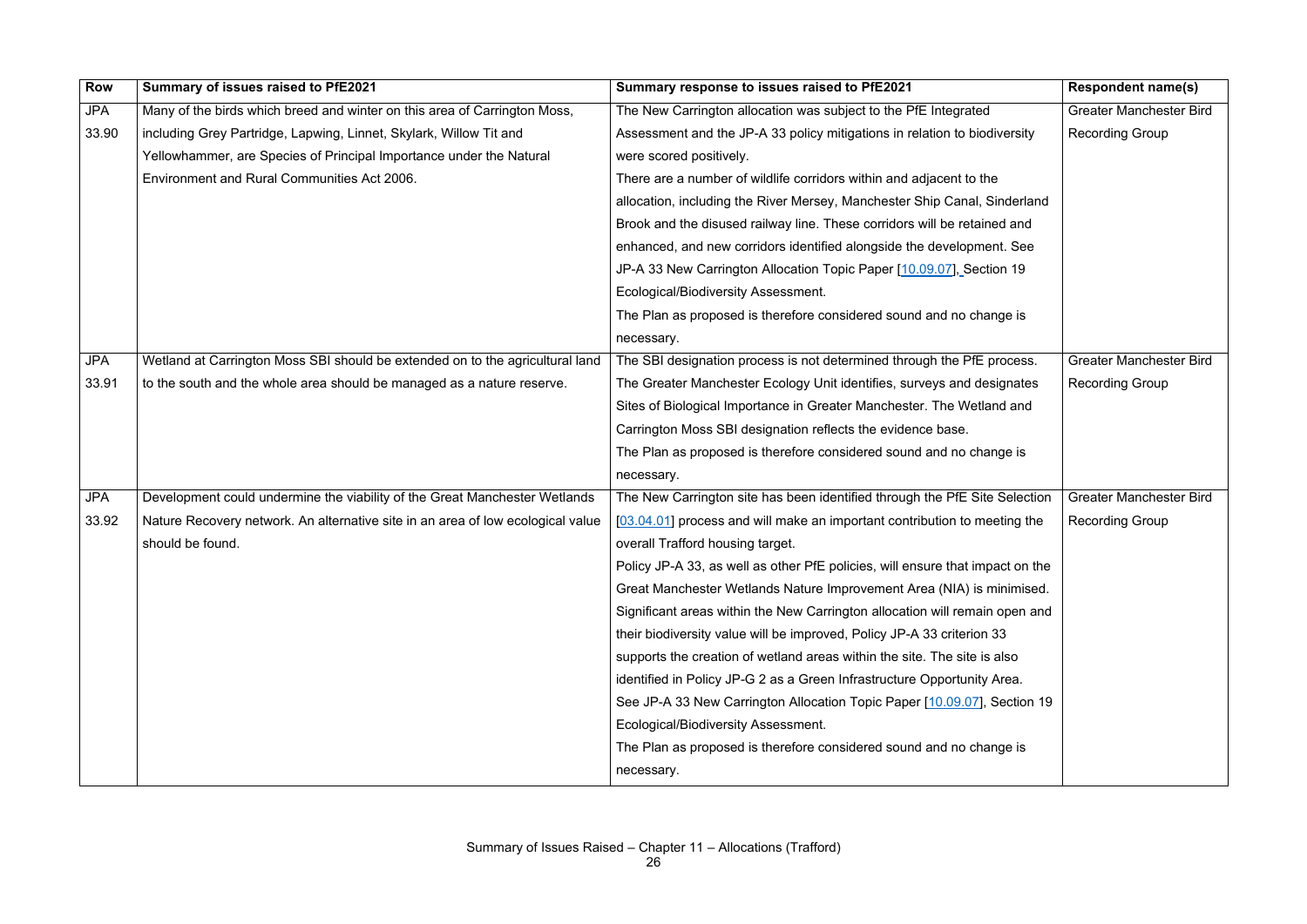| Row | Summary of issues raised to PfE2021 | Summary response to issues raised to PfE2021 | Respondent name(s) |
|---|---|---|---|
| JPA 33.90 | Many of the birds which breed and winter on this area of Carrington Moss, including Grey Partridge, Lapwing, Linnet, Skylark, Willow Tit and Yellowhammer, are Species of Principal Importance under the Natural Environment and Rural Communities Act 2006. | The New Carrington allocation was subject to the PfE Integrated Assessment and the JP-A 33 policy mitigations in relation to biodiversity were scored positively.<br>There are a number of wildlife corridors within and adjacent to the allocation, including the River Mersey, Manchester Ship Canal, Sinderland Brook and the disused railway line. These corridors will be retained and enhanced, and new corridors identified alongside the development. See JP-A 33 New Carrington Allocation Topic Paper [10.09.07], Section 19 Ecological/Biodiversity Assessment.<br>The Plan as proposed is therefore considered sound and no change is necessary. | Greater Manchester Bird Recording Group |
| JPA 33.91 | Wetland at Carrington Moss SBI should be extended on to the agricultural land to the south and the whole area should be managed as a nature reserve. | The SBI designation process is not determined through the PfE process. The Greater Manchester Ecology Unit identifies, surveys and designates Sites of Biological Importance in Greater Manchester. The Wetland and Carrington Moss SBI designation reflects the evidence base.<br>The Plan as proposed is therefore considered sound and no change is necessary. | Greater Manchester Bird Recording Group |
| JPA 33.92 | Development could undermine the viability of the Great Manchester Wetlands Nature Recovery network. An alternative site in an area of low ecological value should be found. | The New Carrington site has been identified through the PfE Site Selection [03.04.01] process and will make an important contribution to meeting the overall Trafford housing target.<br>Policy JP-A 33, as well as other PfE policies, will ensure that impact on the Great Manchester Wetlands Nature Improvement Area (NIA) is minimised. Significant areas within the New Carrington allocation will remain open and their biodiversity value will be improved, Policy JP-A 33 criterion 33 supports the creation of wetland areas within the site. The site is also identified in Policy JP-G 2 as a Green Infrastructure Opportunity Area. See JP-A 33 New Carrington Allocation Topic Paper [10.09.07], Section 19 Ecological/Biodiversity Assessment.<br>The Plan as proposed is therefore considered sound and no change is necessary. | Greater Manchester Bird Recording Group |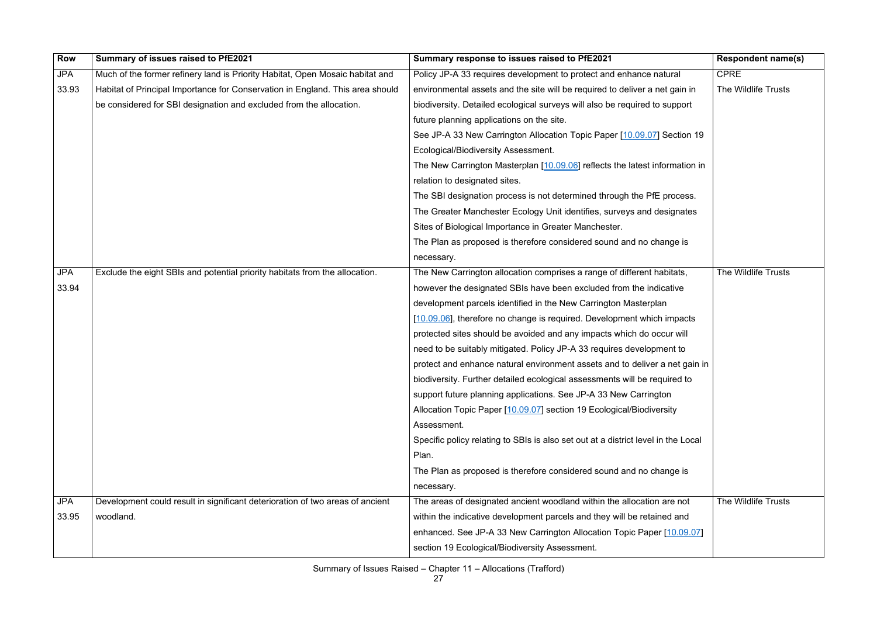| Row | Summary of issues raised to PfE2021 | Summary response to issues raised to PfE2021 | Respondent name(s) |
|---|---|---|---|
| JPA 33.93 | Much of the former refinery land is Priority Habitat, Open Mosaic habitat and Habitat of Principal Importance for Conservation in England. This area should be considered for SBI designation and excluded from the allocation. | Policy JP-A 33 requires development to protect and enhance natural environmental assets and the site will be required to deliver a net gain in biodiversity. Detailed ecological surveys will also be required to support future planning applications on the site.<br>See JP-A 33 New Carrington Allocation Topic Paper [10.09.07] Section 19 Ecological/Biodiversity Assessment.<br>The New Carrington Masterplan [10.09.06] reflects the latest information in relation to designated sites.<br>The SBI designation process is not determined through the PfE process. The Greater Manchester Ecology Unit identifies, surveys and designates Sites of Biological Importance in Greater Manchester.<br>The Plan as proposed is therefore considered sound and no change is necessary. | CPRE<br>The Wildlife Trusts |
| JPA 33.94 | Exclude the eight SBIs and potential priority habitats from the allocation. | The New Carrington allocation comprises a range of different habitats, however the designated SBIs have been excluded from the indicative development parcels identified in the New Carrington Masterplan [10.09.06], therefore no change is required. Development which impacts protected sites should be avoided and any impacts which do occur will need to be suitably mitigated. Policy JP-A 33 requires development to protect and enhance natural environment assets and to deliver a net gain in biodiversity. Further detailed ecological assessments will be required to support future planning applications. See JP-A 33 New Carrington Allocation Topic Paper [10.09.07] section 19 Ecological/Biodiversity Assessment.<br>Specific policy relating to SBIs is also set out at a district level in the Local Plan.<br>The Plan as proposed is therefore considered sound and no change is necessary. | The Wildlife Trusts |
| JPA 33.95 | Development could result in significant deterioration of two areas of ancient woodland. | The areas of designated ancient woodland within the allocation are not within the indicative development parcels and they will be retained and enhanced. See JP-A 33 New Carrington Allocation Topic Paper [10.09.07] section 19 Ecological/Biodiversity Assessment. | The Wildlife Trusts |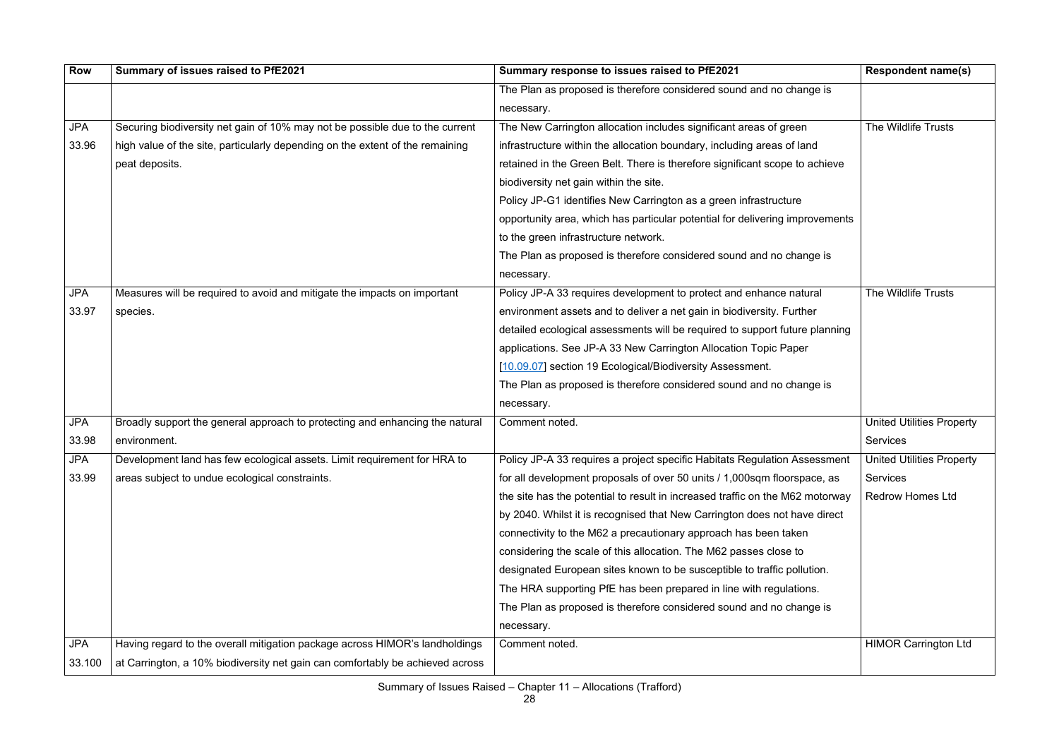| Row | Summary of issues raised to PfE2021 | Summary response to issues raised to PfE2021 | Respondent name(s) |
|---|---|---|---|
| | | The Plan as proposed is therefore considered sound and no change is necessary. | |
| JPA 33.96 | Securing biodiversity net gain of 10% may not be possible due to the current high value of the site, particularly depending on the extent of the remaining peat deposits. | The New Carrington allocation includes significant areas of green infrastructure within the allocation boundary, including areas of land retained in the Green Belt. There is therefore significant scope to achieve biodiversity net gain within the site.<br>Policy JP-G1 identifies New Carrington as a green infrastructure opportunity area, which has particular potential for delivering improvements to the green infrastructure network.<br>The Plan as proposed is therefore considered sound and no change is necessary. | The Wildlife Trusts |
| JPA 33.97 | Measures will be required to avoid and mitigate the impacts on important species. | Policy JP-A 33 requires development to protect and enhance natural environment assets and to deliver a net gain in biodiversity. Further detailed ecological assessments will be required to support future planning applications. See JP-A 33 New Carrington Allocation Topic Paper [10.09.07] section 19 Ecological/Biodiversity Assessment.<br>The Plan as proposed is therefore considered sound and no change is necessary. | The Wildlife Trusts |
| JPA 33.98 | Broadly support the general approach to protecting and enhancing the natural environment. | Comment noted. | United Utilities Property Services |
| JPA 33.99 | Development land has few ecological assets. Limit requirement for HRA to areas subject to undue ecological constraints. | Policy JP-A 33 requires a project specific Habitats Regulation Assessment for all development proposals of over 50 units / 1,000sqm floorspace, as the site has the potential to result in increased traffic on the M62 motorway by 2040. Whilst it is recognised that New Carrington does not have direct connectivity to the M62 a precautionary approach has been taken considering the scale of this allocation. The M62 passes close to designated European sites known to be susceptible to traffic pollution.<br>The HRA supporting PfE has been prepared in line with regulations.<br>The Plan as proposed is therefore considered sound and no change is necessary. | United Utilities Property Services<br>Redrow Homes Ltd |
| JPA 33.100 | Having regard to the overall mitigation package across HIMOR's landholdings at Carrington, a 10% biodiversity net gain can comfortably be achieved across | Comment noted. | HIMOR Carrington Ltd |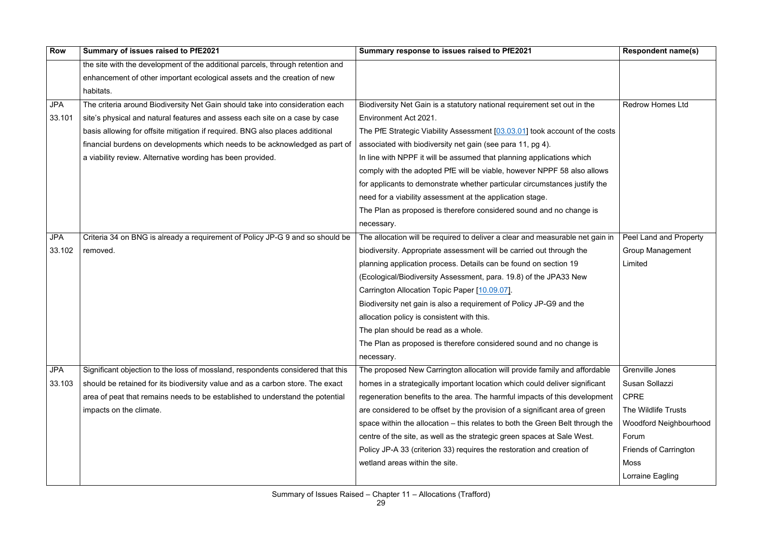| Row | Summary of issues raised to PfE2021 | Summary response to issues raised to PfE2021 | Respondent name(s) |
|---|---|---|---|
| | the site with the development of the additional parcels, through retention and enhancement of other important ecological assets and the creation of new habitats. | | |
| JPA 33.101 | The criteria around Biodiversity Net Gain should take into consideration each site's physical and natural features and assess each site on a case by case basis allowing for offsite mitigation if required. BNG also places additional financial burdens on developments which needs to be acknowledged as part of a viability review. Alternative wording has been provided. | Biodiversity Net Gain is a statutory national requirement set out in the Environment Act 2021.<br>The PfE Strategic Viability Assessment [03.03.01] took account of the costs associated with biodiversity net gain (see para 11, pg 4).<br>In line with NPPF it will be assumed that planning applications which comply with the adopted PfE will be viable, however NPPF 58 also allows for applicants to demonstrate whether particular circumstances justify the need for a viability assessment at the application stage.<br>The Plan as proposed is therefore considered sound and no change is necessary. | Redrow Homes Ltd |
| JPA 33.102 | Criteria 34 on BNG is already a requirement of Policy JP-G 9 and so should be removed. | The allocation will be required to deliver a clear and measurable net gain in biodiversity. Appropriate assessment will be carried out through the planning application process. Details can be found on section 19 (Ecological/Biodiversity Assessment, para. 19.8) of the JPA33 New Carrington Allocation Topic Paper [10.09.07].<br>Biodiversity net gain is also a requirement of Policy JP-G9 and the allocation policy is consistent with this.<br>The plan should be read as a whole.<br>The Plan as proposed is therefore considered sound and no change is necessary. | Peel Land and Property Group Management Limited |
| JPA 33.103 | Significant objection to the loss of mossland, respondents considered that this should be retained for its biodiversity value and as a carbon store. The exact area of peat that remains needs to be established to understand the potential impacts on the climate. | The proposed New Carrington allocation will provide family and affordable homes in a strategically important location which could deliver significant regeneration benefits to the area. The harmful impacts of this development are considered to be offset by the provision of a significant area of green space within the allocation – this relates to both the Green Belt through the centre of the site, as well as the strategic green spaces at Sale West.<br>Policy JP-A 33 (criterion 33) requires the restoration and creation of wetland areas within the site. | Grenville Jones<br>Susan Sollazzi<br>CPRE<br>The Wildlife Trusts<br>Woodford Neighbourhood Forum<br>Friends of Carrington Moss<br>Lorraine Eagling |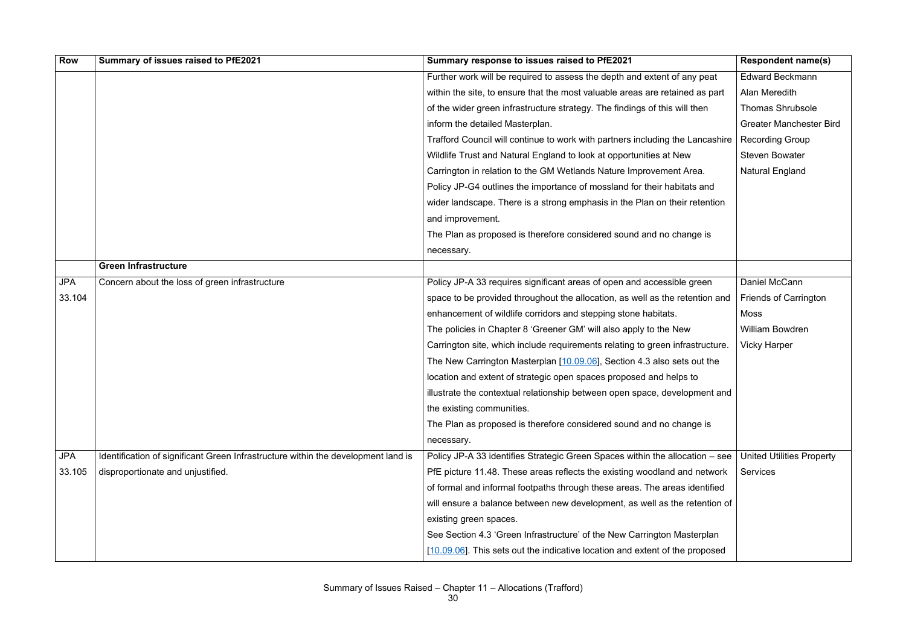| Row | Summary of issues raised to PfE2021 | Summary response to issues raised to PfE2021 | Respondent name(s) |
|---|---|---|---|
| | | Further work will be required to assess the depth and extent of any peat within the site, to ensure that the most valuable areas are retained as part of the wider green infrastructure strategy. The findings of this will then inform the detailed Masterplan.<br>Trafford Council will continue to work with partners including the Lancashire Wildlife Trust and Natural England to look at opportunities at New Carrington in relation to the GM Wetlands Nature Improvement Area.<br>Policy JP-G4 outlines the importance of mossland for their habitats and wider landscape. There is a strong emphasis in the Plan on their retention and improvement.<br>The Plan as proposed is therefore considered sound and no change is necessary. | Edward Beckmann<br>Alan Meredith<br>Thomas Shrubsole<br>Greater Manchester Bird Recording Group<br>Steven Bowater<br>Natural England |
| | **Green Infrastructure** | | |
| JPA 33.104 | Concern about the loss of green infrastructure | Policy JP-A 33 requires significant areas of open and accessible green space to be provided throughout the allocation, as well as the retention and enhancement of wildlife corridors and stepping stone habitats.<br>The policies in Chapter 8 'Greener GM' will also apply to the New Carrington site, which include requirements relating to green infrastructure.<br>The New Carrington Masterplan [10.09.06], Section 4.3 also sets out the location and extent of strategic open spaces proposed and helps to illustrate the contextual relationship between open space, development and the existing communities.<br>The Plan as proposed is therefore considered sound and no change is necessary. | Daniel McCann<br>Friends of Carrington Moss<br>William Bowdren<br>Vicky Harper |
| JPA 33.105 | Identification of significant Green Infrastructure within the development land is disproportionate and unjustified. | Policy JP-A 33 identifies Strategic Green Spaces within the allocation – see PfE picture 11.48. These areas reflects the existing woodland and network of formal and informal footpaths through these areas. The areas identified will ensure a balance between new development, as well as the retention of existing green spaces.<br>See Section 4.3 'Green Infrastructure' of the New Carrington Masterplan [10.09.06]. This sets out the indicative location and extent of the proposed | United Utilities Property Services |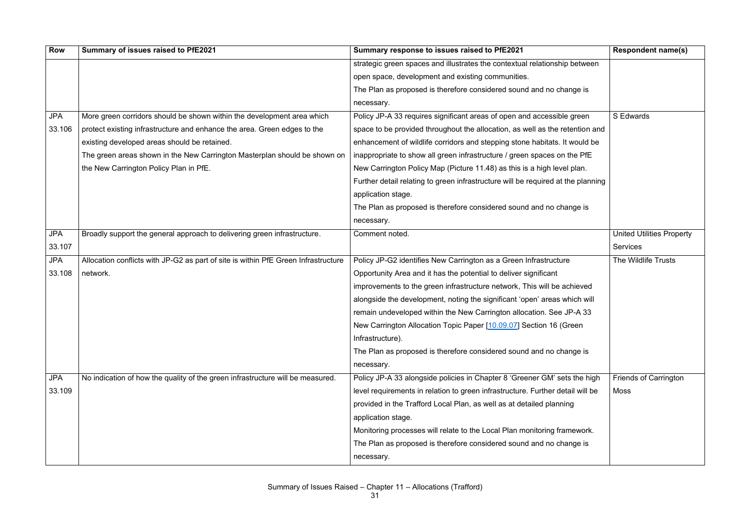| Row | Summary of issues raised to PfE2021 | Summary response to issues raised to PfE2021 | Respondent name(s) |
| --- | --- | --- | --- |
| | | strategic green spaces and illustrates the contextual relationship between open space, development and existing communities.<br>The Plan as proposed is therefore considered sound and no change is necessary. | |
| JPA 33.106 | More green corridors should be shown within the development area which protect existing infrastructure and enhance the area. Green edges to the existing developed areas should be retained.<br>The green areas shown in the New Carrington Masterplan should be shown on the New Carrington Policy Plan in PfE. | Policy JP-A 33 requires significant areas of open and accessible green space to be provided throughout the allocation, as well as the retention and enhancement of wildlife corridors and stepping stone habitats. It would be inappropriate to show all green infrastructure / green spaces on the PfE New Carrington Policy Map (Picture 11.48) as this is a high level plan. Further detail relating to green infrastructure will be required at the planning application stage.<br>The Plan as proposed is therefore considered sound and no change is necessary. | S Edwards |
| JPA 33.107 | Broadly support the general approach to delivering green infrastructure. | Comment noted. | United Utilities Property Services |
| JPA 33.108 | Allocation conflicts with JP-G2 as part of site is within PfE Green Infrastructure network. | Policy JP-G2 identifies New Carrington as a Green Infrastructure Opportunity Area and it has the potential to deliver significant improvements to the green infrastructure network, This will be achieved alongside the development, noting the significant 'open' areas which will remain undeveloped within the New Carrington allocation. See JP-A 33 New Carrington Allocation Topic Paper [10.09.07] Section 16 (Green Infrastructure).<br>The Plan as proposed is therefore considered sound and no change is necessary. | The Wildlife Trusts |
| JPA 33.109 | No indication of how the quality of the green infrastructure will be measured. | Policy JP-A 33 alongside policies in Chapter 8 'Greener GM' sets the high level requirements in relation to green infrastructure. Further detail will be provided in the Trafford Local Plan, as well as at detailed planning application stage.<br>Monitoring processes will relate to the Local Plan monitoring framework.<br>The Plan as proposed is therefore considered sound and no change is necessary. | Friends of Carrington Moss |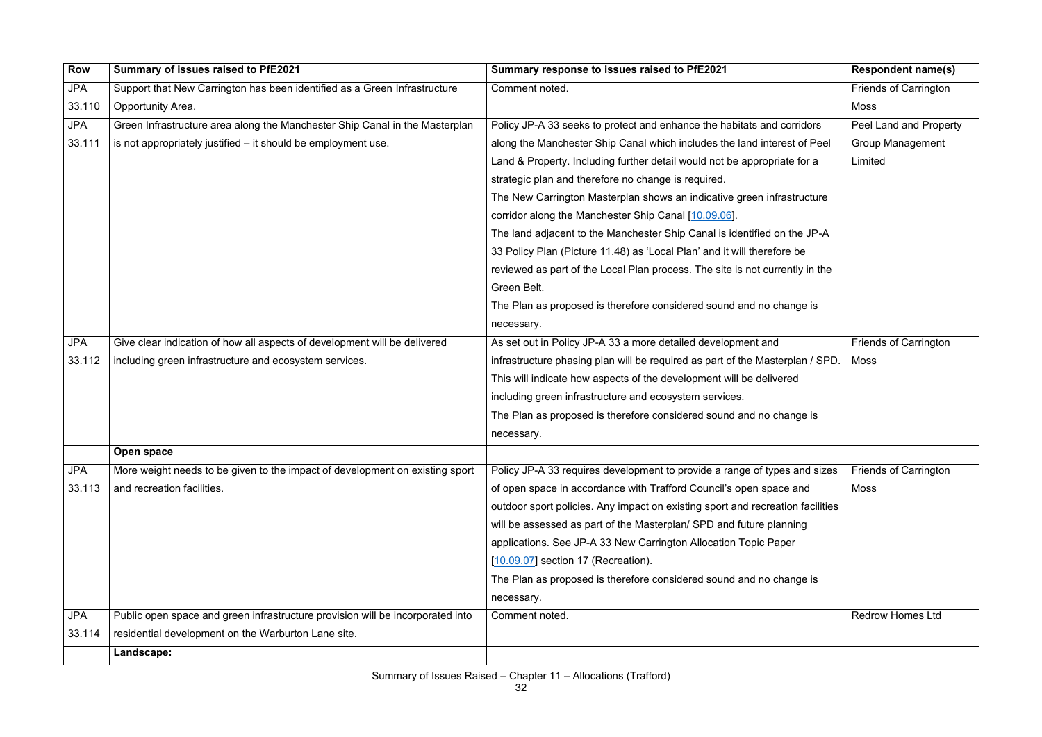| Row | Summary of issues raised to PfE2021 | Summary response to issues raised to PfE2021 | Respondent name(s) |
|---|---|---|---|
| JPA 33.110 | Support that New Carrington has been identified as a Green Infrastructure Opportunity Area. | Comment noted. | Friends of Carrington Moss |
| JPA 33.111 | Green Infrastructure area along the Manchester Ship Canal in the Masterplan is not appropriately justified – it should be employment use. | Policy JP-A 33 seeks to protect and enhance the habitats and corridors along the Manchester Ship Canal which includes the land interest of Peel Land & Property. Including further detail would not be appropriate for a strategic plan and therefore no change is required. The New Carrington Masterplan shows an indicative green infrastructure corridor along the Manchester Ship Canal [10.09.06]. The land adjacent to the Manchester Ship Canal is identified on the JP-A 33 Policy Plan (Picture 11.48) as 'Local Plan' and it will therefore be reviewed as part of the Local Plan process. The site is not currently in the Green Belt. The Plan as proposed is therefore considered sound and no change is necessary. | Peel Land and Property Group Management Limited |
| JPA 33.112 | Give clear indication of how all aspects of development will be delivered including green infrastructure and ecosystem services. | As set out in Policy JP-A 33 a more detailed development and infrastructure phasing plan will be required as part of the Masterplan / SPD. This will indicate how aspects of the development will be delivered including green infrastructure and ecosystem services. The Plan as proposed is therefore considered sound and no change is necessary. | Friends of Carrington Moss |
| | **Open space** | | |
| JPA 33.113 | More weight needs to be given to the impact of development on existing sport and recreation facilities. | Policy JP-A 33 requires development to provide a range of types and sizes of open space in accordance with Trafford Council's open space and outdoor sport policies. Any impact on existing sport and recreation facilities will be assessed as part of the Masterplan/ SPD and future planning applications. See JP-A 33 New Carrington Allocation Topic Paper [10.09.07] section 17 (Recreation). The Plan as proposed is therefore considered sound and no change is necessary. | Friends of Carrington Moss |
| JPA 33.114 | Public open space and green infrastructure provision will be incorporated into residential development on the Warburton Lane site. | Comment noted. | Redrow Homes Ltd |
| | **Landscape:** | | |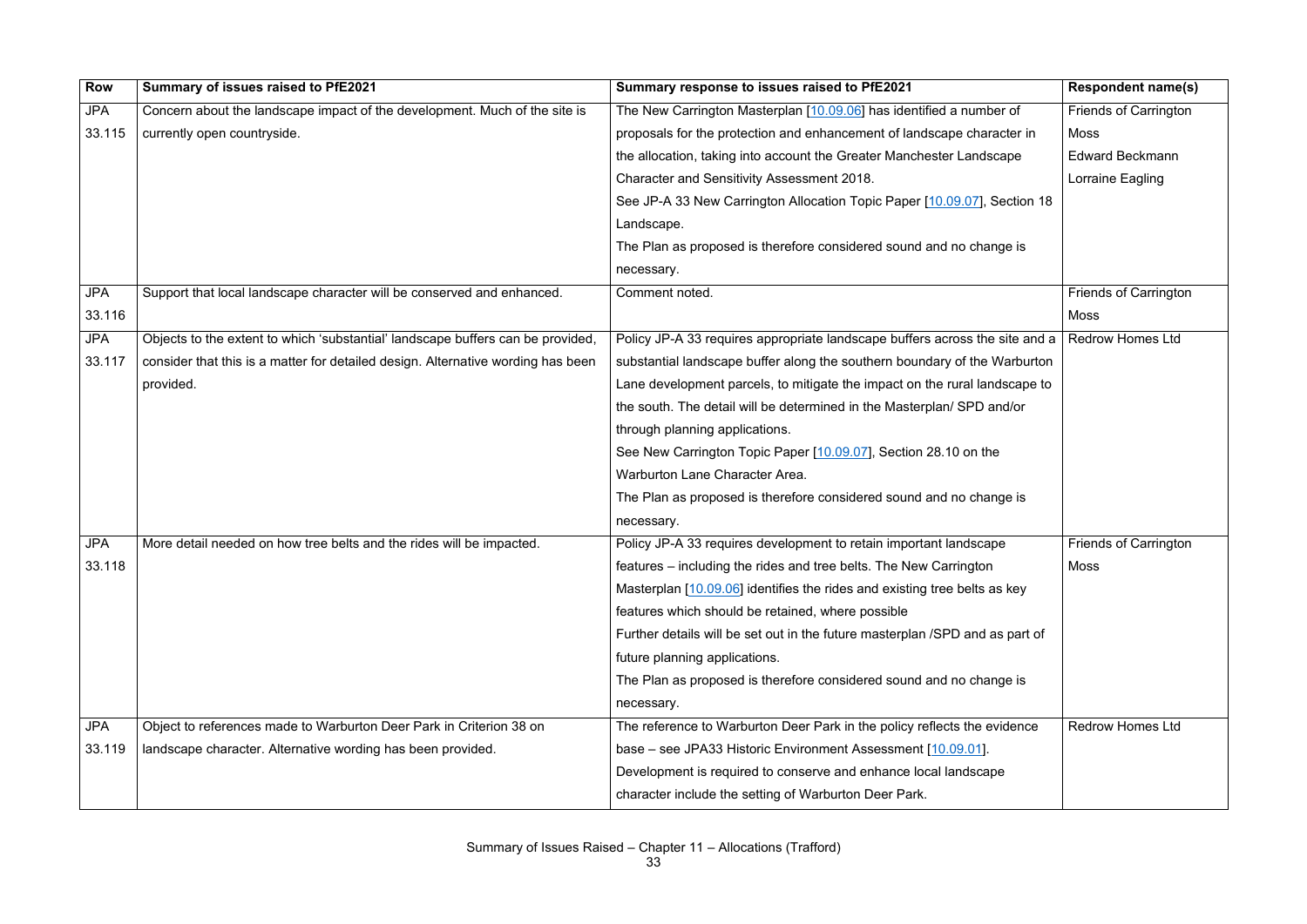| Row | Summary of issues raised to PfE2021 | Summary response to issues raised to PfE2021 | Respondent name(s) |
|---|---|---|---|
| JPA 33.115 | Concern about the landscape impact of the development. Much of the site is currently open countryside. | The New Carrington Masterplan [10.09.06] has identified a number of proposals for the protection and enhancement of landscape character in the allocation, taking into account the Greater Manchester Landscape Character and Sensitivity Assessment 2018. See JP-A 33 New Carrington Allocation Topic Paper [10.09.07], Section 18 Landscape. The Plan as proposed is therefore considered sound and no change is necessary. | Friends of Carrington Moss Edward Beckmann Lorraine Eagling |
| JPA 33.116 | Support that local landscape character will be conserved and enhanced. | Comment noted. | Friends of Carrington Moss |
| JPA 33.117 | Objects to the extent to which 'substantial' landscape buffers can be provided, consider that this is a matter for detailed design. Alternative wording has been provided. | Policy JP-A 33 requires appropriate landscape buffers across the site and a substantial landscape buffer along the southern boundary of the Warburton Lane development parcels, to mitigate the impact on the rural landscape to the south. The detail will be determined in the Masterplan/ SPD and/or through planning applications. See New Carrington Topic Paper [10.09.07], Section 28.10 on the Warburton Lane Character Area. The Plan as proposed is therefore considered sound and no change is necessary. | Redrow Homes Ltd |
| JPA 33.118 | More detail needed on how tree belts and the rides will be impacted. | Policy JP-A 33 requires development to retain important landscape features – including the rides and tree belts. The New Carrington Masterplan [10.09.06] identifies the rides and existing tree belts as key features which should be retained, where possible Further details will be set out in the future masterplan /SPD and as part of future planning applications. The Plan as proposed is therefore considered sound and no change is necessary. | Friends of Carrington Moss |
| JPA 33.119 | Object to references made to Warburton Deer Park in Criterion 38 on landscape character. Alternative wording has been provided. | The reference to Warburton Deer Park in the policy reflects the evidence base – see JPA33 Historic Environment Assessment [10.09.01]. Development is required to conserve and enhance local landscape character include the setting of Warburton Deer Park. | Redrow Homes Ltd |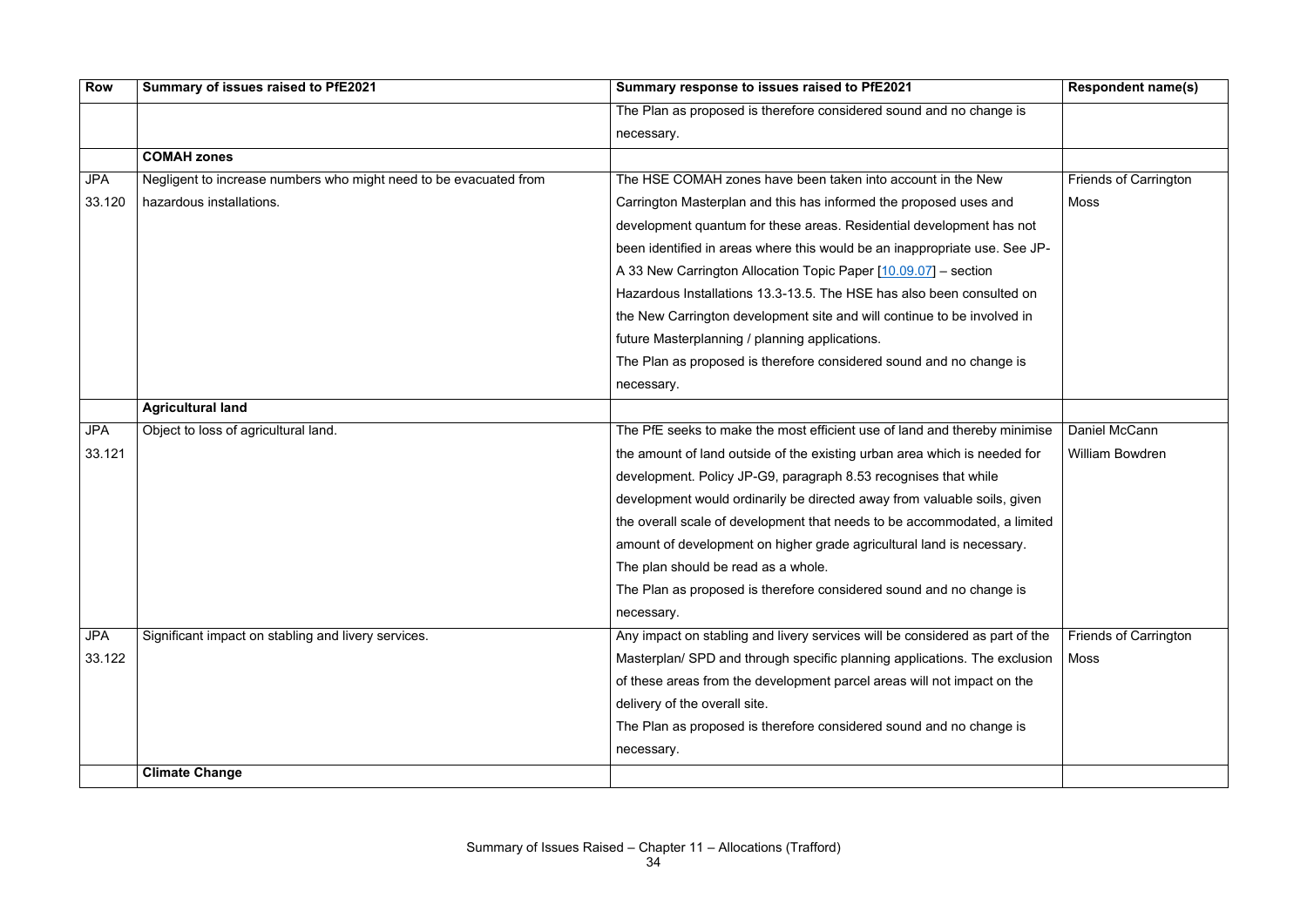| Row | Summary of issues raised to PfE2021 | Summary response to issues raised to PfE2021 | Respondent name(s) |
|---|---|---|---|
| | | The Plan as proposed is therefore considered sound and no change is necessary. | |
| | **COMAH zones** | | |
| JPA 33.120 | Negligent to increase numbers who might need to be evacuated from hazardous installations. | The HSE COMAH zones have been taken into account in the New Carrington Masterplan and this has informed the proposed uses and development quantum for these areas. Residential development has not been identified in areas where this would be an inappropriate use. See JP-A 33 New Carrington Allocation Topic Paper [10.09.07] – section Hazardous Installations 13.3-13.5. The HSE has also been consulted on the New Carrington development site and will continue to be involved in future Masterplanning / planning applications.<br>The Plan as proposed is therefore considered sound and no change is necessary. | Friends of Carrington Moss |
| | **Agricultural land** | | |
| JPA 33.121 | Object to loss of agricultural land. | The PfE seeks to make the most efficient use of land and thereby minimise the amount of land outside of the existing urban area which is needed for development. Policy JP-G9, paragraph 8.53 recognises that while development would ordinarily be directed away from valuable soils, given the overall scale of development that needs to be accommodated, a limited amount of development on higher grade agricultural land is necessary. The plan should be read as a whole.<br>The Plan as proposed is therefore considered sound and no change is necessary. | Daniel McCann<br>William Bowdren |
| JPA 33.122 | Significant impact on stabling and livery services. | Any impact on stabling and livery services will be considered as part of the Masterplan/ SPD and through specific planning applications. The exclusion of these areas from the development parcel areas will not impact on the delivery of the overall site.<br>The Plan as proposed is therefore considered sound and no change is necessary. | Friends of Carrington Moss |
| | **Climate Change** | | |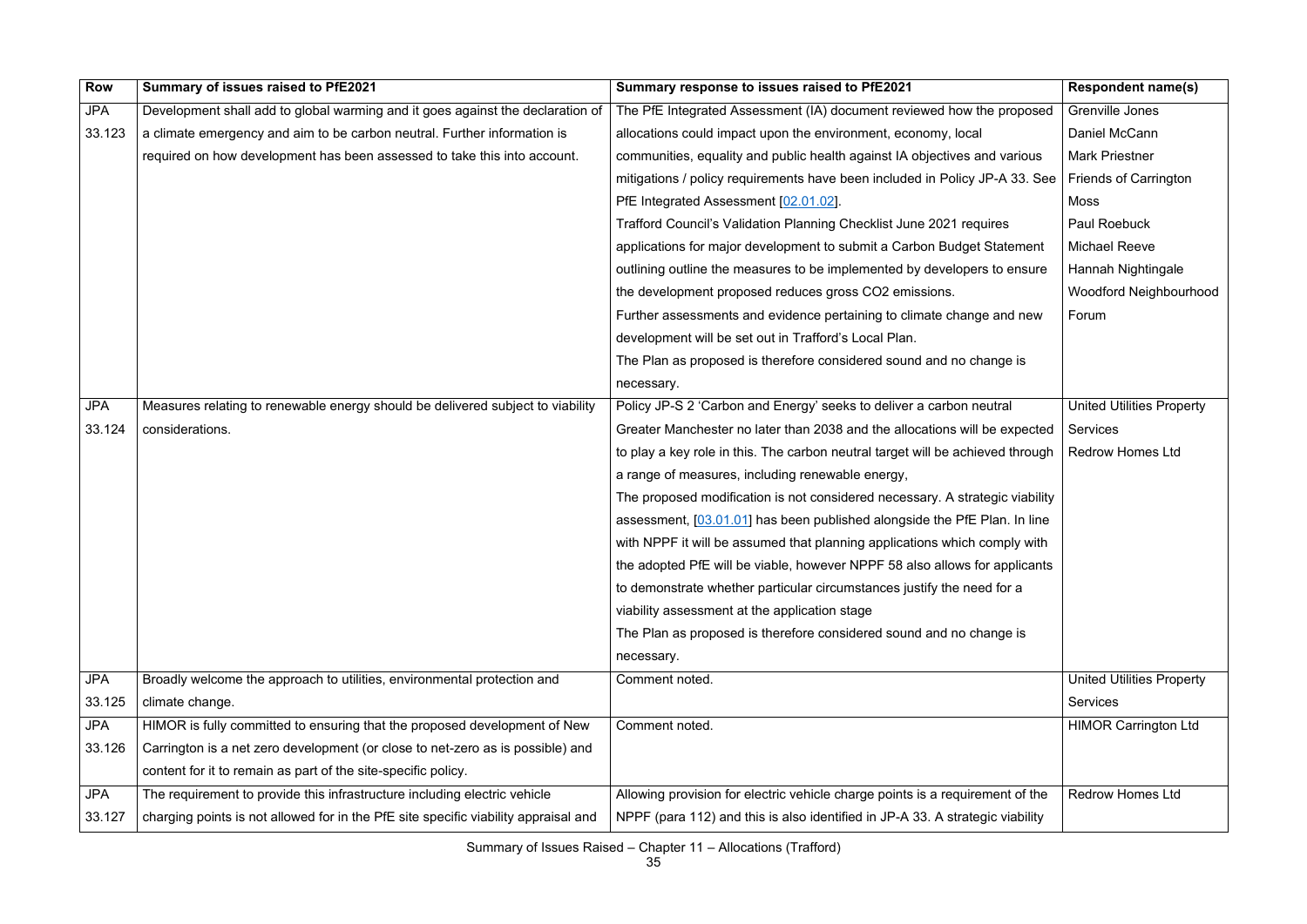| Row | Summary of issues raised to PfE2021 | Summary response to issues raised to PfE2021 | Respondent name(s) |
|---|---|---|---|
| JPA 33.123 | Development shall add to global warming and it goes against the declaration of a climate emergency and aim to be carbon neutral. Further information is required on how development has been assessed to take this into account. | The PfE Integrated Assessment (IA) document reviewed how the proposed allocations could impact upon the environment, economy, local communities, equality and public health against IA objectives and various mitigations / policy requirements have been included in Policy JP-A 33. See PfE Integrated Assessment [02.01.02]. Trafford Council's Validation Planning Checklist June 2021 requires applications for major development to submit a Carbon Budget Statement outlining outline the measures to be implemented by developers to ensure the development proposed reduces gross CO2 emissions. Further assessments and evidence pertaining to climate change and new development will be set out in Trafford's Local Plan. The Plan as proposed is therefore considered sound and no change is necessary. | Grenville Jones Daniel McCann Mark Priestner Friends of Carrington Moss Paul Roebuck Michael Reeve Hannah Nightingale Woodford Neighbourhood Forum |
| JPA 33.124 | Measures relating to renewable energy should be delivered subject to viability considerations. | Policy JP-S 2 'Carbon and Energy' seeks to deliver a carbon neutral Greater Manchester no later than 2038 and the allocations will be expected to play a key role in this. The carbon neutral target will be achieved through a range of measures, including renewable energy, The proposed modification is not considered necessary. A strategic viability assessment, [03.01.01] has been published alongside the PfE Plan. In line with NPPF it will be assumed that planning applications which comply with the adopted PfE will be viable, however NPPF 58 also allows for applicants to demonstrate whether particular circumstances justify the need for a viability assessment at the application stage The Plan as proposed is therefore considered sound and no change is necessary. | United Utilities Property Services Redrow Homes Ltd |
| JPA 33.125 | Broadly welcome the approach to utilities, environmental protection and climate change. | Comment noted. | United Utilities Property Services |
| JPA 33.126 | HIMOR is fully committed to ensuring that the proposed development of New Carrington is a net zero development (or close to net-zero as is possible) and content for it to remain as part of the site-specific policy. | Comment noted. | HIMOR Carrington Ltd |
| JPA 33.127 | The requirement to provide this infrastructure including electric vehicle charging points is not allowed for in the PfE site specific viability appraisal and | Allowing provision for electric vehicle charge points is a requirement of the NPPF (para 112) and this is also identified in JP-A 33. A strategic viability | Redrow Homes Ltd |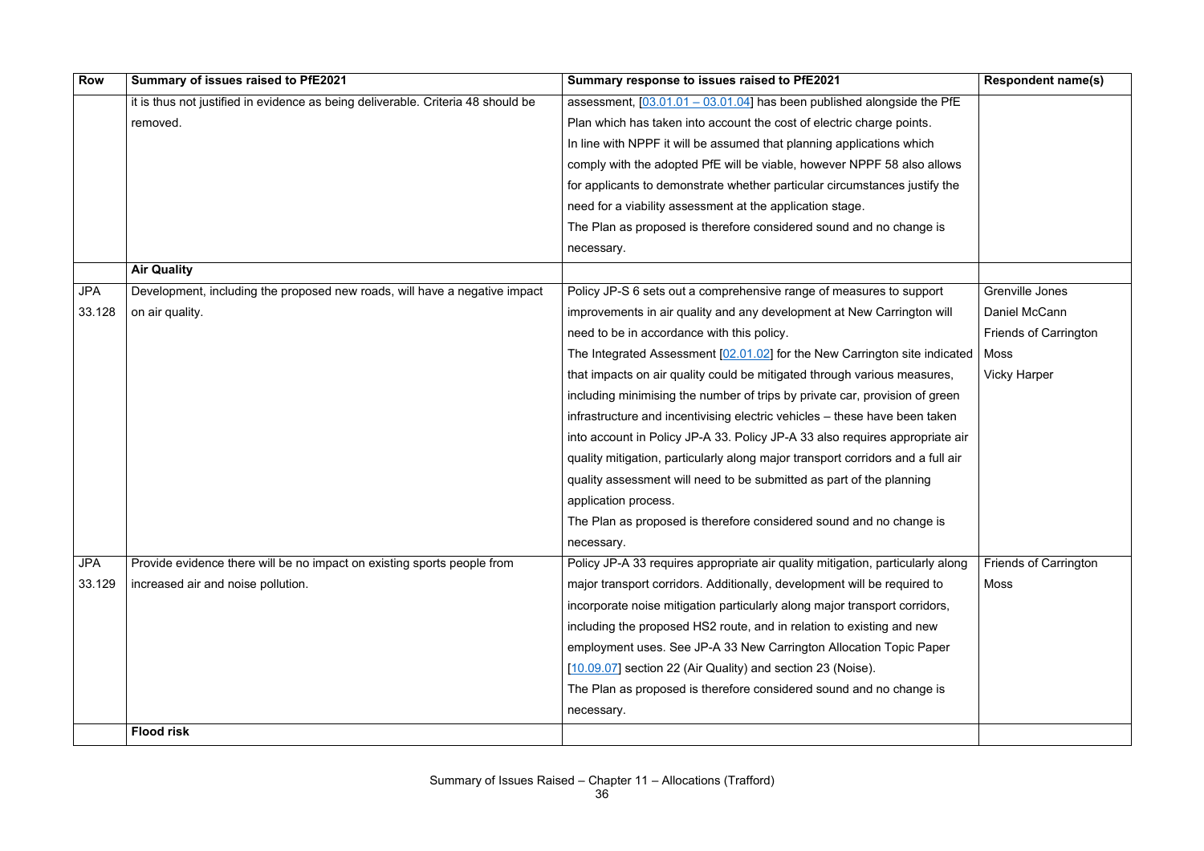| Row | Summary of issues raised to PfE2021 | Summary response to issues raised to PfE2021 | Respondent name(s) |
|---|---|---|---|
| | it is thus not justified in evidence as being deliverable. Criteria 48 should be removed. | assessment, [03.01.01 – 03.01.04] has been published alongside the PfE Plan which has taken into account the cost of electric charge points. In line with NPPF it will be assumed that planning applications which comply with the adopted PfE will be viable, however NPPF 58 also allows for applicants to demonstrate whether particular circumstances justify the need for a viability assessment at the application stage. The Plan as proposed is therefore considered sound and no change is necessary. | |
| | **Air Quality** | | |
| JPA 33.128 | Development, including the proposed new roads, will have a negative impact on air quality. | Policy JP-S 6 sets out a comprehensive range of measures to support improvements in air quality and any development at New Carrington will need to be in accordance with this policy. The Integrated Assessment [02.01.02] for the New Carrington site indicated that impacts on air quality could be mitigated through various measures, including minimising the number of trips by private car, provision of green infrastructure and incentivising electric vehicles – these have been taken into account in Policy JP-A 33. Policy JP-A 33 also requires appropriate air quality mitigation, particularly along major transport corridors and a full air quality assessment will need to be submitted as part of the planning application process. The Plan as proposed is therefore considered sound and no change is necessary. | Grenville Jones Daniel McCann Friends of Carrington Moss Vicky Harper |
| JPA 33.129 | Provide evidence there will be no impact on existing sports people from increased air and noise pollution. | Policy JP-A 33 requires appropriate air quality mitigation, particularly along major transport corridors. Additionally, development will be required to incorporate noise mitigation particularly along major transport corridors, including the proposed HS2 route, and in relation to existing and new employment uses. See JP-A 33 New Carrington Allocation Topic Paper [10.09.07] section 22 (Air Quality) and section 23 (Noise). The Plan as proposed is therefore considered sound and no change is necessary. | Friends of Carrington Moss |
| | **Flood risk** | | |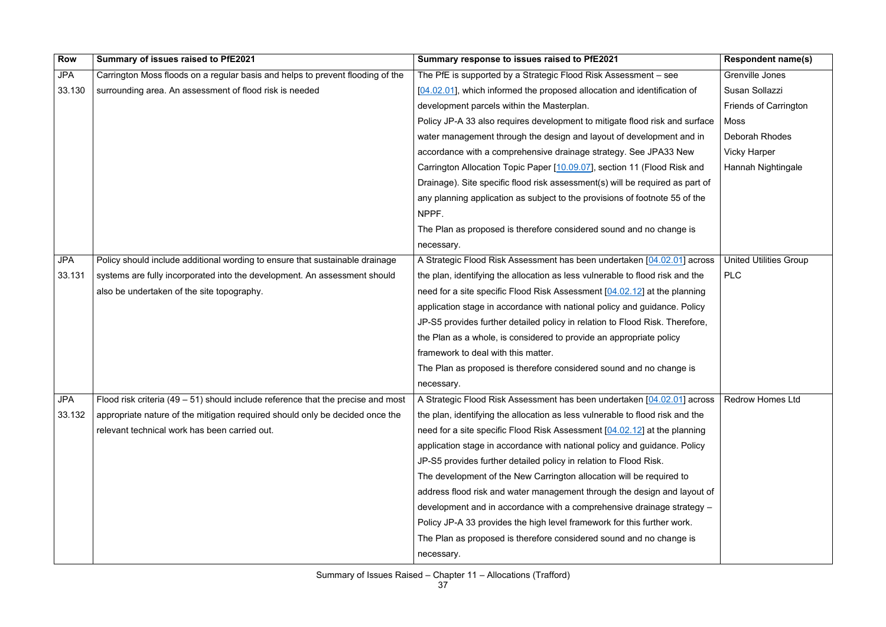| Row | Summary of issues raised to PfE2021 | Summary response to issues raised to PfE2021 | Respondent name(s) |
|---|---|---|---|
| JPA 33.130 | Carrington Moss floods on a regular basis and helps to prevent flooding of the surrounding area. An assessment of flood risk is needed | The PfE is supported by a Strategic Flood Risk Assessment – see [04.02.01], which informed the proposed allocation and identification of development parcels within the Masterplan. Policy JP-A 33 also requires development to mitigate flood risk and surface water management through the design and layout of development and in accordance with a comprehensive drainage strategy. See JPA33 New Carrington Allocation Topic Paper [10.09.07], section 11 (Flood Risk and Drainage). Site specific flood risk assessment(s) will be required as part of any planning application as subject to the provisions of footnote 55 of the NPPF. The Plan as proposed is therefore considered sound and no change is necessary. | Grenville Jones<br>Susan Sollazzi<br>Friends of Carrington Moss<br>Deborah Rhodes<br>Vicky Harper<br>Hannah Nightingale |
| JPA 33.131 | Policy should include additional wording to ensure that sustainable drainage systems are fully incorporated into the development. An assessment should also be undertaken of the site topography. | A Strategic Flood Risk Assessment has been undertaken [04.02.01] across the plan, identifying the allocation as less vulnerable to flood risk and the need for a site specific Flood Risk Assessment [04.02.12] at the planning application stage in accordance with national policy and guidance. Policy JP-S5 provides further detailed policy in relation to Flood Risk. Therefore, the Plan as a whole, is considered to provide an appropriate policy framework to deal with this matter. The Plan as proposed is therefore considered sound and no change is necessary. | United Utilities Group PLC |
| JPA 33.132 | Flood risk criteria (49 – 51) should include reference that the precise and most appropriate nature of the mitigation required should only be decided once the relevant technical work has been carried out. | A Strategic Flood Risk Assessment has been undertaken [04.02.01] across the plan, identifying the allocation as less vulnerable to flood risk and the need for a site specific Flood Risk Assessment [04.02.12] at the planning application stage in accordance with national policy and guidance. Policy JP-S5 provides further detailed policy in relation to Flood Risk. The development of the New Carrington allocation will be required to address flood risk and water management through the design and layout of development and in accordance with a comprehensive drainage strategy – Policy JP-A 33 provides the high level framework for this further work. The Plan as proposed is therefore considered sound and no change is necessary. | Redrow Homes Ltd |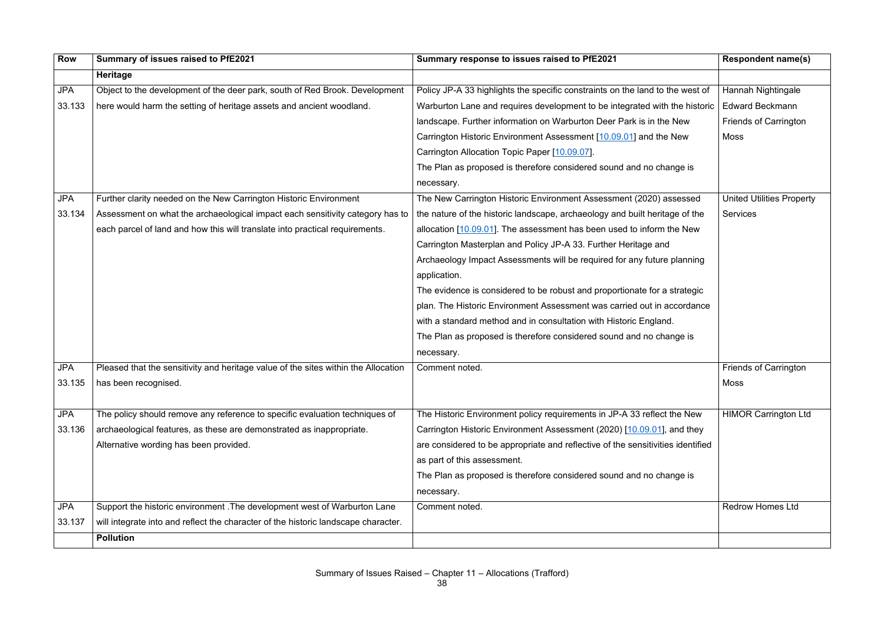| Row | Summary of issues raised to PfE2021 | Summary response to issues raised to PfE2021 | Respondent name(s) |
|---|---|---|---|
| | **Heritage** | | |
| JPA 33.133 | Object to the development of the deer park, south of Red Brook. Development here would harm the setting of heritage assets and ancient woodland. | Policy JP-A 33 highlights the specific constraints on the land to the west of Warburton Lane and requires development to be integrated with the historic landscape. Further information on Warburton Deer Park is in the New Carrington Historic Environment Assessment [10.09.01] and the New Carrington Allocation Topic Paper [10.09.07]. The Plan as proposed is therefore considered sound and no change is necessary. | Hannah Nightingale<br>Edward Beckmann<br>Friends of Carrington Moss |
| JPA 33.134 | Further clarity needed on the New Carrington Historic Environment Assessment on what the archaeological impact each sensitivity category has to each parcel of land and how this will translate into practical requirements. | The New Carrington Historic Environment Assessment (2020) assessed the nature of the historic landscape, archaeology and built heritage of the allocation [10.09.01]. The assessment has been used to inform the New Carrington Masterplan and Policy JP-A 33. Further Heritage and Archaeology Impact Assessments will be required for any future planning application. The evidence is considered to be robust and proportionate for a strategic plan. The Historic Environment Assessment was carried out in accordance with a standard method and in consultation with Historic England. The Plan as proposed is therefore considered sound and no change is necessary. | United Utilities Property Services |
| JPA 33.135 | Pleased that the sensitivity and heritage value of the sites within the Allocation has been recognised. | Comment noted. | Friends of Carrington Moss |
| JPA 33.136 | The policy should remove any reference to specific evaluation techniques of archaeological features, as these are demonstrated as inappropriate. Alternative wording has been provided. | The Historic Environment policy requirements in JP-A 33 reflect the New Carrington Historic Environment Assessment (2020) [10.09.01], and they are considered to be appropriate and reflective of the sensitivities identified as part of this assessment. The Plan as proposed is therefore considered sound and no change is necessary. | HIMOR Carrington Ltd |
| JPA 33.137 | Support the historic environment .The development west of Warburton Lane will integrate into and reflect the character of the historic landscape character. | Comment noted. | Redrow Homes Ltd |
| | **Pollution** | | |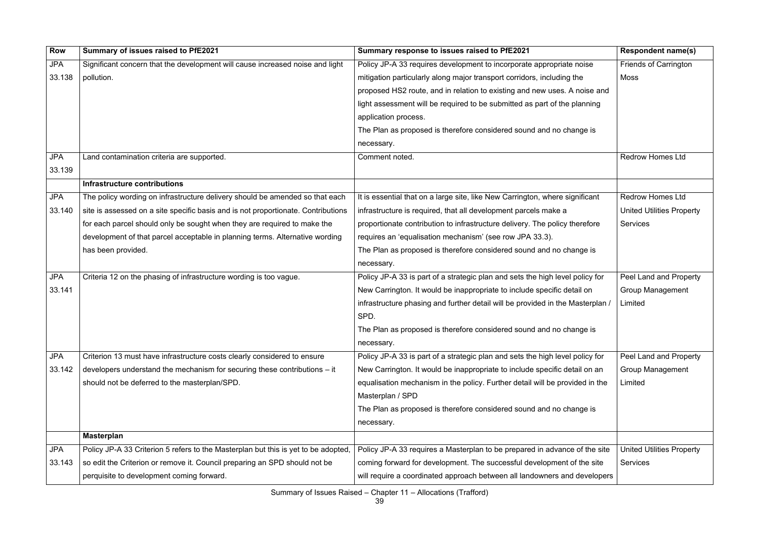| Row | Summary of issues raised to PfE2021 | Summary response to issues raised to PfE2021 | Respondent name(s) |
|---|---|---|---|
| JPA 33.138 | Significant concern that the development will cause increased noise and light pollution. | Policy JP-A 33 requires development to incorporate appropriate noise mitigation particularly along major transport corridors, including the proposed HS2 route, and in relation to existing and new uses. A noise and light assessment will be required to be submitted as part of the planning application process. The Plan as proposed is therefore considered sound and no change is necessary. | Friends of Carrington Moss |
| JPA 33.139 | Land contamination criteria are supported. | Comment noted. | Redrow Homes Ltd |
| | **Infrastructure contributions** | | |
| JPA 33.140 | The policy wording on infrastructure delivery should be amended so that each site is assessed on a site specific basis and is not proportionate. Contributions for each parcel should only be sought when they are required to make the development of that parcel acceptable in planning terms. Alternative wording has been provided. | It is essential that on a large site, like New Carrington, where significant infrastructure is required, that all development parcels make a proportionate contribution to infrastructure delivery. The policy therefore requires an 'equalisation mechanism' (see row JPA 33.3). The Plan as proposed is therefore considered sound and no change is necessary. | Redrow Homes Ltd United Utilities Property Services |
| JPA 33.141 | Criteria 12 on the phasing of infrastructure wording is too vague. | Policy JP-A 33 is part of a strategic plan and sets the high level policy for New Carrington. It would be inappropriate to include specific detail on infrastructure phasing and further detail will be provided in the Masterplan / SPD. The Plan as proposed is therefore considered sound and no change is necessary. | Peel Land and Property Group Management Limited |
| JPA 33.142 | Criterion 13 must have infrastructure costs clearly considered to ensure developers understand the mechanism for securing these contributions – it should not be deferred to the masterplan/SPD. | Policy JP-A 33 is part of a strategic plan and sets the high level policy for New Carrington. It would be inappropriate to include specific detail on an equalisation mechanism in the policy. Further detail will be provided in the Masterplan / SPD The Plan as proposed is therefore considered sound and no change is necessary. | Peel Land and Property Group Management Limited |
| | **Masterplan** | | |
| JPA 33.143 | Policy JP-A 33 Criterion 5 refers to the Masterplan but this is yet to be adopted, so edit the Criterion or remove it. Council preparing an SPD should not be perquisite to development coming forward. | Policy JP-A 33 requires a Masterplan to be prepared in advance of the site coming forward for development. The successful development of the site will require a coordinated approach between all landowners and developers | United Utilities Property Services |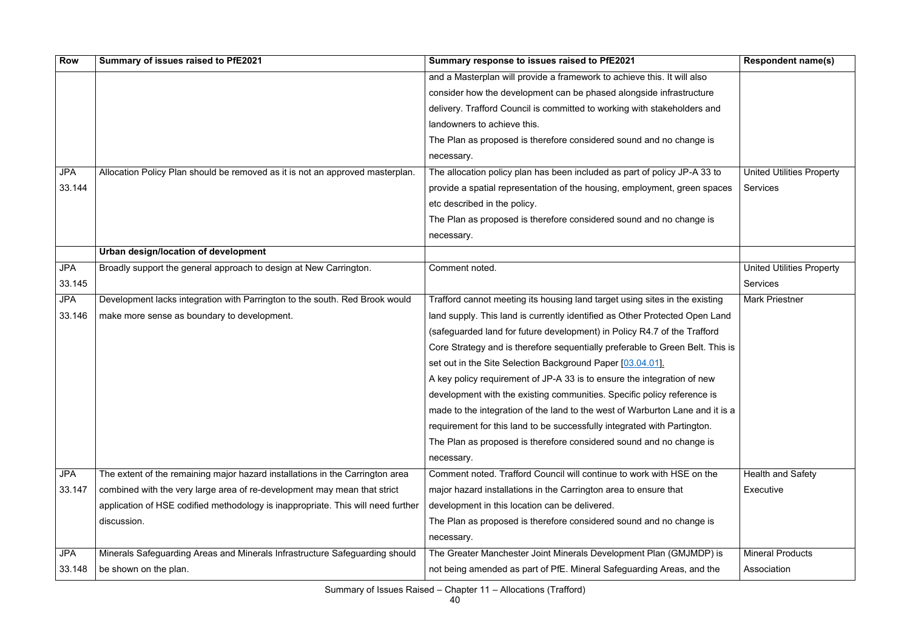| Row | Summary of issues raised to PfE2021 | Summary response to issues raised to PfE2021 | Respondent name(s) |
|---|---|---|---|
| | | and a Masterplan will provide a framework to achieve this. It will also consider how the development can be phased alongside infrastructure delivery. Trafford Council is committed to working with stakeholders and landowners to achieve this. The Plan as proposed is therefore considered sound and no change is necessary. | |
| JPA 33.144 | Allocation Policy Plan should be removed as it is not an approved masterplan. | The allocation policy plan has been included as part of policy JP-A 33 to provide a spatial representation of the housing, employment, green spaces etc described in the policy. The Plan as proposed is therefore considered sound and no change is necessary. | United Utilities Property Services |
| | **Urban design/location of development** | | |
| JPA 33.145 | Broadly support the general approach to design at New Carrington. | Comment noted. | United Utilities Property Services |
| JPA 33.146 | Development lacks integration with Parrington to the south. Red Brook would make more sense as boundary to development. | Trafford cannot meeting its housing land target using sites in the existing land supply. This land is currently identified as Other Protected Open Land (safeguarded land for future development) in Policy R4.7 of the Trafford Core Strategy and is therefore sequentially preferable to Green Belt. This is set out in the Site Selection Background Paper [03.04.01]. A key policy requirement of JP-A 33 is to ensure the integration of new development with the existing communities. Specific policy reference is made to the integration of the land to the west of Warburton Lane and it is a requirement for this land to be successfully integrated with Partington. The Plan as proposed is therefore considered sound and no change is necessary. | Mark Priestner |
| JPA 33.147 | The extent of the remaining major hazard installations in the Carrington area combined with the very large area of re-development may mean that strict application of HSE codified methodology is inappropriate. This will need further discussion. | Comment noted. Trafford Council will continue to work with HSE on the major hazard installations in the Carrington area to ensure that development in this location can be delivered. The Plan as proposed is therefore considered sound and no change is necessary. | Health and Safety Executive |
| JPA 33.148 | Minerals Safeguarding Areas and Minerals Infrastructure Safeguarding should be shown on the plan. | The Greater Manchester Joint Minerals Development Plan (GMJMDP) is not being amended as part of PfE. Mineral Safeguarding Areas, and the | Mineral Products Association |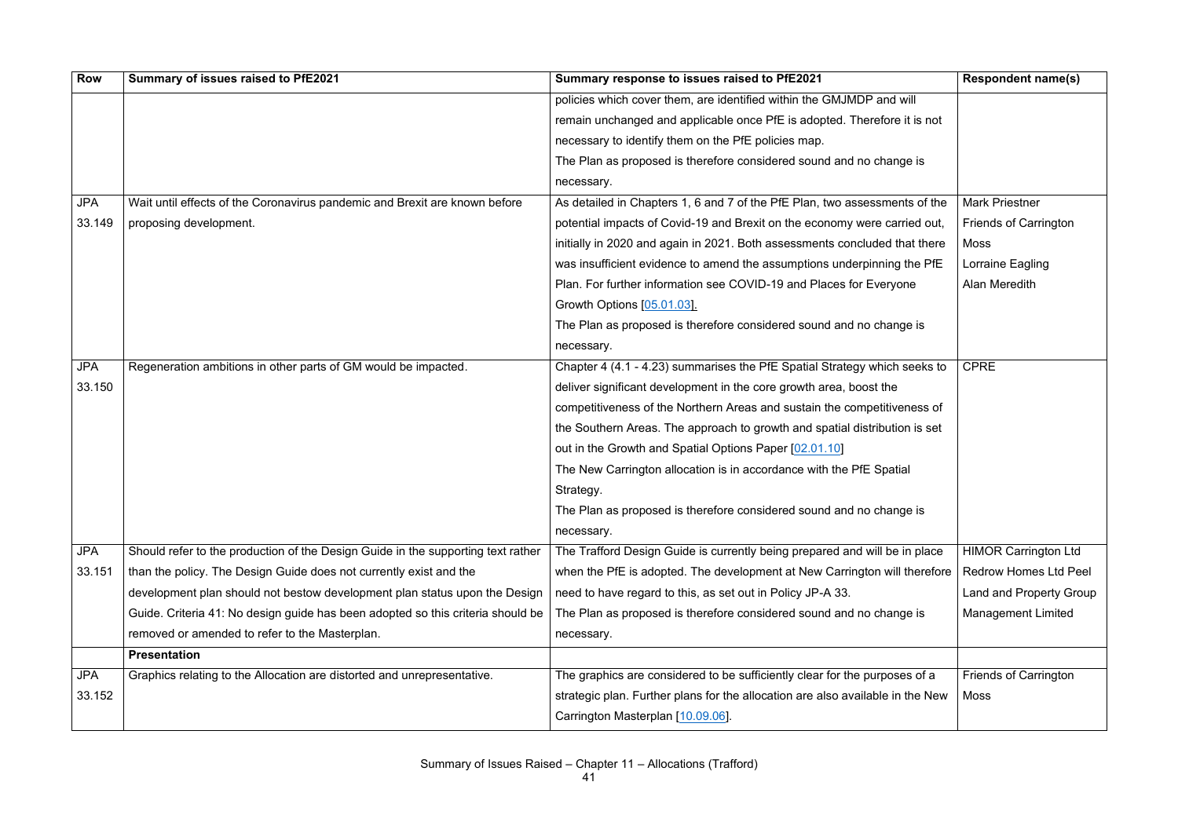| Row | Summary of issues raised to PfE2021 | Summary response to issues raised to PfE2021 | Respondent name(s) |
|---|---|---|---|
| | | policies which cover them, are identified within the GMJMDP and will remain unchanged and applicable once PfE is adopted. Therefore it is not necessary to identify them on the PfE policies map.<br>The Plan as proposed is therefore considered sound and no change is necessary. | |
| JPA 33.149 | Wait until effects of the Coronavirus pandemic and Brexit are known before proposing development. | As detailed in Chapters 1, 6 and 7 of the PfE Plan, two assessments of the potential impacts of Covid-19 and Brexit on the economy were carried out, initially in 2020 and again in 2021. Both assessments concluded that there was insufficient evidence to amend the assumptions underpinning the PfE Plan. For further information see COVID-19 and Places for Everyone Growth Options [05.01.03].<br>The Plan as proposed is therefore considered sound and no change is necessary. | Mark Priestner<br>Friends of Carrington Moss<br>Lorraine Eagling<br>Alan Meredith |
| JPA 33.150 | Regeneration ambitions in other parts of GM would be impacted. | Chapter 4 (4.1 - 4.23) summarises the PfE Spatial Strategy which seeks to deliver significant development in the core growth area, boost the competitiveness of the Northern Areas and sustain the competitiveness of the Southern Areas. The approach to growth and spatial distribution is set out in the Growth and Spatial Options Paper [02.01.10]<br>The New Carrington allocation is in accordance with the PfE Spatial Strategy.<br>The Plan as proposed is therefore considered sound and no change is necessary. | CPRE |
| JPA 33.151 | Should refer to the production of the Design Guide in the supporting text rather than the policy. The Design Guide does not currently exist and the development plan should not bestow development plan status upon the Design Guide. Criteria 41: No design guide has been adopted so this criteria should be removed or amended to refer to the Masterplan. | The Trafford Design Guide is currently being prepared and will be in place when the PfE is adopted. The development at New Carrington will therefore need to have regard to this, as set out in Policy JP-A 33.<br>The Plan as proposed is therefore considered sound and no change is necessary. | HIMOR Carrington Ltd<br>Redrow Homes Ltd Peel Land and Property Group Management Limited |
| | **Presentation** | | |
| JPA 33.152 | Graphics relating to the Allocation are distorted and unrepresentative. | The graphics are considered to be sufficiently clear for the purposes of a strategic plan. Further plans for the allocation are also available in the New Carrington Masterplan [10.09.06]. | Friends of Carrington Moss |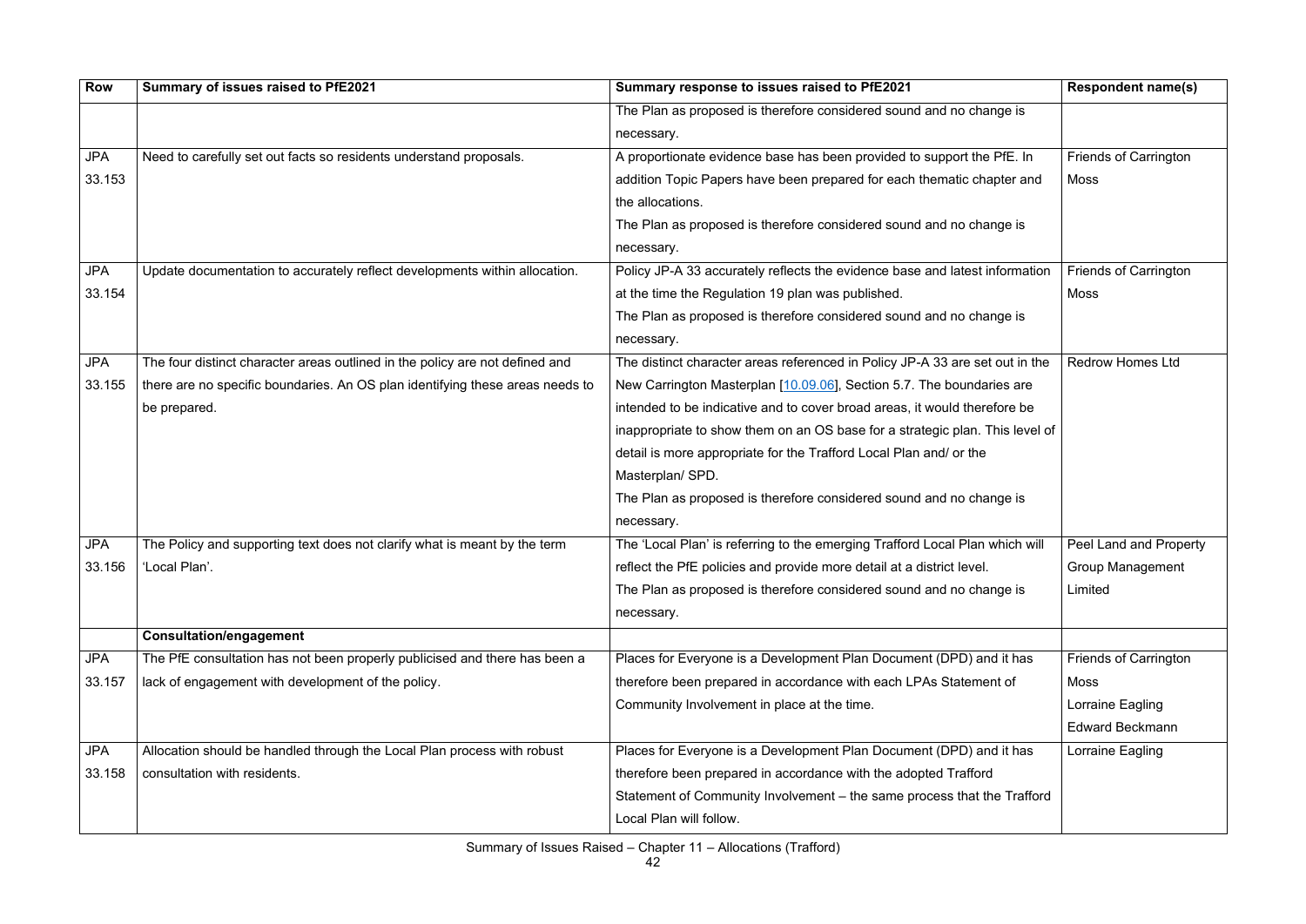| Row | Summary of issues raised to PfE2021 | Summary response to issues raised to PfE2021 | Respondent name(s) |
|---|---|---|---|
| | | The Plan as proposed is therefore considered sound and no change is necessary. | |
| JPA 33.153 | Need to carefully set out facts so residents understand proposals. | A proportionate evidence base has been provided to support the PfE. In addition Topic Papers have been prepared for each thematic chapter and the allocations. The Plan as proposed is therefore considered sound and no change is necessary. | Friends of Carrington Moss |
| JPA 33.154 | Update documentation to accurately reflect developments within allocation. | Policy JP-A 33 accurately reflects the evidence base and latest information at the time the Regulation 19 plan was published. The Plan as proposed is therefore considered sound and no change is necessary. | Friends of Carrington Moss |
| JPA 33.155 | The four distinct character areas outlined in the policy are not defined and there are no specific boundaries. An OS plan identifying these areas needs to be prepared. | The distinct character areas referenced in Policy JP-A 33 are set out in the New Carrington Masterplan [10.09.06], Section 5.7. The boundaries are intended to be indicative and to cover broad areas, it would therefore be inappropriate to show them on an OS base for a strategic plan. This level of detail is more appropriate for the Trafford Local Plan and/ or the Masterplan/ SPD. The Plan as proposed is therefore considered sound and no change is necessary. | Redrow Homes Ltd |
| JPA 33.156 | The Policy and supporting text does not clarify what is meant by the term 'Local Plan'. | The 'Local Plan' is referring to the emerging Trafford Local Plan which will reflect the PfE policies and provide more detail at a district level. The Plan as proposed is therefore considered sound and no change is necessary. | Peel Land and Property Group Management Limited |
| | **Consultation/engagement** | | |
| JPA 33.157 | The PfE consultation has not been properly publicised and there has been a lack of engagement with development of the policy. | Places for Everyone is a Development Plan Document (DPD) and it has therefore been prepared in accordance with each LPAs Statement of Community Involvement in place at the time. | Friends of Carrington Moss Lorraine Eagling Edward Beckmann |
| JPA 33.158 | Allocation should be handled through the Local Plan process with robust consultation with residents. | Places for Everyone is a Development Plan Document (DPD) and it has therefore been prepared in accordance with the adopted Trafford Statement of Community Involvement – the same process that the Trafford Local Plan will follow. | Lorraine Eagling |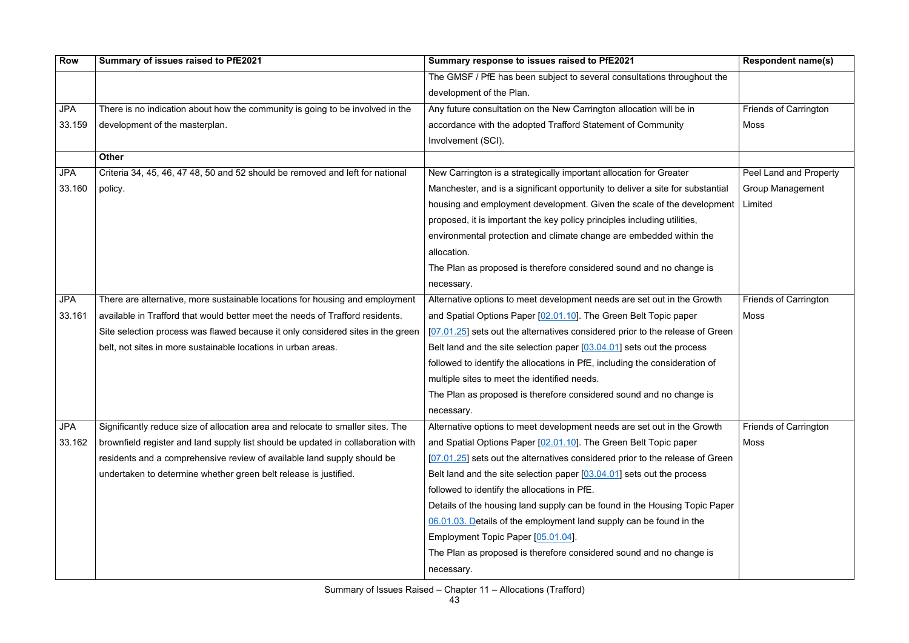| Row | Summary of issues raised to PfE2021 | Summary response to issues raised to PfE2021 | Respondent name(s) |
|---|---|---|---|
| | | The GMSF / PfE has been subject to several consultations throughout the development of the Plan. | |
| JPA 33.159 | There is no indication about how the community is going to be involved in the development of the masterplan. | Any future consultation on the New Carrington allocation will be in accordance with the adopted Trafford Statement of Community Involvement (SCI). | Friends of Carrington Moss |
| | **Other** | | |
| JPA 33.160 | Criteria 34, 45, 46, 47 48, 50 and 52 should be removed and left for national policy. | New Carrington is a strategically important allocation for Greater Manchester, and is a significant opportunity to deliver a site for substantial housing and employment development. Given the scale of the development proposed, it is important the key policy principles including utilities, environmental protection and climate change are embedded within the allocation.<br>The Plan as proposed is therefore considered sound and no change is necessary. | Peel Land and Property Group Management Limited |
| JPA 33.161 | There are alternative, more sustainable locations for housing and employment available in Trafford that would better meet the needs of Trafford residents. Site selection process was flawed because it only considered sites in the green belt, not sites in more sustainable locations in urban areas. | Alternative options to meet development needs are set out in the Growth and Spatial Options Paper [02.01.10]. The Green Belt Topic paper [07.01.25] sets out the alternatives considered prior to the release of Green Belt land and the site selection paper [03.04.01] sets out the process followed to identify the allocations in PfE, including the consideration of multiple sites to meet the identified needs.<br>The Plan as proposed is therefore considered sound and no change is necessary. | Friends of Carrington Moss |
| JPA 33.162 | Significantly reduce size of allocation area and relocate to smaller sites. The brownfield register and land supply list should be updated in collaboration with residents and a comprehensive review of available land supply should be undertaken to determine whether green belt release is justified. | Alternative options to meet development needs are set out in the Growth and Spatial Options Paper [02.01.10]. The Green Belt Topic paper [07.01.25] sets out the alternatives considered prior to the release of Green Belt land and the site selection paper [03.04.01] sets out the process followed to identify the allocations in PfE.<br>Details of the housing land supply can be found in the Housing Topic Paper 06.01.03. Details of the employment land supply can be found in the Employment Topic Paper [05.01.04].<br>The Plan as proposed is therefore considered sound and no change is necessary. | Friends of Carrington Moss |